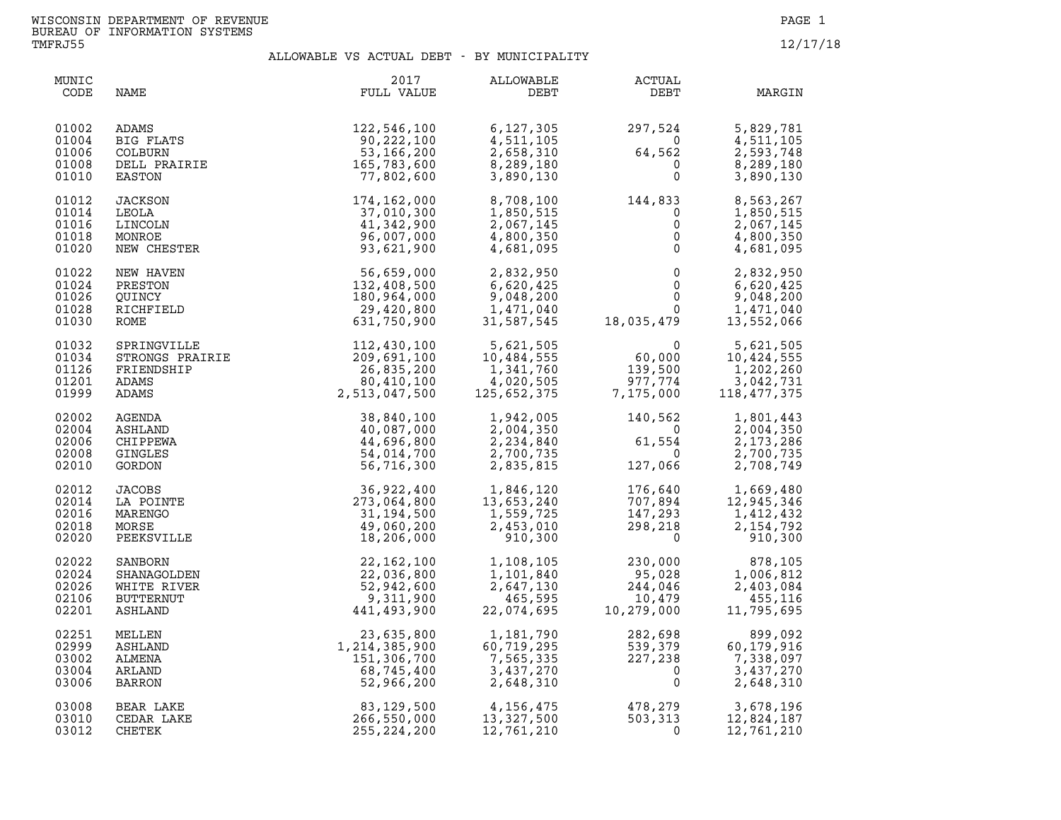WISCONSIN DEPARTMENT OF REVENUE
BUREAU OF INFORMATION SYSTEMS
TMFRJ55

12/17/18

# ALLOWABLE VS ACTUAL DEBT - BY MUNICIPALITY

| MUNIC CODE | NAME | 2017 FULL VALUE | ALLOWABLE DEBT | ACTUAL DEBT | MARGIN |
|---|---|---|---|---|---|
| 01002 | ADAMS | 122,546,100 | 6,127,305 | 297,524 | 5,829,781 |
| 01004 | BIG FLATS | 90,222,100 | 4,511,105 | 0 | 4,511,105 |
| 01006 | COLBURN | 53,166,200 | 2,658,310 | 64,562 | 2,593,748 |
| 01008 | DELL PRAIRIE | 165,783,600 | 8,289,180 | 0 | 8,289,180 |
| 01010 | EASTON | 77,802,600 | 3,890,130 | 0 | 3,890,130 |
| 01012 | JACKSON | 174,162,000 | 8,708,100 | 144,833 | 8,563,267 |
| 01014 | LEOLA | 37,010,300 | 1,850,515 | 0 | 1,850,515 |
| 01016 | LINCOLN | 41,342,900 | 2,067,145 | 0 | 2,067,145 |
| 01018 | MONROE | 96,007,000 | 4,800,350 | 0 | 4,800,350 |
| 01020 | NEW CHESTER | 93,621,900 | 4,681,095 | 0 | 4,681,095 |
| 01022 | NEW HAVEN | 56,659,000 | 2,832,950 | 0 | 2,832,950 |
| 01024 | PRESTON | 132,408,500 | 6,620,425 | 0 | 6,620,425 |
| 01026 | QUINCY | 180,964,000 | 9,048,200 | 0 | 9,048,200 |
| 01028 | RICHFIELD | 29,420,800 | 1,471,040 | 0 | 1,471,040 |
| 01030 | ROME | 631,750,900 | 31,587,545 | 18,035,479 | 13,552,066 |
| 01032 | SPRINGVILLE | 112,430,100 | 5,621,505 | 0 | 5,621,505 |
| 01034 | STRONGS PRAIRIE | 209,691,100 | 10,484,555 | 60,000 | 10,424,555 |
| 01126 | FRIENDSHIP | 26,835,200 | 1,341,760 | 139,500 | 1,202,260 |
| 01201 | ADAMS | 80,410,100 | 4,020,505 | 977,774 | 3,042,731 |
| 01999 | ADAMS | 2,513,047,500 | 125,652,375 | 7,175,000 | 118,477,375 |
| 02002 | AGENDA | 38,840,100 | 1,942,005 | 140,562 | 1,801,443 |
| 02004 | ASHLAND | 40,087,000 | 2,004,350 | 0 | 2,004,350 |
| 02006 | CHIPPEWA | 44,696,800 | 2,234,840 | 61,554 | 2,173,286 |
| 02008 | GINGLES | 54,014,700 | 2,700,735 | 0 | 2,700,735 |
| 02010 | GORDON | 56,716,300 | 2,835,815 | 127,066 | 2,708,749 |
| 02012 | JACOBS | 36,922,400 | 1,846,120 | 176,640 | 1,669,480 |
| 02014 | LA POINTE | 273,064,800 | 13,653,240 | 707,894 | 12,945,346 |
| 02016 | MARENGO | 31,194,500 | 1,559,725 | 147,293 | 1,412,432 |
| 02018 | MORSE | 49,060,200 | 2,453,010 | 298,218 | 2,154,792 |
| 02020 | PEEKSVILLE | 18,206,000 | 910,300 | 0 | 910,300 |
| 02022 | SANBORN | 22,162,100 | 1,108,105 | 230,000 | 878,105 |
| 02024 | SHANAGOLDEN | 22,036,800 | 1,101,840 | 95,028 | 1,006,812 |
| 02026 | WHITE RIVER | 52,942,600 | 2,647,130 | 244,046 | 2,403,084 |
| 02106 | BUTTERNUT | 9,311,900 | 465,595 | 10,479 | 455,116 |
| 02201 | ASHLAND | 441,493,900 | 22,074,695 | 10,279,000 | 11,795,695 |
| 02251 | MELLEN | 23,635,800 | 1,181,790 | 282,698 | 899,092 |
| 02999 | ASHLAND | 1,214,385,900 | 60,719,295 | 539,379 | 60,179,916 |
| 03002 | ALMENA | 151,306,700 | 7,565,335 | 227,238 | 7,338,097 |
| 03004 | ARLAND | 68,745,400 | 3,437,270 | 0 | 3,437,270 |
| 03006 | BARRON | 52,966,200 | 2,648,310 | 0 | 2,648,310 |
| 03008 | BEAR LAKE | 83,129,500 | 4,156,475 | 478,279 | 3,678,196 |
| 03010 | CEDAR LAKE | 266,550,000 | 13,327,500 | 503,313 | 12,824,187 |
| 03012 | CHETEK | 255,224,200 | 12,761,210 | 0 | 12,761,210 |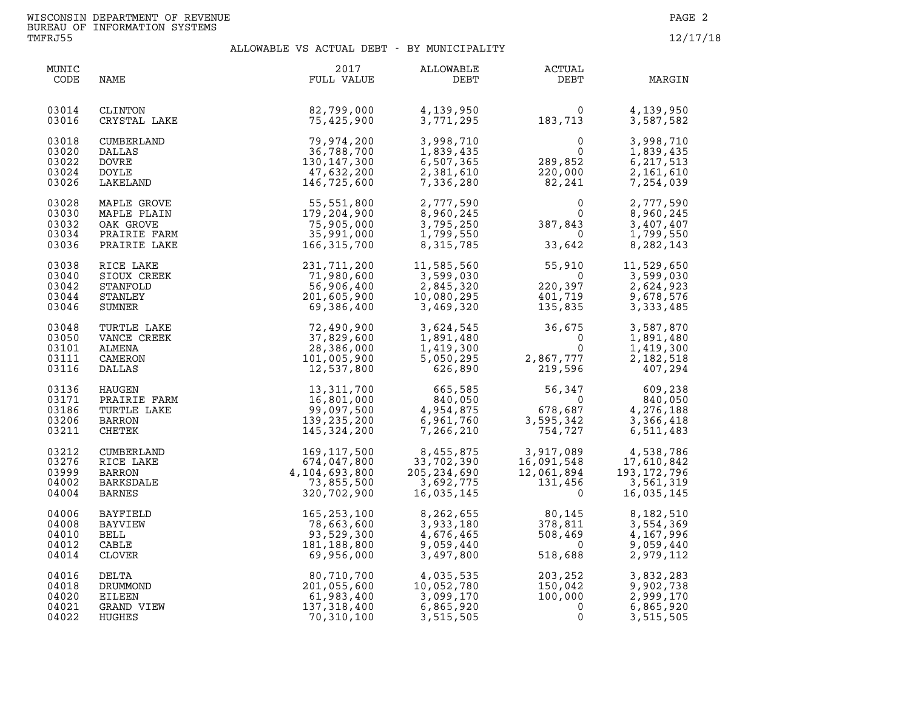WISCONSIN DEPARTMENT OF REVENUE
BUREAU OF INFORMATION SYSTEMS
TMFRJ55

12/17/18

## ALLOWABLE VS ACTUAL DEBT - BY MUNICIPALITY

| MUNIC CODE | NAME | 2017 FULL VALUE | ALLOWABLE DEBT | ACTUAL DEBT | MARGIN |
|---|---|---|---|---|---|
| 03014 | CLINTON | 82,799,000 | 4,139,950 | 0 | 4,139,950 |
| 03016 | CRYSTAL LAKE | 75,425,900 | 3,771,295 | 183,713 | 3,587,582 |
| 03018 | CUMBERLAND | 79,974,200 | 3,998,710 | 0 | 3,998,710 |
| 03020 | DALLAS | 36,788,700 | 1,839,435 | 0 | 1,839,435 |
| 03022 | DOVRE | 130,147,300 | 6,507,365 | 289,852 | 6,217,513 |
| 03024 | DOYLE | 47,632,200 | 2,381,610 | 220,000 | 2,161,610 |
| 03026 | LAKELAND | 146,725,600 | 7,336,280 | 82,241 | 7,254,039 |
| 03028 | MAPLE GROVE | 55,551,800 | 2,777,590 | 0 | 2,777,590 |
| 03030 | MAPLE PLAIN | 179,204,900 | 8,960,245 | 0 | 8,960,245 |
| 03032 | OAK GROVE | 75,905,000 | 3,795,250 | 387,843 | 3,407,407 |
| 03034 | PRAIRIE FARM | 35,991,000 | 1,799,550 | 0 | 1,799,550 |
| 03036 | PRAIRIE LAKE | 166,315,700 | 8,315,785 | 33,642 | 8,282,143 |
| 03038 | RICE LAKE | 231,711,200 | 11,585,560 | 55,910 | 11,529,650 |
| 03040 | SIOUX CREEK | 71,980,600 | 3,599,030 | 0 | 3,599,030 |
| 03042 | STANFOLD | 56,906,400 | 2,845,320 | 220,397 | 2,624,923 |
| 03044 | STANLEY | 201,605,900 | 10,080,295 | 401,719 | 9,678,576 |
| 03046 | SUMNER | 69,386,400 | 3,469,320 | 135,835 | 3,333,485 |
| 03048 | TURTLE LAKE | 72,490,900 | 3,624,545 | 36,675 | 3,587,870 |
| 03050 | VANCE CREEK | 37,829,600 | 1,891,480 | 0 | 1,891,480 |
| 03101 | ALMENA | 28,386,000 | 1,419,300 | 0 | 1,419,300 |
| 03111 | CAMERON | 101,005,900 | 5,050,295 | 2,867,777 | 2,182,518 |
| 03116 | DALLAS | 12,537,800 | 626,890 | 219,596 | 407,294 |
| 03136 | HAUGEN | 13,311,700 | 665,585 | 56,347 | 609,238 |
| 03171 | PRAIRIE FARM | 16,801,000 | 840,050 | 0 | 840,050 |
| 03186 | TURTLE LAKE | 99,097,500 | 4,954,875 | 678,687 | 4,276,188 |
| 03206 | BARRON | 139,235,200 | 6,961,760 | 3,595,342 | 3,366,418 |
| 03211 | CHETEK | 145,324,200 | 7,266,210 | 754,727 | 6,511,483 |
| 03212 | CUMBERLAND | 169,117,500 | 8,455,875 | 3,917,089 | 4,538,786 |
| 03276 | RICE LAKE | 674,047,800 | 33,702,390 | 16,091,548 | 17,610,842 |
| 03999 | BARRON | 4,104,693,800 | 205,234,690 | 12,061,894 | 193,172,796 |
| 04002 | BARKSDALE | 73,855,500 | 3,692,775 | 131,456 | 3,561,319 |
| 04004 | BARNES | 320,702,900 | 16,035,145 | 0 | 16,035,145 |
| 04006 | BAYFIELD | 165,253,100 | 8,262,655 | 80,145 | 8,182,510 |
| 04008 | BAYVIEW | 78,663,600 | 3,933,180 | 378,811 | 3,554,369 |
| 04010 | BELL | 93,529,300 | 4,676,465 | 508,469 | 4,167,996 |
| 04012 | CABLE | 181,188,800 | 9,059,440 | 0 | 9,059,440 |
| 04014 | CLOVER | 69,956,000 | 3,497,800 | 518,688 | 2,979,112 |
| 04016 | DELTA | 80,710,700 | 4,035,535 | 203,252 | 3,832,283 |
| 04018 | DRUMMOND | 201,055,600 | 10,052,780 | 150,042 | 9,902,738 |
| 04020 | EILEEN | 61,983,400 | 3,099,170 | 100,000 | 2,999,170 |
| 04021 | GRAND VIEW | 137,318,400 | 6,865,920 | 0 | 6,865,920 |
| 04022 | HUGHES | 70,310,100 | 3,515,505 | 0 | 3,515,505 |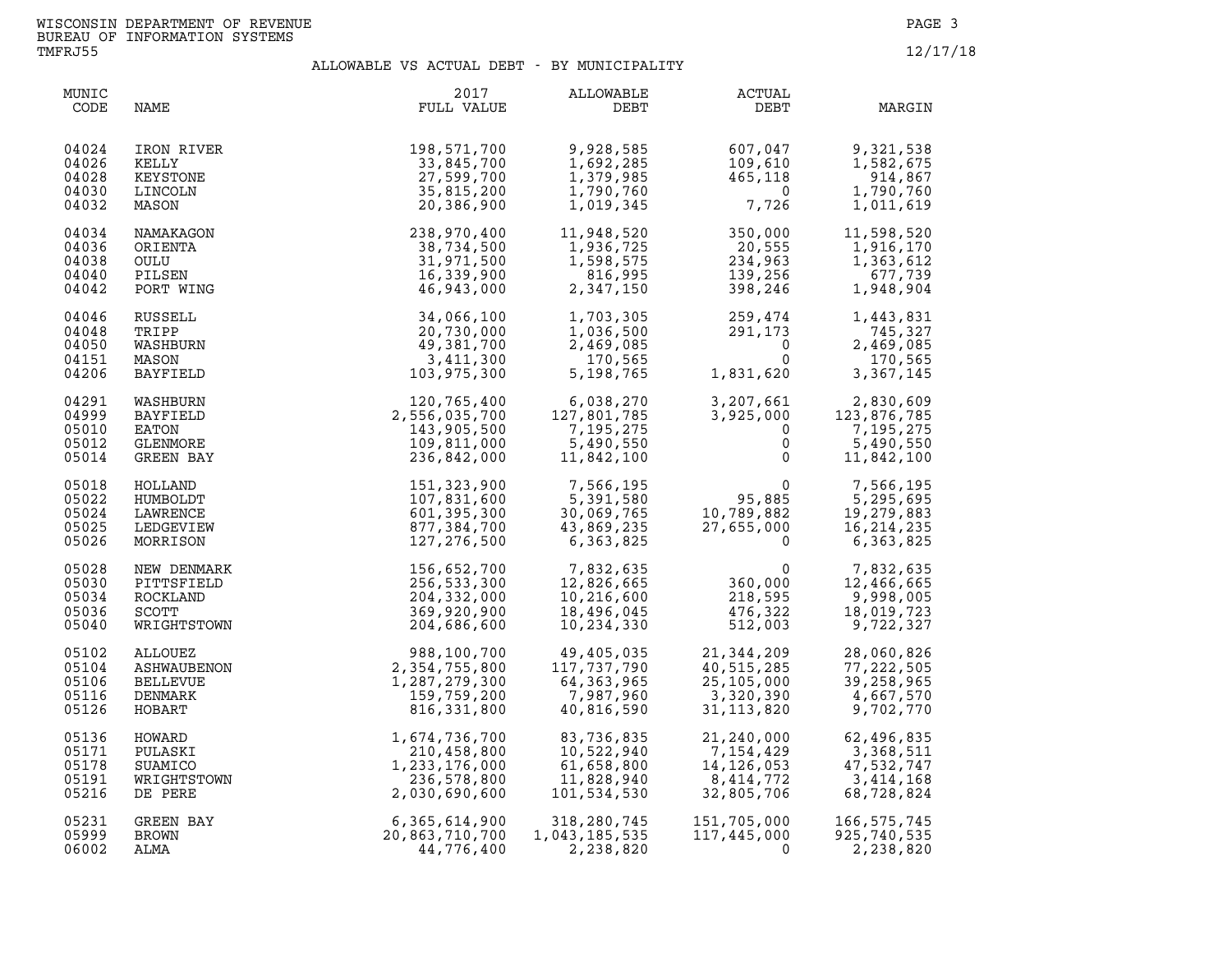WISCONSIN DEPARTMENT OF REVENUE
BUREAU OF INFORMATION SYSTEMS
TMFRJ55

12/17/18

## ALLOWABLE VS ACTUAL DEBT - BY MUNICIPALITY

| MUNIC CODE | NAME | 2017 FULL VALUE | ALLOWABLE DEBT | ACTUAL DEBT | MARGIN |
|---|---|---|---|---|---|
| 04024 | IRON RIVER | 198,571,700 | 9,928,585 | 607,047 | 9,321,538 |
| 04026 | KELLY | 33,845,700 | 1,692,285 | 109,610 | 1,582,675 |
| 04028 | KEYSTONE | 27,599,700 | 1,379,985 | 465,118 | 914,867 |
| 04030 | LINCOLN | 35,815,200 | 1,790,760 | 0 | 1,790,760 |
| 04032 | MASON | 20,386,900 | 1,019,345 | 7,726 | 1,011,619 |
| 04034 | NAMAKAGON | 238,970,400 | 11,948,520 | 350,000 | 11,598,520 |
| 04036 | ORIENTA | 38,734,500 | 1,936,725 | 20,555 | 1,916,170 |
| 04038 | OULU | 31,971,500 | 1,598,575 | 234,963 | 1,363,612 |
| 04040 | PILSEN | 16,339,900 | 816,995 | 139,256 | 677,739 |
| 04042 | PORT WING | 46,943,000 | 2,347,150 | 398,246 | 1,948,904 |
| 04046 | RUSSELL | 34,066,100 | 1,703,305 | 259,474 | 1,443,831 |
| 04048 | TRIPP | 20,730,000 | 1,036,500 | 291,173 | 745,327 |
| 04050 | WASHBURN | 49,381,700 | 2,469,085 | 0 | 2,469,085 |
| 04151 | MASON | 3,411,300 | 170,565 | 0 | 170,565 |
| 04206 | BAYFIELD | 103,975,300 | 5,198,765 | 1,831,620 | 3,367,145 |
| 04291 | WASHBURN | 120,765,400 | 6,038,270 | 3,207,661 | 2,830,609 |
| 04999 | BAYFIELD | 2,556,035,700 | 127,801,785 | 3,925,000 | 123,876,785 |
| 05010 | EATON | 143,905,500 | 7,195,275 | 0 | 7,195,275 |
| 05012 | GLENMORE | 109,811,000 | 5,490,550 | 0 | 5,490,550 |
| 05014 | GREEN BAY | 236,842,000 | 11,842,100 | 0 | 11,842,100 |
| 05018 | HOLLAND | 151,323,900 | 7,566,195 | 0 | 7,566,195 |
| 05022 | HUMBOLDT | 107,831,600 | 5,391,580 | 95,885 | 5,295,695 |
| 05024 | LAWRENCE | 601,395,300 | 30,069,765 | 10,789,882 | 19,279,883 |
| 05025 | LEDGEVIEW | 877,384,700 | 43,869,235 | 27,655,000 | 16,214,235 |
| 05026 | MORRISON | 127,276,500 | 6,363,825 | 0 | 6,363,825 |
| 05028 | NEW DENMARK | 156,652,700 | 7,832,635 | 0 | 7,832,635 |
| 05030 | PITTSFIELD | 256,533,300 | 12,826,665 | 360,000 | 12,466,665 |
| 05034 | ROCKLAND | 204,332,000 | 10,216,600 | 218,595 | 9,998,005 |
| 05036 | SCOTT | 369,920,900 | 18,496,045 | 476,322 | 18,019,723 |
| 05040 | WRIGHTSTOWN | 204,686,600 | 10,234,330 | 512,003 | 9,722,327 |
| 05102 | ALLOUEZ | 988,100,700 | 49,405,035 | 21,344,209 | 28,060,826 |
| 05104 | ASHWAUBENON | 2,354,755,800 | 117,737,790 | 40,515,285 | 77,222,505 |
| 05106 | BELLEVUE | 1,287,279,300 | 64,363,965 | 25,105,000 | 39,258,965 |
| 05116 | DENMARK | 159,759,200 | 7,987,960 | 3,320,390 | 4,667,570 |
| 05126 | HOBART | 816,331,800 | 40,816,590 | 31,113,820 | 9,702,770 |
| 05136 | HOWARD | 1,674,736,700 | 83,736,835 | 21,240,000 | 62,496,835 |
| 05171 | PULASKI | 210,458,800 | 10,522,940 | 7,154,429 | 3,368,511 |
| 05178 | SUAMICO | 1,233,176,000 | 61,658,800 | 14,126,053 | 47,532,747 |
| 05191 | WRIGHTSTOWN | 236,578,800 | 11,828,940 | 8,414,772 | 3,414,168 |
| 05216 | DE PERE | 2,030,690,600 | 101,534,530 | 32,805,706 | 68,728,824 |
| 05231 | GREEN BAY | 6,365,614,900 | 318,280,745 | 151,705,000 | 166,575,745 |
| 05999 | BROWN | 20,863,710,700 | 1,043,185,535 | 117,445,000 | 925,740,535 |
| 06002 | ALMA | 44,776,400 | 2,238,820 | 0 | 2,238,820 |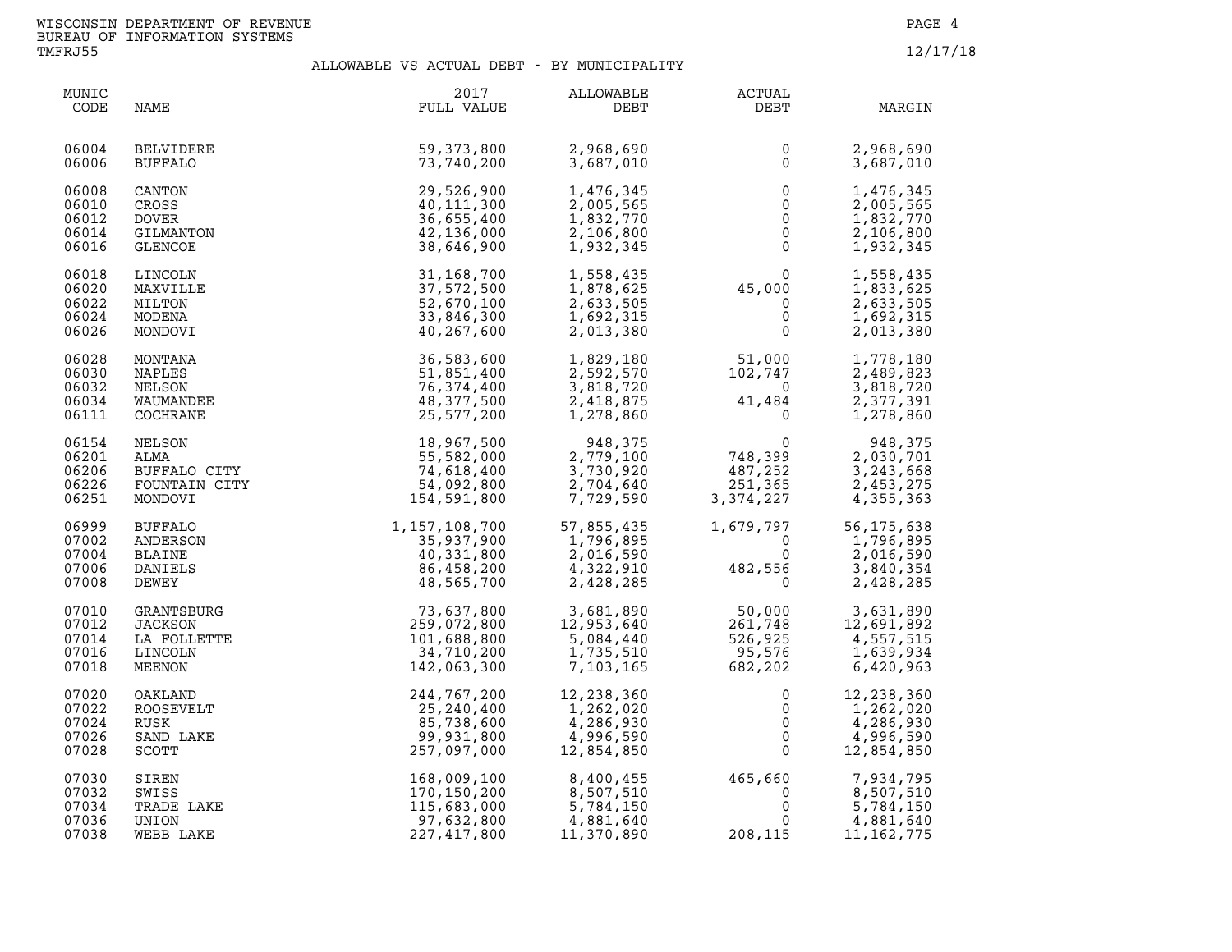WISCONSIN DEPARTMENT OF REVENUE
BUREAU OF INFORMATION SYSTEMS
TMFRJ55

12/17/18

## ALLOWABLE VS ACTUAL DEBT - BY MUNICIPALITY

| MUNIC CODE | NAME | 2017 FULL VALUE | ALLOWABLE DEBT | ACTUAL DEBT | MARGIN |
|---|---|---|---|---|---|
| 06004 | BELVIDERE | 59,373,800 | 2,968,690 | 0 | 2,968,690 |
| 06006 | BUFFALO | 73,740,200 | 3,687,010 | 0 | 3,687,010 |
| 06008 | CANTON | 29,526,900 | 1,476,345 | 0 | 1,476,345 |
| 06010 | CROSS | 40,111,300 | 2,005,565 | 0 | 2,005,565 |
| 06012 | DOVER | 36,655,400 | 1,832,770 | 0 | 1,832,770 |
| 06014 | GILMANTON | 42,136,000 | 2,106,800 | 0 | 2,106,800 |
| 06016 | GLENCOE | 38,646,900 | 1,932,345 | 0 | 1,932,345 |
| 06018 | LINCOLN | 31,168,700 | 1,558,435 | 0 | 1,558,435 |
| 06020 | MAXVILLE | 37,572,500 | 1,878,625 | 45,000 | 1,833,625 |
| 06022 | MILTON | 52,670,100 | 2,633,505 | 0 | 2,633,505 |
| 06024 | MODENA | 33,846,300 | 1,692,315 | 0 | 1,692,315 |
| 06026 | MONDOVI | 40,267,600 | 2,013,380 | 0 | 2,013,380 |
| 06028 | MONTANA | 36,583,600 | 1,829,180 | 51,000 | 1,778,180 |
| 06030 | NAPLES | 51,851,400 | 2,592,570 | 102,747 | 2,489,823 |
| 06032 | NELSON | 76,374,400 | 3,818,720 | 0 | 3,818,720 |
| 06034 | WAUMANDEE | 48,377,500 | 2,418,875 | 41,484 | 2,377,391 |
| 06111 | COCHRANE | 25,577,200 | 1,278,860 | 0 | 1,278,860 |
| 06154 | NELSON | 18,967,500 | 948,375 | 0 | 948,375 |
| 06201 | ALMA | 55,582,000 | 2,779,100 | 748,399 | 2,030,701 |
| 06206 | BUFFALO CITY | 74,618,400 | 3,730,920 | 487,252 | 3,243,668 |
| 06226 | FOUNTAIN CITY | 54,092,800 | 2,704,640 | 251,365 | 2,453,275 |
| 06251 | MONDOVI | 154,591,800 | 7,729,590 | 3,374,227 | 4,355,363 |
| 06999 | BUFFALO | 1,157,108,700 | 57,855,435 | 1,679,797 | 56,175,638 |
| 07002 | ANDERSON | 35,937,900 | 1,796,895 | 0 | 1,796,895 |
| 07004 | BLAINE | 40,331,800 | 2,016,590 | 0 | 2,016,590 |
| 07006 | DANIELS | 86,458,200 | 4,322,910 | 482,556 | 3,840,354 |
| 07008 | DEWEY | 48,565,700 | 2,428,285 | 0 | 2,428,285 |
| 07010 | GRANTSBURG | 73,637,800 | 3,681,890 | 50,000 | 3,631,890 |
| 07012 | JACKSON | 259,072,800 | 12,953,640 | 261,748 | 12,691,892 |
| 07014 | LA FOLLETTE | 101,688,800 | 5,084,440 | 526,925 | 4,557,515 |
| 07016 | LINCOLN | 34,710,200 | 1,735,510 | 95,576 | 1,639,934 |
| 07018 | MEENON | 142,063,300 | 7,103,165 | 682,202 | 6,420,963 |
| 07020 | OAKLAND | 244,767,200 | 12,238,360 | 0 | 12,238,360 |
| 07022 | ROOSEVELT | 25,240,400 | 1,262,020 | 0 | 1,262,020 |
| 07024 | RUSK | 85,738,600 | 4,286,930 | 0 | 4,286,930 |
| 07026 | SAND LAKE | 99,931,800 | 4,996,590 | 0 | 4,996,590 |
| 07028 | SCOTT | 257,097,000 | 12,854,850 | 0 | 12,854,850 |
| 07030 | SIREN | 168,009,100 | 8,400,455 | 465,660 | 7,934,795 |
| 07032 | SWISS | 170,150,200 | 8,507,510 | 0 | 8,507,510 |
| 07034 | TRADE LAKE | 115,683,000 | 5,784,150 | 0 | 5,784,150 |
| 07036 | UNION | 97,632,800 | 4,881,640 | 0 | 4,881,640 |
| 07038 | WEBB LAKE | 227,417,800 | 11,370,890 | 208,115 | 11,162,775 |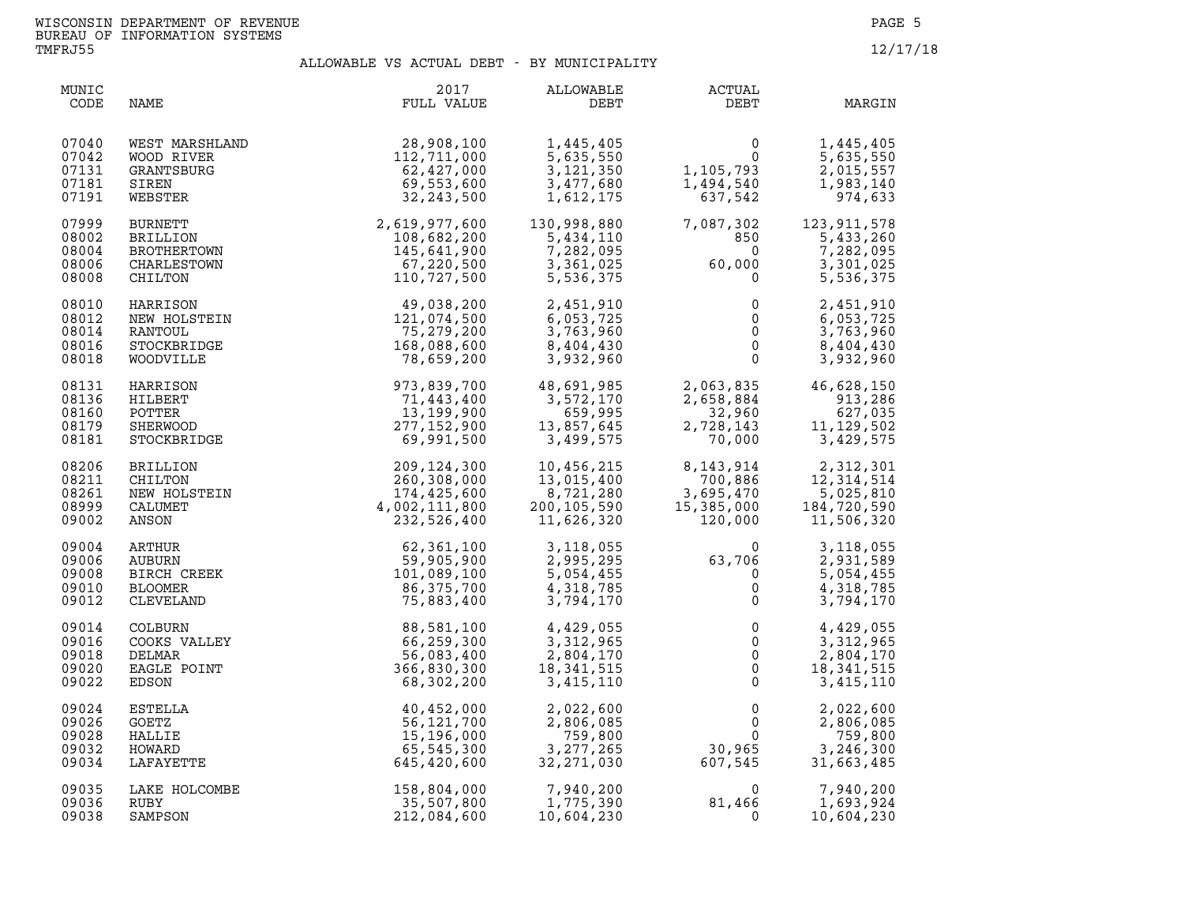WISCONSIN DEPARTMENT OF REVENUE
BUREAU OF INFORMATION SYSTEMS
TMFRJ55

12/17/18

## ALLOWABLE VS ACTUAL DEBT - BY MUNICIPALITY

| MUNIC CODE | NAME | 2017 FULL VALUE | ALLOWABLE DEBT | ACTUAL DEBT | MARGIN |
|---|---|---|---|---|---|
| 07040 | WEST MARSHLAND | 28,908,100 | 1,445,405 | 0 | 1,445,405 |
| 07042 | WOOD RIVER | 112,711,000 | 5,635,550 | 0 | 5,635,550 |
| 07131 | GRANTSBURG | 62,427,000 | 3,121,350 | 1,105,793 | 2,015,557 |
| 07181 | SIREN | 69,553,600 | 3,477,680 | 1,494,540 | 1,983,140 |
| 07191 | WEBSTER | 32,243,500 | 1,612,175 | 637,542 | 974,633 |
| 07999 | BURNETT | 2,619,977,600 | 130,998,880 | 7,087,302 | 123,911,578 |
| 08002 | BRILLION | 108,682,200 | 5,434,110 | 850 | 5,433,260 |
| 08004 | BROTHERTOWN | 145,641,900 | 7,282,095 | 0 | 7,282,095 |
| 08006 | CHARLESTOWN | 67,220,500 | 3,361,025 | 60,000 | 3,301,025 |
| 08008 | CHILTON | 110,727,500 | 5,536,375 | 0 | 5,536,375 |
| 08010 | HARRISON | 49,038,200 | 2,451,910 | 0 | 2,451,910 |
| 08012 | NEW HOLSTEIN | 121,074,500 | 6,053,725 | 0 | 6,053,725 |
| 08014 | RANTOUL | 75,279,200 | 3,763,960 | 0 | 3,763,960 |
| 08016 | STOCKBRIDGE | 168,088,600 | 8,404,430 | 0 | 8,404,430 |
| 08018 | WOODVILLE | 78,659,200 | 3,932,960 | 0 | 3,932,960 |
| 08131 | HARRISON | 973,839,700 | 48,691,985 | 2,063,835 | 46,628,150 |
| 08136 | HILBERT | 71,443,400 | 3,572,170 | 2,658,884 | 913,286 |
| 08160 | POTTER | 13,199,900 | 659,995 | 32,960 | 627,035 |
| 08179 | SHERWOOD | 277,152,900 | 13,857,645 | 2,728,143 | 11,129,502 |
| 08181 | STOCKBRIDGE | 69,991,500 | 3,499,575 | 70,000 | 3,429,575 |
| 08206 | BRILLION | 209,124,300 | 10,456,215 | 8,143,914 | 2,312,301 |
| 08211 | CHILTON | 260,308,000 | 13,015,400 | 700,886 | 12,314,514 |
| 08261 | NEW HOLSTEIN | 174,425,600 | 8,721,280 | 3,695,470 | 5,025,810 |
| 08999 | CALUMET | 4,002,111,800 | 200,105,590 | 15,385,000 | 184,720,590 |
| 09002 | ANSON | 232,526,400 | 11,626,320 | 120,000 | 11,506,320 |
| 09004 | ARTHUR | 62,361,100 | 3,118,055 | 0 | 3,118,055 |
| 09006 | AUBURN | 59,905,900 | 2,995,295 | 63,706 | 2,931,589 |
| 09008 | BIRCH CREEK | 101,089,100 | 5,054,455 | 0 | 5,054,455 |
| 09010 | BLOOMER | 86,375,700 | 4,318,785 | 0 | 4,318,785 |
| 09012 | CLEVELAND | 75,883,400 | 3,794,170 | 0 | 3,794,170 |
| 09014 | COLBURN | 88,581,100 | 4,429,055 | 0 | 4,429,055 |
| 09016 | COOKS VALLEY | 66,259,300 | 3,312,965 | 0 | 3,312,965 |
| 09018 | DELMAR | 56,083,400 | 2,804,170 | 0 | 2,804,170 |
| 09020 | EAGLE POINT | 366,830,300 | 18,341,515 | 0 | 18,341,515 |
| 09022 | EDSON | 68,302,200 | 3,415,110 | 0 | 3,415,110 |
| 09024 | ESTELLA | 40,452,000 | 2,022,600 | 0 | 2,022,600 |
| 09026 | GOETZ | 56,121,700 | 2,806,085 | 0 | 2,806,085 |
| 09028 | HALLIE | 15,196,000 | 759,800 | 0 | 759,800 |
| 09032 | HOWARD | 65,545,300 | 3,277,265 | 30,965 | 3,246,300 |
| 09034 | LAFAYETTE | 645,420,600 | 32,271,030 | 607,545 | 31,663,485 |
| 09035 | LAKE HOLCOMBE | 158,804,000 | 7,940,200 | 0 | 7,940,200 |
| 09036 | RUBY | 35,507,800 | 1,775,390 | 81,466 | 1,693,924 |
| 09038 | SAMPSON | 212,084,600 | 10,604,230 | 0 | 10,604,230 |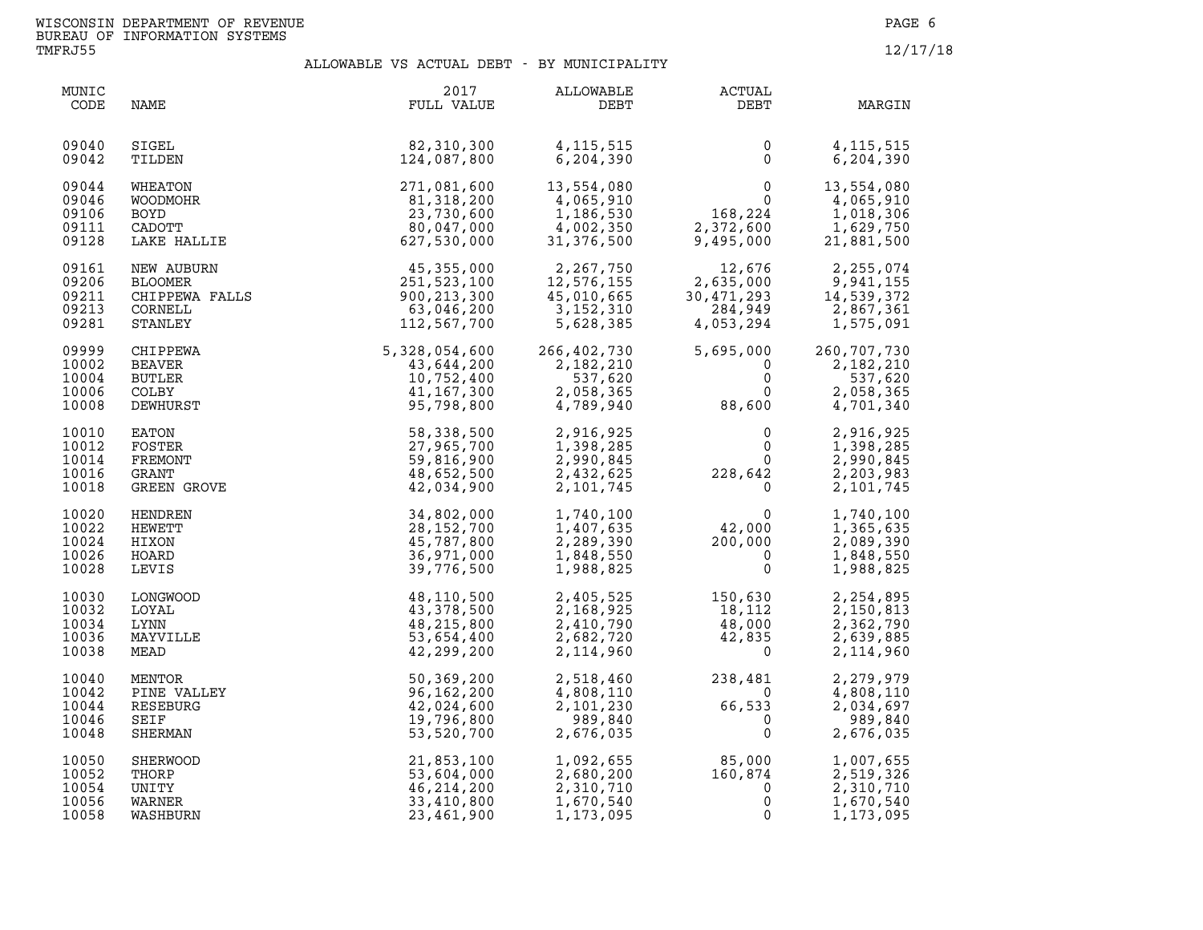# ALLOWABLE VS ACTUAL DEBT - BY MUNICIPALITY

| MUNIC CODE | NAME | 2017 FULL VALUE | ALLOWABLE DEBT | ACTUAL DEBT | MARGIN |
|---|---|---|---|---|---|
| 09040 | SIGEL | 82,310,300 | 4,115,515 | 0 | 4,115,515 |
| 09042 | TILDEN | 124,087,800 | 6,204,390 | 0 | 6,204,390 |
| 09044 | WHEATON | 271,081,600 | 13,554,080 | 0 | 13,554,080 |
| 09046 | WOODMOHR | 81,318,200 | 4,065,910 | 0 | 4,065,910 |
| 09106 | BOYD | 23,730,600 | 1,186,530 | 168,224 | 1,018,306 |
| 09111 | CADOTT | 80,047,000 | 4,002,350 | 2,372,600 | 1,629,750 |
| 09128 | LAKE HALLIE | 627,530,000 | 31,376,500 | 9,495,000 | 21,881,500 |
| 09161 | NEW AUBURN | 45,355,000 | 2,267,750 | 12,676 | 2,255,074 |
| 09206 | BLOOMER | 251,523,100 | 12,576,155 | 2,635,000 | 9,941,155 |
| 09211 | CHIPPEWA FALLS | 900,213,300 | 45,010,665 | 30,471,293 | 14,539,372 |
| 09213 | CORNELL | 63,046,200 | 3,152,310 | 284,949 | 2,867,361 |
| 09281 | STANLEY | 112,567,700 | 5,628,385 | 4,053,294 | 1,575,091 |
| 09999 | CHIPPEWA | 5,328,054,600 | 266,402,730 | 5,695,000 | 260,707,730 |
| 10002 | BEAVER | 43,644,200 | 2,182,210 | 0 | 2,182,210 |
| 10004 | BUTLER | 10,752,400 | 537,620 | 0 | 537,620 |
| 10006 | COLBY | 41,167,300 | 2,058,365 | 0 | 2,058,365 |
| 10008 | DEWHURST | 95,798,800 | 4,789,940 | 88,600 | 4,701,340 |
| 10010 | EATON | 58,338,500 | 2,916,925 | 0 | 2,916,925 |
| 10012 | FOSTER | 27,965,700 | 1,398,285 | 0 | 1,398,285 |
| 10014 | FREMONT | 59,816,900 | 2,990,845 | 0 | 2,990,845 |
| 10016 | GRANT | 48,652,500 | 2,432,625 | 228,642 | 2,203,983 |
| 10018 | GREEN GROVE | 42,034,900 | 2,101,745 | 0 | 2,101,745 |
| 10020 | HENDREN | 34,802,000 | 1,740,100 | 0 | 1,740,100 |
| 10022 | HEWETT | 28,152,700 | 1,407,635 | 42,000 | 1,365,635 |
| 10024 | HIXON | 45,787,800 | 2,289,390 | 200,000 | 2,089,390 |
| 10026 | HOARD | 36,971,000 | 1,848,550 | 0 | 1,848,550 |
| 10028 | LEVIS | 39,776,500 | 1,988,825 | 0 | 1,988,825 |
| 10030 | LONGWOOD | 48,110,500 | 2,405,525 | 150,630 | 2,254,895 |
| 10032 | LOYAL | 43,378,500 | 2,168,925 | 18,112 | 2,150,813 |
| 10034 | LYNN | 48,215,800 | 2,410,790 | 48,000 | 2,362,790 |
| 10036 | MAYVILLE | 53,654,400 | 2,682,720 | 42,835 | 2,639,885 |
| 10038 | MEAD | 42,299,200 | 2,114,960 | 0 | 2,114,960 |
| 10040 | MENTOR | 50,369,200 | 2,518,460 | 238,481 | 2,279,979 |
| 10042 | PINE VALLEY | 96,162,200 | 4,808,110 | 0 | 4,808,110 |
| 10044 | RESEBURG | 42,024,600 | 2,101,230 | 66,533 | 2,034,697 |
| 10046 | SEIF | 19,796,800 | 989,840 | 0 | 989,840 |
| 10048 | SHERMAN | 53,520,700 | 2,676,035 | 0 | 2,676,035 |
| 10050 | SHERWOOD | 21,853,100 | 1,092,655 | 85,000 | 1,007,655 |
| 10052 | THORP | 53,604,000 | 2,680,200 | 160,874 | 2,519,326 |
| 10054 | UNITY | 46,214,200 | 2,310,710 | 0 | 2,310,710 |
| 10056 | WARNER | 33,410,800 | 1,670,540 | 0 | 1,670,540 |
| 10058 | WASHBURN | 23,461,900 | 1,173,095 | 0 | 1,173,095 |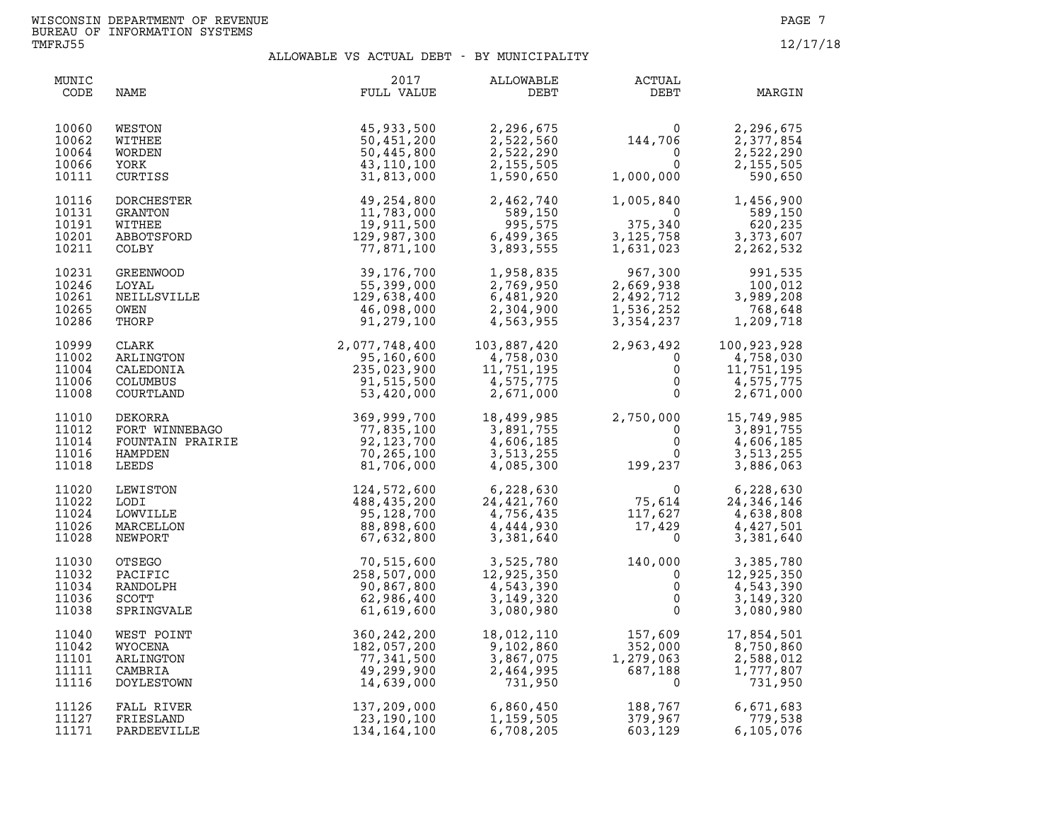WISCONSIN DEPARTMENT OF REVENUE
BUREAU OF INFORMATION SYSTEMS
TMFRJ55

12/17/18

## ALLOWABLE VS ACTUAL DEBT - BY MUNICIPALITY

| MUNIC CODE | NAME | 2017 FULL VALUE | ALLOWABLE DEBT | ACTUAL DEBT | MARGIN |
|---|---|---|---|---|---|
| 10060 | WESTON | 45,933,500 | 2,296,675 | 0 | 2,296,675 |
| 10062 | WITHEE | 50,451,200 | 2,522,560 | 144,706 | 2,377,854 |
| 10064 | WORDEN | 50,445,800 | 2,522,290 | 0 | 2,522,290 |
| 10066 | YORK | 43,110,100 | 2,155,505 | 0 | 2,155,505 |
| 10111 | CURTISS | 31,813,000 | 1,590,650 | 1,000,000 | 590,650 |
| 10116 | DORCHESTER | 49,254,800 | 2,462,740 | 1,005,840 | 1,456,900 |
| 10131 | GRANTON | 11,783,000 | 589,150 | 0 | 589,150 |
| 10191 | WITHEE | 19,911,500 | 995,575 | 375,340 | 620,235 |
| 10201 | ABBOTSFORD | 129,987,300 | 6,499,365 | 3,125,758 | 3,373,607 |
| 10211 | COLBY | 77,871,100 | 3,893,555 | 1,631,023 | 2,262,532 |
| 10231 | GREENWOOD | 39,176,700 | 1,958,835 | 967,300 | 991,535 |
| 10246 | LOYAL | 55,399,000 | 2,769,950 | 2,669,938 | 100,012 |
| 10261 | NEILLSVILLE | 129,638,400 | 6,481,920 | 2,492,712 | 3,989,208 |
| 10265 | OWEN | 46,098,000 | 2,304,900 | 1,536,252 | 768,648 |
| 10286 | THORP | 91,279,100 | 4,563,955 | 3,354,237 | 1,209,718 |
| 10999 | CLARK | 2,077,748,400 | 103,887,420 | 2,963,492 | 100,923,928 |
| 11002 | ARLINGTON | 95,160,600 | 4,758,030 | 0 | 4,758,030 |
| 11004 | CALEDONIA | 235,023,900 | 11,751,195 | 0 | 11,751,195 |
| 11006 | COLUMBUS | 91,515,500 | 4,575,775 | 0 | 4,575,775 |
| 11008 | COURTLAND | 53,420,000 | 2,671,000 | 0 | 2,671,000 |
| 11010 | DEKORRA | 369,999,700 | 18,499,985 | 2,750,000 | 15,749,985 |
| 11012 | FORT WINNEBAGO | 77,835,100 | 3,891,755 | 0 | 3,891,755 |
| 11014 | FOUNTAIN PRAIRIE | 92,123,700 | 4,606,185 | 0 | 4,606,185 |
| 11016 | HAMPDEN | 70,265,100 | 3,513,255 | 0 | 3,513,255 |
| 11018 | LEEDS | 81,706,000 | 4,085,300 | 199,237 | 3,886,063 |
| 11020 | LEWISTON | 124,572,600 | 6,228,630 | 0 | 6,228,630 |
| 11022 | LODI | 488,435,200 | 24,421,760 | 75,614 | 24,346,146 |
| 11024 | LOWVILLE | 95,128,700 | 4,756,435 | 117,627 | 4,638,808 |
| 11026 | MARCELLON | 88,898,600 | 4,444,930 | 17,429 | 4,427,501 |
| 11028 | NEWPORT | 67,632,800 | 3,381,640 | 0 | 3,381,640 |
| 11030 | OTSEGO | 70,515,600 | 3,525,780 | 140,000 | 3,385,780 |
| 11032 | PACIFIC | 258,507,000 | 12,925,350 | 0 | 12,925,350 |
| 11034 | RANDOLPH | 90,867,800 | 4,543,390 | 0 | 4,543,390 |
| 11036 | SCOTT | 62,986,400 | 3,149,320 | 0 | 3,149,320 |
| 11038 | SPRINGVALE | 61,619,600 | 3,080,980 | 0 | 3,080,980 |
| 11040 | WEST POINT | 360,242,200 | 18,012,110 | 157,609 | 17,854,501 |
| 11042 | WYOCENA | 182,057,200 | 9,102,860 | 352,000 | 8,750,860 |
| 11101 | ARLINGTON | 77,341,500 | 3,867,075 | 1,279,063 | 2,588,012 |
| 11111 | CAMBRIA | 49,299,900 | 2,464,995 | 687,188 | 1,777,807 |
| 11116 | DOYLESTOWN | 14,639,000 | 731,950 | 0 | 731,950 |
| 11126 | FALL RIVER | 137,209,000 | 6,860,450 | 188,767 | 6,671,683 |
| 11127 | FRIESLAND | 23,190,100 | 1,159,505 | 379,967 | 779,538 |
| 11171 | PARDEEVILLE | 134,164,100 | 6,708,205 | 603,129 | 6,105,076 |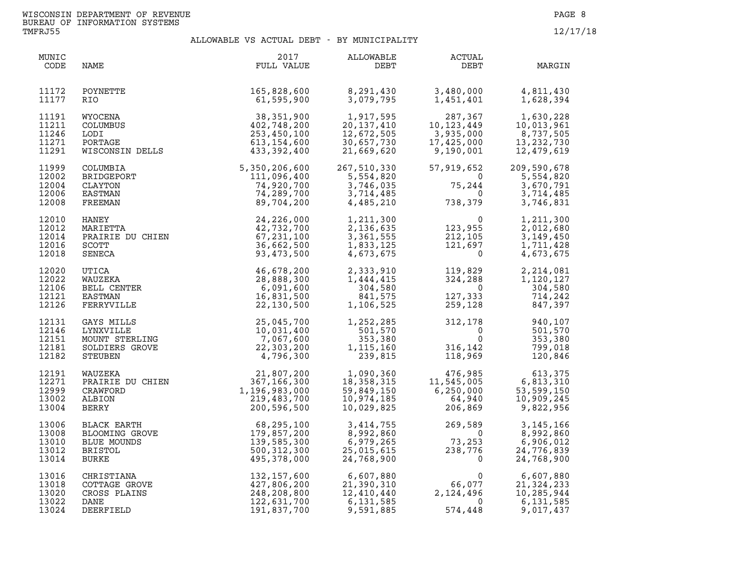WISCONSIN DEPARTMENT OF REVENUE
BUREAU OF INFORMATION SYSTEMS
TMFRJ55

12/17/18

## ALLOWABLE VS ACTUAL DEBT - BY MUNICIPALITY

| MUNIC CODE | NAME | 2017 FULL VALUE | ALLOWABLE DEBT | ACTUAL DEBT | MARGIN |
|---|---|---|---|---|---|
| 11172 | POYNETTE | 165,828,600 | 8,291,430 | 3,480,000 | 4,811,430 |
| 11177 | RIO | 61,595,900 | 3,079,795 | 1,451,401 | 1,628,394 |
| 11191 | WYOCENA | 38,351,900 | 1,917,595 | 287,367 | 1,630,228 |
| 11211 | COLUMBUS | 402,748,200 | 20,137,410 | 10,123,449 | 10,013,961 |
| 11246 | LODI | 253,450,100 | 12,672,505 | 3,935,000 | 8,737,505 |
| 11271 | PORTAGE | 613,154,600 | 30,657,730 | 17,425,000 | 13,232,730 |
| 11291 | WISCONSIN DELLS | 433,392,400 | 21,669,620 | 9,190,001 | 12,479,619 |
| 11999 | COLUMBIA | 5,350,206,600 | 267,510,330 | 57,919,652 | 209,590,678 |
| 12002 | BRIDGEPORT | 111,096,400 | 5,554,820 | 0 | 5,554,820 |
| 12004 | CLAYTON | 74,920,700 | 3,746,035 | 75,244 | 3,670,791 |
| 12006 | EASTMAN | 74,289,700 | 3,714,485 | 0 | 3,714,485 |
| 12008 | FREEMAN | 89,704,200 | 4,485,210 | 738,379 | 3,746,831 |
| 12010 | HANEY | 24,226,000 | 1,211,300 | 0 | 1,211,300 |
| 12012 | MARIETTA | 42,732,700 | 2,136,635 | 123,955 | 2,012,680 |
| 12014 | PRAIRIE DU CHIEN | 67,231,100 | 3,361,555 | 212,105 | 3,149,450 |
| 12016 | SCOTT | 36,662,500 | 1,833,125 | 121,697 | 1,711,428 |
| 12018 | SENECA | 93,473,500 | 4,673,675 | 0 | 4,673,675 |
| 12020 | UTICA | 46,678,200 | 2,333,910 | 119,829 | 2,214,081 |
| 12022 | WAUZEKA | 28,888,300 | 1,444,415 | 324,288 | 1,120,127 |
| 12106 | BELL CENTER | 6,091,600 | 304,580 | 0 | 304,580 |
| 12121 | EASTMAN | 16,831,500 | 841,575 | 127,333 | 714,242 |
| 12126 | FERRYVILLE | 22,130,500 | 1,106,525 | 259,128 | 847,397 |
| 12131 | GAYS MILLS | 25,045,700 | 1,252,285 | 312,178 | 940,107 |
| 12146 | LYNXVILLE | 10,031,400 | 501,570 | 0 | 501,570 |
| 12151 | MOUNT STERLING | 7,067,600 | 353,380 | 0 | 353,380 |
| 12181 | SOLDIERS GROVE | 22,303,200 | 1,115,160 | 316,142 | 799,018 |
| 12182 | STEUBEN | 4,796,300 | 239,815 | 118,969 | 120,846 |
| 12191 | WAUZEKA | 21,807,200 | 1,090,360 | 476,985 | 613,375 |
| 12271 | PRAIRIE DU CHIEN | 367,166,300 | 18,358,315 | 11,545,005 | 6,813,310 |
| 12999 | CRAWFORD | 1,196,983,000 | 59,849,150 | 6,250,000 | 53,599,150 |
| 13002 | ALBION | 219,483,700 | 10,974,185 | 64,940 | 10,909,245 |
| 13004 | BERRY | 200,596,500 | 10,029,825 | 206,869 | 9,822,956 |
| 13006 | BLACK EARTH | 68,295,100 | 3,414,755 | 269,589 | 3,145,166 |
| 13008 | BLOOMING GROVE | 179,857,200 | 8,992,860 | 0 | 8,992,860 |
| 13010 | BLUE MOUNDS | 139,585,300 | 6,979,265 | 73,253 | 6,906,012 |
| 13012 | BRISTOL | 500,312,300 | 25,015,615 | 238,776 | 24,776,839 |
| 13014 | BURKE | 495,378,000 | 24,768,900 | 0 | 24,768,900 |
| 13016 | CHRISTIANA | 132,157,600 | 6,607,880 | 0 | 6,607,880 |
| 13018 | COTTAGE GROVE | 427,806,200 | 21,390,310 | 66,077 | 21,324,233 |
| 13020 | CROSS PLAINS | 248,208,800 | 12,410,440 | 2,124,496 | 10,285,944 |
| 13022 | DANE | 122,631,700 | 6,131,585 | 0 | 6,131,585 |
| 13024 | DEERFIELD | 191,837,700 | 9,591,885 | 574,448 | 9,017,437 |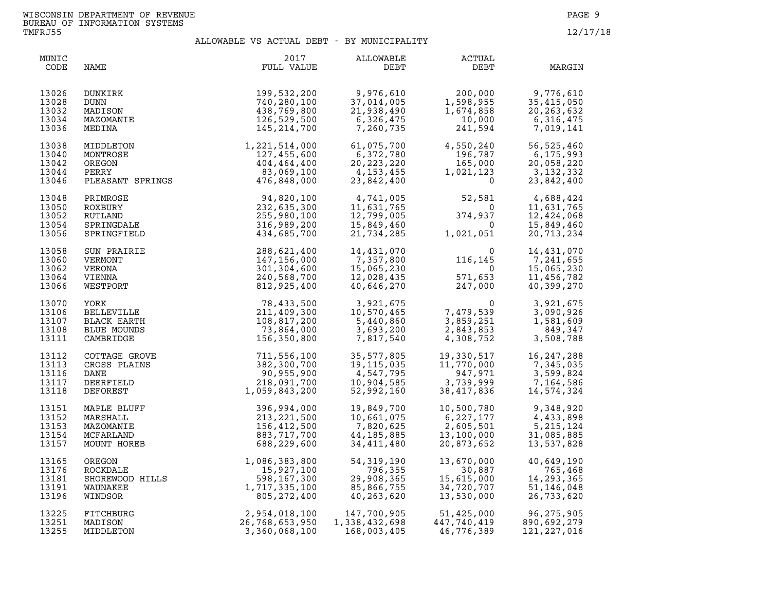WISCONSIN DEPARTMENT OF REVENUE
BUREAU OF INFORMATION SYSTEMS
TMFRJ55

12/17/18

## ALLOWABLE VS ACTUAL DEBT - BY MUNICIPALITY

| MUNIC CODE | NAME | 2017 FULL VALUE | ALLOWABLE DEBT | ACTUAL DEBT | MARGIN |
|---|---|---|---|---|---|
| 13026 | DUNKIRK | 199,532,200 | 9,976,610 | 200,000 | 9,776,610 |
| 13028 | DUNN | 740,280,100 | 37,014,005 | 1,598,955 | 35,415,050 |
| 13032 | MADISON | 438,769,800 | 21,938,490 | 1,674,858 | 20,263,632 |
| 13034 | MAZOMANIE | 126,529,500 | 6,326,475 | 10,000 | 6,316,475 |
| 13036 | MEDINA | 145,214,700 | 7,260,735 | 241,594 | 7,019,141 |
| 13038 | MIDDLETON | 1,221,514,000 | 61,075,700 | 4,550,240 | 56,525,460 |
| 13040 | MONTROSE | 127,455,600 | 6,372,780 | 196,787 | 6,175,993 |
| 13042 | OREGON | 404,464,400 | 20,223,220 | 165,000 | 20,058,220 |
| 13044 | PERRY | 83,069,100 | 4,153,455 | 1,021,123 | 3,132,332 |
| 13046 | PLEASANT SPRINGS | 476,848,000 | 23,842,400 | 0 | 23,842,400 |
| 13048 | PRIMROSE | 94,820,100 | 4,741,005 | 52,581 | 4,688,424 |
| 13050 | ROXBURY | 232,635,300 | 11,631,765 | 0 | 11,631,765 |
| 13052 | RUTLAND | 255,980,100 | 12,799,005 | 374,937 | 12,424,068 |
| 13054 | SPRINGDALE | 316,989,200 | 15,849,460 | 0 | 15,849,460 |
| 13056 | SPRINGFIELD | 434,685,700 | 21,734,285 | 1,021,051 | 20,713,234 |
| 13058 | SUN PRAIRIE | 288,621,400 | 14,431,070 | 0 | 14,431,070 |
| 13060 | VERMONT | 147,156,000 | 7,357,800 | 116,145 | 7,241,655 |
| 13062 | VERONA | 301,304,600 | 15,065,230 | 0 | 15,065,230 |
| 13064 | VIENNA | 240,568,700 | 12,028,435 | 571,653 | 11,456,782 |
| 13066 | WESTPORT | 812,925,400 | 40,646,270 | 247,000 | 40,399,270 |
| 13070 | YORK | 78,433,500 | 3,921,675 | 0 | 3,921,675 |
| 13106 | BELLEVILLE | 211,409,300 | 10,570,465 | 7,479,539 | 3,090,926 |
| 13107 | BLACK EARTH | 108,817,200 | 5,440,860 | 3,859,251 | 1,581,609 |
| 13108 | BLUE MOUNDS | 73,864,000 | 3,693,200 | 2,843,853 | 849,347 |
| 13111 | CAMBRIDGE | 156,350,800 | 7,817,540 | 4,308,752 | 3,508,788 |
| 13112 | COTTAGE GROVE | 711,556,100 | 35,577,805 | 19,330,517 | 16,247,288 |
| 13113 | CROSS PLAINS | 382,300,700 | 19,115,035 | 11,770,000 | 7,345,035 |
| 13116 | DANE | 90,955,900 | 4,547,795 | 947,971 | 3,599,824 |
| 13117 | DEERFIELD | 218,091,700 | 10,904,585 | 3,739,999 | 7,164,586 |
| 13118 | DEFOREST | 1,059,843,200 | 52,992,160 | 38,417,836 | 14,574,324 |
| 13151 | MAPLE BLUFF | 396,994,000 | 19,849,700 | 10,500,780 | 9,348,920 |
| 13152 | MARSHALL | 213,221,500 | 10,661,075 | 6,227,177 | 4,433,898 |
| 13153 | MAZOMANIE | 156,412,500 | 7,820,625 | 2,605,501 | 5,215,124 |
| 13154 | MCFARLAND | 883,717,700 | 44,185,885 | 13,100,000 | 31,085,885 |
| 13157 | MOUNT HOREB | 688,229,600 | 34,411,480 | 20,873,652 | 13,537,828 |
| 13165 | OREGON | 1,086,383,800 | 54,319,190 | 13,670,000 | 40,649,190 |
| 13176 | ROCKDALE | 15,927,100 | 796,355 | 30,887 | 765,468 |
| 13181 | SHOREWOOD HILLS | 598,167,300 | 29,908,365 | 15,615,000 | 14,293,365 |
| 13191 | WAUNAKEE | 1,717,335,100 | 85,866,755 | 34,720,707 | 51,146,048 |
| 13196 | WINDSOR | 805,272,400 | 40,263,620 | 13,530,000 | 26,733,620 |
| 13225 | FITCHBURG | 2,954,018,100 | 147,700,905 | 51,425,000 | 96,275,905 |
| 13251 | MADISON | 26,768,653,950 | 1,338,432,698 | 447,740,419 | 890,692,279 |
| 13255 | MIDDLETON | 3,360,068,100 | 168,003,405 | 46,776,389 | 121,227,016 |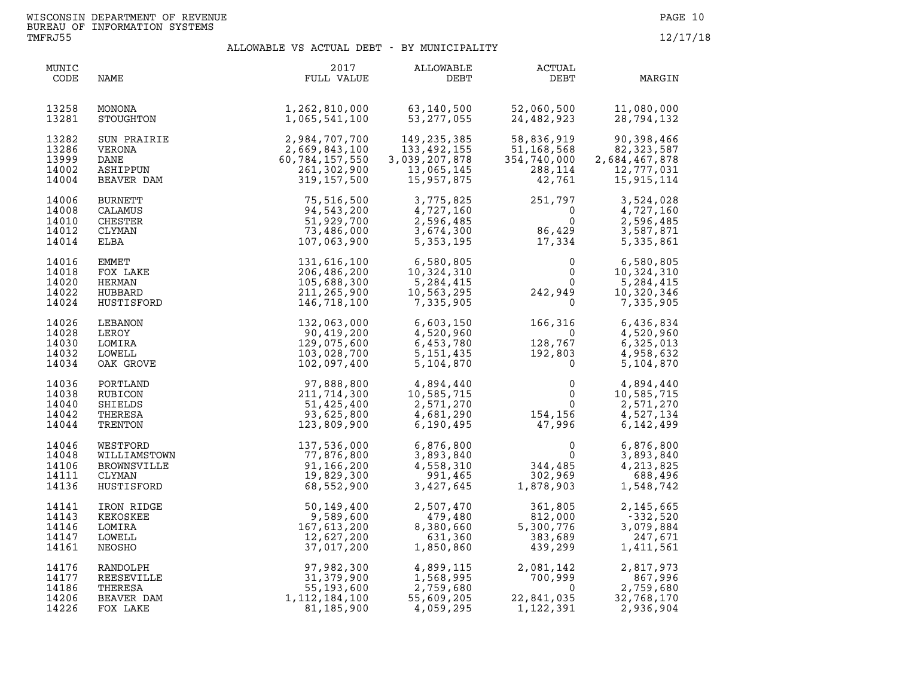WISCONSIN DEPARTMENT OF REVENUE
BUREAU OF INFORMATION SYSTEMS
TMFRJ55

12/17/18

## ALLOWABLE VS ACTUAL DEBT - BY MUNICIPALITY

| MUNIC CODE | NAME | 2017 FULL VALUE | ALLOWABLE DEBT | ACTUAL DEBT | MARGIN |
|---|---|---|---|---|---|
| 13258 | MONONA | 1,262,810,000 | 63,140,500 | 52,060,500 | 11,080,000 |
| 13281 | STOUGHTON | 1,065,541,100 | 53,277,055 | 24,482,923 | 28,794,132 |
| 13282 | SUN PRAIRIE | 2,984,707,700 | 149,235,385 | 58,836,919 | 90,398,466 |
| 13286 | VERONA | 2,669,843,100 | 133,492,155 | 51,168,568 | 82,323,587 |
| 13999 | DANE | 60,784,157,550 | 3,039,207,878 | 354,740,000 | 2,684,467,878 |
| 14002 | ASHIPPUN | 261,302,900 | 13,065,145 | 288,114 | 12,777,031 |
| 14004 | BEAVER DAM | 319,157,500 | 15,957,875 | 42,761 | 15,915,114 |
| 14006 | BURNETT | 75,516,500 | 3,775,825 | 251,797 | 3,524,028 |
| 14008 | CALAMUS | 94,543,200 | 4,727,160 | 0 | 4,727,160 |
| 14010 | CHESTER | 51,929,700 | 2,596,485 | 0 | 2,596,485 |
| 14012 | CLYMAN | 73,486,000 | 3,674,300 | 86,429 | 3,587,871 |
| 14014 | ELBA | 107,063,900 | 5,353,195 | 17,334 | 5,335,861 |
| 14016 | EMMET | 131,616,100 | 6,580,805 | 0 | 6,580,805 |
| 14018 | FOX LAKE | 206,486,200 | 10,324,310 | 0 | 10,324,310 |
| 14020 | HERMAN | 105,688,300 | 5,284,415 | 0 | 5,284,415 |
| 14022 | HUBBARD | 211,265,900 | 10,563,295 | 242,949 | 10,320,346 |
| 14024 | HUSTISFORD | 146,718,100 | 7,335,905 | 0 | 7,335,905 |
| 14026 | LEBANON | 132,063,000 | 6,603,150 | 166,316 | 6,436,834 |
| 14028 | LEROY | 90,419,200 | 4,520,960 | 0 | 4,520,960 |
| 14030 | LOMIRA | 129,075,600 | 6,453,780 | 128,767 | 6,325,013 |
| 14032 | LOWELL | 103,028,700 | 5,151,435 | 192,803 | 4,958,632 |
| 14034 | OAK GROVE | 102,097,400 | 5,104,870 | 0 | 5,104,870 |
| 14036 | PORTLAND | 97,888,800 | 4,894,440 | 0 | 4,894,440 |
| 14038 | RUBICON | 211,714,300 | 10,585,715 | 0 | 10,585,715 |
| 14040 | SHIELDS | 51,425,400 | 2,571,270 | 0 | 2,571,270 |
| 14042 | THERESA | 93,625,800 | 4,681,290 | 154,156 | 4,527,134 |
| 14044 | TRENTON | 123,809,900 | 6,190,495 | 47,996 | 6,142,499 |
| 14046 | WESTFORD | 137,536,000 | 6,876,800 | 0 | 6,876,800 |
| 14048 | WILLIAMSTOWN | 77,876,800 | 3,893,840 | 0 | 3,893,840 |
| 14106 | BROWNSVILLE | 91,166,200 | 4,558,310 | 344,485 | 4,213,825 |
| 14111 | CLYMAN | 19,829,300 | 991,465 | 302,969 | 688,496 |
| 14136 | HUSTISFORD | 68,552,900 | 3,427,645 | 1,878,903 | 1,548,742 |
| 14141 | IRON RIDGE | 50,149,400 | 2,507,470 | 361,805 | 2,145,665 |
| 14143 | KEKOSKEE | 9,589,600 | 479,480 | 812,000 | -332,520 |
| 14146 | LOMIRA | 167,613,200 | 8,380,660 | 5,300,776 | 3,079,884 |
| 14147 | LOWELL | 12,627,200 | 631,360 | 383,689 | 247,671 |
| 14161 | NEOSHO | 37,017,200 | 1,850,860 | 439,299 | 1,411,561 |
| 14176 | RANDOLPH | 97,982,300 | 4,899,115 | 2,081,142 | 2,817,973 |
| 14177 | REESEVILLE | 31,379,900 | 1,568,995 | 700,999 | 867,996 |
| 14186 | THERESA | 55,193,600 | 2,759,680 | 0 | 2,759,680 |
| 14206 | BEAVER DAM | 1,112,184,100 | 55,609,205 | 22,841,035 | 32,768,170 |
| 14226 | FOX LAKE | 81,185,900 | 4,059,295 | 1,122,391 | 2,936,904 |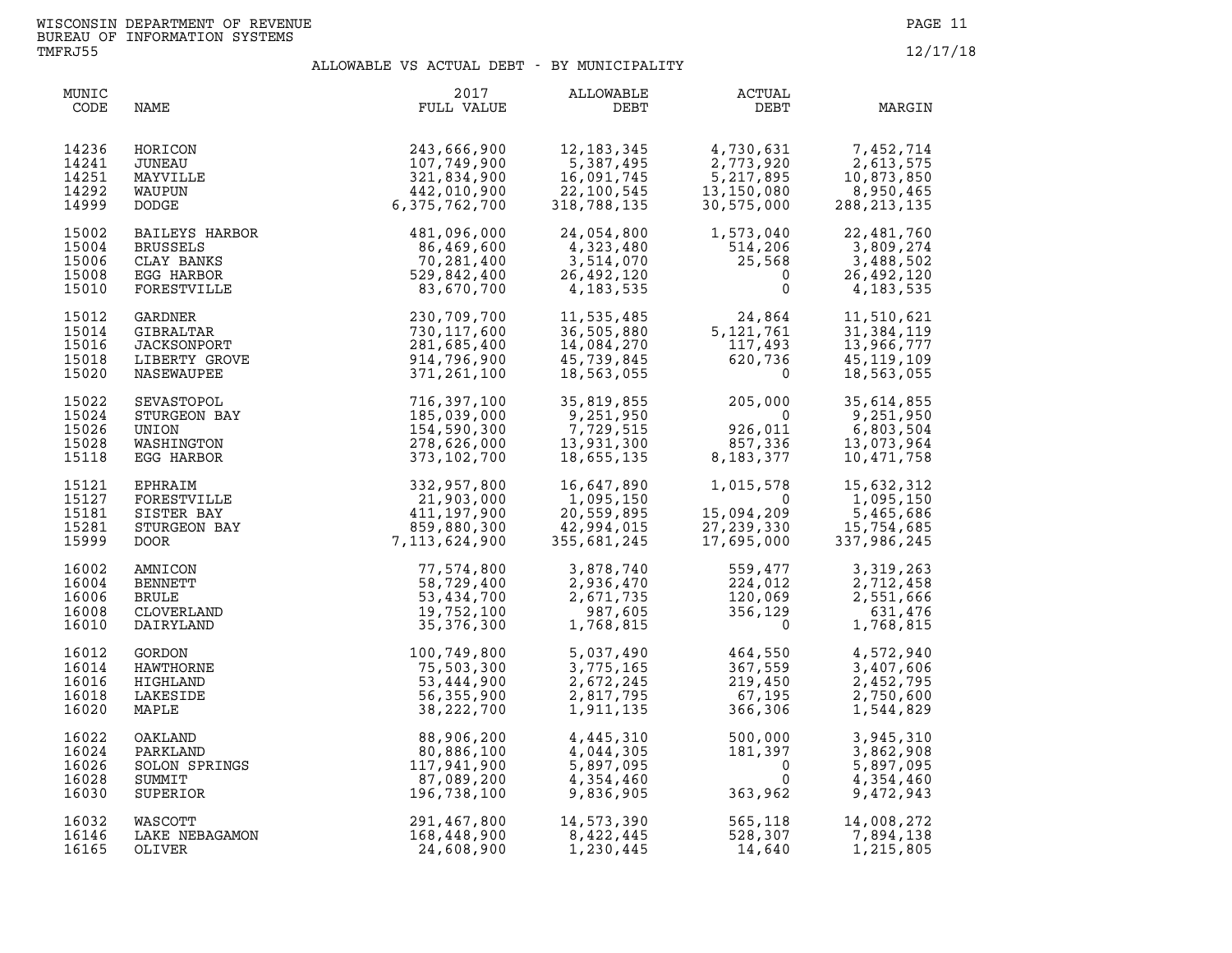WISCONSIN DEPARTMENT OF REVENUE
BUREAU OF INFORMATION SYSTEMS
TMFRJ55

12/17/18

## ALLOWABLE VS ACTUAL DEBT - BY MUNICIPALITY

| MUNIC CODE | NAME | 2017 FULL VALUE | ALLOWABLE DEBT | ACTUAL DEBT | MARGIN |
|---|---|---|---|---|---|
| 14236 | HORICON | 243,666,900 | 12,183,345 | 4,730,631 | 7,452,714 |
| 14241 | JUNEAU | 107,749,900 | 5,387,495 | 2,773,920 | 2,613,575 |
| 14251 | MAYVILLE | 321,834,900 | 16,091,745 | 5,217,895 | 10,873,850 |
| 14292 | WAUPUN | 442,010,900 | 22,100,545 | 13,150,080 | 8,950,465 |
| 14999 | DODGE | 6,375,762,700 | 318,788,135 | 30,575,000 | 288,213,135 |
| 15002 | BAILEYS HARBOR | 481,096,000 | 24,054,800 | 1,573,040 | 22,481,760 |
| 15004 | BRUSSELS | 86,469,600 | 4,323,480 | 514,206 | 3,809,274 |
| 15006 | CLAY BANKS | 70,281,400 | 3,514,070 | 25,568 | 3,488,502 |
| 15008 | EGG HARBOR | 529,842,400 | 26,492,120 | 0 | 26,492,120 |
| 15010 | FORESTVILLE | 83,670,700 | 4,183,535 | 0 | 4,183,535 |
| 15012 | GARDNER | 230,709,700 | 11,535,485 | 24,864 | 11,510,621 |
| 15014 | GIBRALTAR | 730,117,600 | 36,505,880 | 5,121,761 | 31,384,119 |
| 15016 | JACKSONPORT | 281,685,400 | 14,084,270 | 117,493 | 13,966,777 |
| 15018 | LIBERTY GROVE | 914,796,900 | 45,739,845 | 620,736 | 45,119,109 |
| 15020 | NASEWAUPEE | 371,261,100 | 18,563,055 | 0 | 18,563,055 |
| 15022 | SEVASTOPOL | 716,397,100 | 35,819,855 | 205,000 | 35,614,855 |
| 15024 | STURGEON BAY | 185,039,000 | 9,251,950 | 0 | 9,251,950 |
| 15026 | UNION | 154,590,300 | 7,729,515 | 926,011 | 6,803,504 |
| 15028 | WASHINGTON | 278,626,000 | 13,931,300 | 857,336 | 13,073,964 |
| 15118 | EGG HARBOR | 373,102,700 | 18,655,135 | 8,183,377 | 10,471,758 |
| 15121 | EPHRAIM | 332,957,800 | 16,647,890 | 1,015,578 | 15,632,312 |
| 15127 | FORESTVILLE | 21,903,000 | 1,095,150 | 0 | 1,095,150 |
| 15181 | SISTER BAY | 411,197,900 | 20,559,895 | 15,094,209 | 5,465,686 |
| 15281 | STURGEON BAY | 859,880,300 | 42,994,015 | 27,239,330 | 15,754,685 |
| 15999 | DOOR | 7,113,624,900 | 355,681,245 | 17,695,000 | 337,986,245 |
| 16002 | AMNICON | 77,574,800 | 3,878,740 | 559,477 | 3,319,263 |
| 16004 | BENNETT | 58,729,400 | 2,936,470 | 224,012 | 2,712,458 |
| 16006 | BRULE | 53,434,700 | 2,671,735 | 120,069 | 2,551,666 |
| 16008 | CLOVERLAND | 19,752,100 | 987,605 | 356,129 | 631,476 |
| 16010 | DAIRYLAND | 35,376,300 | 1,768,815 | 0 | 1,768,815 |
| 16012 | GORDON | 100,749,800 | 5,037,490 | 464,550 | 4,572,940 |
| 16014 | HAWTHORNE | 75,503,300 | 3,775,165 | 367,559 | 3,407,606 |
| 16016 | HIGHLAND | 53,444,900 | 2,672,245 | 219,450 | 2,452,795 |
| 16018 | LAKESIDE | 56,355,900 | 2,817,795 | 67,195 | 2,750,600 |
| 16020 | MAPLE | 38,222,700 | 1,911,135 | 366,306 | 1,544,829 |
| 16022 | OAKLAND | 88,906,200 | 4,445,310 | 500,000 | 3,945,310 |
| 16024 | PARKLAND | 80,886,100 | 4,044,305 | 181,397 | 3,862,908 |
| 16026 | SOLON SPRINGS | 117,941,900 | 5,897,095 | 0 | 5,897,095 |
| 16028 | SUMMIT | 87,089,200 | 4,354,460 | 0 | 4,354,460 |
| 16030 | SUPERIOR | 196,738,100 | 9,836,905 | 363,962 | 9,472,943 |
| 16032 | WASCOTT | 291,467,800 | 14,573,390 | 565,118 | 14,008,272 |
| 16146 | LAKE NEBAGAMON | 168,448,900 | 8,422,445 | 528,307 | 7,894,138 |
| 16165 | OLIVER | 24,608,900 | 1,230,445 | 14,640 | 1,215,805 |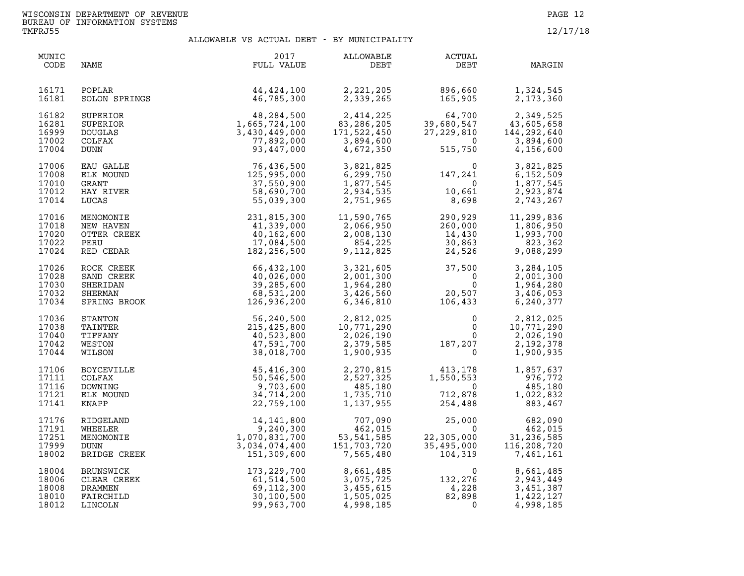WISCONSIN DEPARTMENT OF REVENUE
BUREAU OF INFORMATION SYSTEMS
TMFRJ55

12/17/18

## ALLOWABLE VS ACTUAL DEBT - BY MUNICIPALITY

| MUNIC CODE | NAME | 2017 FULL VALUE | ALLOWABLE DEBT | ACTUAL DEBT | MARGIN |
|---|---|---|---|---|---|
| 16171 | POPLAR | 44,424,100 | 2,221,205 | 896,660 | 1,324,545 |
| 16181 | SOLON SPRINGS | 46,785,300 | 2,339,265 | 165,905 | 2,173,360 |
| 16182 | SUPERIOR | 48,284,500 | 2,414,225 | 64,700 | 2,349,525 |
| 16281 | SUPERIOR | 1,665,724,100 | 83,286,205 | 39,680,547 | 43,605,658 |
| 16999 | DOUGLAS | 3,430,449,000 | 171,522,450 | 27,229,810 | 144,292,640 |
| 17002 | COLFAX | 77,892,000 | 3,894,600 | 0 | 3,894,600 |
| 17004 | DUNN | 93,447,000 | 4,672,350 | 515,750 | 4,156,600 |
| 17006 | EAU GALLE | 76,436,500 | 3,821,825 | 0 | 3,821,825 |
| 17008 | ELK MOUND | 125,995,000 | 6,299,750 | 147,241 | 6,152,509 |
| 17010 | GRANT | 37,550,900 | 1,877,545 | 0 | 1,877,545 |
| 17012 | HAY RIVER | 58,690,700 | 2,934,535 | 10,661 | 2,923,874 |
| 17014 | LUCAS | 55,039,300 | 2,751,965 | 8,698 | 2,743,267 |
| 17016 | MENOMONIE | 231,815,300 | 11,590,765 | 290,929 | 11,299,836 |
| 17018 | NEW HAVEN | 41,339,000 | 2,066,950 | 260,000 | 1,806,950 |
| 17020 | OTTER CREEK | 40,162,600 | 2,008,130 | 14,430 | 1,993,700 |
| 17022 | PERU | 17,084,500 | 854,225 | 30,863 | 823,362 |
| 17024 | RED CEDAR | 182,256,500 | 9,112,825 | 24,526 | 9,088,299 |
| 17026 | ROCK CREEK | 66,432,100 | 3,321,605 | 37,500 | 3,284,105 |
| 17028 | SAND CREEK | 40,026,000 | 2,001,300 | 0 | 2,001,300 |
| 17030 | SHERIDAN | 39,285,600 | 1,964,280 | 0 | 1,964,280 |
| 17032 | SHERMAN | 68,531,200 | 3,426,560 | 20,507 | 3,406,053 |
| 17034 | SPRING BROOK | 126,936,200 | 6,346,810 | 106,433 | 6,240,377 |
| 17036 | STANTON | 56,240,500 | 2,812,025 | 0 | 2,812,025 |
| 17038 | TAINTER | 215,425,800 | 10,771,290 | 0 | 10,771,290 |
| 17040 | TIFFANY | 40,523,800 | 2,026,190 | 0 | 2,026,190 |
| 17042 | WESTON | 47,591,700 | 2,379,585 | 187,207 | 2,192,378 |
| 17044 | WILSON | 38,018,700 | 1,900,935 | 0 | 1,900,935 |
| 17106 | BOYCEVILLE | 45,416,300 | 2,270,815 | 413,178 | 1,857,637 |
| 17111 | COLFAX | 50,546,500 | 2,527,325 | 1,550,553 | 976,772 |
| 17116 | DOWNING | 9,703,600 | 485,180 | 0 | 485,180 |
| 17121 | ELK MOUND | 34,714,200 | 1,735,710 | 712,878 | 1,022,832 |
| 17141 | KNAPP | 22,759,100 | 1,137,955 | 254,488 | 883,467 |
| 17176 | RIDGELAND | 14,141,800 | 707,090 | 25,000 | 682,090 |
| 17191 | WHEELER | 9,240,300 | 462,015 | 0 | 462,015 |
| 17251 | MENOMONIE | 1,070,831,700 | 53,541,585 | 22,305,000 | 31,236,585 |
| 17999 | DUNN | 3,034,074,400 | 151,703,720 | 35,495,000 | 116,208,720 |
| 18002 | BRIDGE CREEK | 151,309,600 | 7,565,480 | 104,319 | 7,461,161 |
| 18004 | BRUNSWICK | 173,229,700 | 8,661,485 | 0 | 8,661,485 |
| 18006 | CLEAR CREEK | 61,514,500 | 3,075,725 | 132,276 | 2,943,449 |
| 18008 | DRAMMEN | 69,112,300 | 3,455,615 | 4,228 | 3,451,387 |
| 18010 | FAIRCHILD | 30,100,500 | 1,505,025 | 82,898 | 1,422,127 |
| 18012 | LINCOLN | 99,963,700 | 4,998,185 | 0 | 4,998,185 |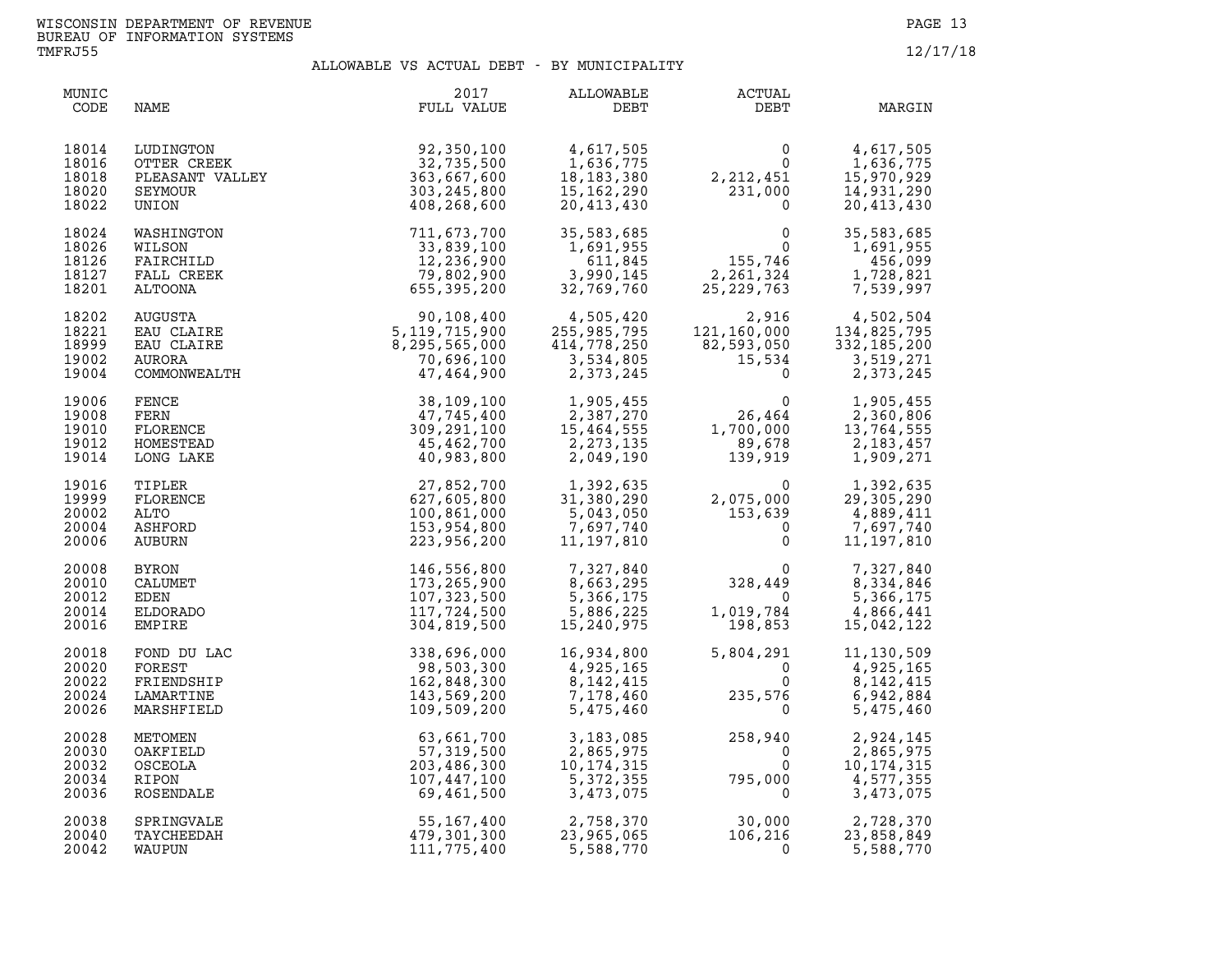WISCONSIN DEPARTMENT OF REVENUE
BUREAU OF INFORMATION SYSTEMS
TMFRJ55

12/17/18

## ALLOWABLE VS ACTUAL DEBT - BY MUNICIPALITY

| MUNIC CODE | NAME | 2017 FULL VALUE | ALLOWABLE DEBT | ACTUAL DEBT | MARGIN |
|---|---|---|---|---|---|
| 18014 | LUDINGTON | 92,350,100 | 4,617,505 | 0 | 4,617,505 |
| 18016 | OTTER CREEK | 32,735,500 | 1,636,775 | 0 | 1,636,775 |
| 18018 | PLEASANT VALLEY | 363,667,600 | 18,183,380 | 2,212,451 | 15,970,929 |
| 18020 | SEYMOUR | 303,245,800 | 15,162,290 | 231,000 | 14,931,290 |
| 18022 | UNION | 408,268,600 | 20,413,430 | 0 | 20,413,430 |
| 18024 | WASHINGTON | 711,673,700 | 35,583,685 | 0 | 35,583,685 |
| 18026 | WILSON | 33,839,100 | 1,691,955 | 0 | 1,691,955 |
| 18126 | FAIRCHILD | 12,236,900 | 611,845 | 155,746 | 456,099 |
| 18127 | FALL CREEK | 79,802,900 | 3,990,145 | 2,261,324 | 1,728,821 |
| 18201 | ALTOONA | 655,395,200 | 32,769,760 | 25,229,763 | 7,539,997 |
| 18202 | AUGUSTA | 90,108,400 | 4,505,420 | 2,916 | 4,502,504 |
| 18221 | EAU CLAIRE | 5,119,715,900 | 255,985,795 | 121,160,000 | 134,825,795 |
| 18999 | EAU CLAIRE | 8,295,565,000 | 414,778,250 | 82,593,050 | 332,185,200 |
| 19002 | AURORA | 70,696,100 | 3,534,805 | 15,534 | 3,519,271 |
| 19004 | COMMONWEALTH | 47,464,900 | 2,373,245 | 0 | 2,373,245 |
| 19006 | FENCE | 38,109,100 | 1,905,455 | 0 | 1,905,455 |
| 19008 | FERN | 47,745,400 | 2,387,270 | 26,464 | 2,360,806 |
| 19010 | FLORENCE | 309,291,100 | 15,464,555 | 1,700,000 | 13,764,555 |
| 19012 | HOMESTEAD | 45,462,700 | 2,273,135 | 89,678 | 2,183,457 |
| 19014 | LONG LAKE | 40,983,800 | 2,049,190 | 139,919 | 1,909,271 |
| 19016 | TIPLER | 27,852,700 | 1,392,635 | 0 | 1,392,635 |
| 19999 | FLORENCE | 627,605,800 | 31,380,290 | 2,075,000 | 29,305,290 |
| 20002 | ALTO | 100,861,000 | 5,043,050 | 153,639 | 4,889,411 |
| 20004 | ASHFORD | 153,954,800 | 7,697,740 | 0 | 7,697,740 |
| 20006 | AUBURN | 223,956,200 | 11,197,810 | 0 | 11,197,810 |
| 20008 | BYRON | 146,556,800 | 7,327,840 | 0 | 7,327,840 |
| 20010 | CALUMET | 173,265,900 | 8,663,295 | 328,449 | 8,334,846 |
| 20012 | EDEN | 107,323,500 | 5,366,175 | 0 | 5,366,175 |
| 20014 | ELDORADO | 117,724,500 | 5,886,225 | 1,019,784 | 4,866,441 |
| 20016 | EMPIRE | 304,819,500 | 15,240,975 | 198,853 | 15,042,122 |
| 20018 | FOND DU LAC | 338,696,000 | 16,934,800 | 5,804,291 | 11,130,509 |
| 20020 | FOREST | 98,503,300 | 4,925,165 | 0 | 4,925,165 |
| 20022 | FRIENDSHIP | 162,848,300 | 8,142,415 | 0 | 8,142,415 |
| 20024 | LAMARTINE | 143,569,200 | 7,178,460 | 235,576 | 6,942,884 |
| 20026 | MARSHFIELD | 109,509,200 | 5,475,460 | 0 | 5,475,460 |
| 20028 | METOMEN | 63,661,700 | 3,183,085 | 258,940 | 2,924,145 |
| 20030 | OAKFIELD | 57,319,500 | 2,865,975 | 0 | 2,865,975 |
| 20032 | OSCEOLA | 203,486,300 | 10,174,315 | 0 | 10,174,315 |
| 20034 | RIPON | 107,447,100 | 5,372,355 | 795,000 | 4,577,355 |
| 20036 | ROSENDALE | 69,461,500 | 3,473,075 | 0 | 3,473,075 |
| 20038 | SPRINGVALE | 55,167,400 | 2,758,370 | 30,000 | 2,728,370 |
| 20040 | TAYCHEEDAH | 479,301,300 | 23,965,065 | 106,216 | 23,858,849 |
| 20042 | WAUPUN | 111,775,400 | 5,588,770 | 0 | 5,588,770 |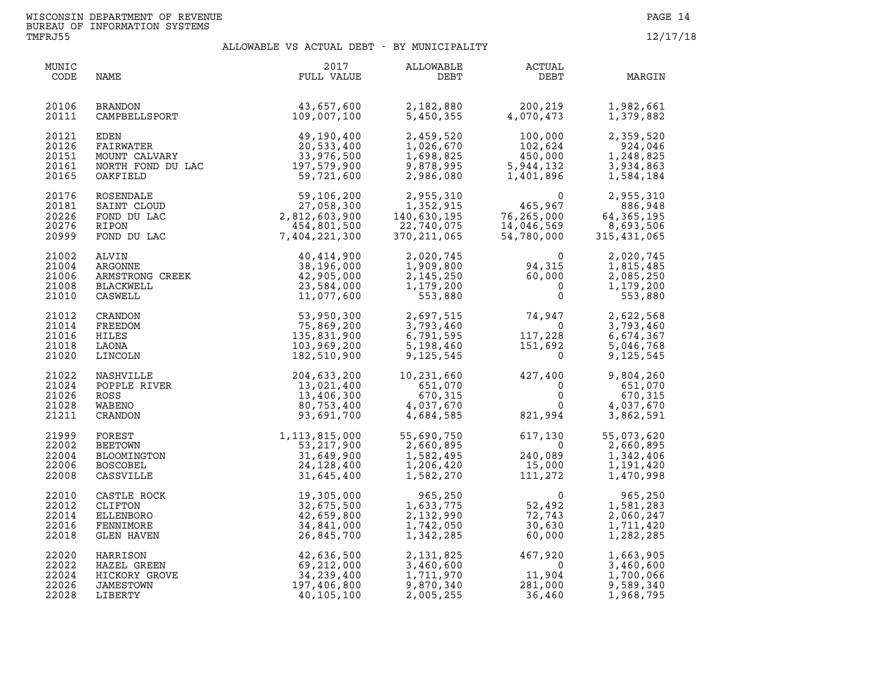WISCONSIN DEPARTMENT OF REVENUE
BUREAU OF INFORMATION SYSTEMS
TMFRJ55

12/17/18

## ALLOWABLE VS ACTUAL DEBT - BY MUNICIPALITY

| MUNIC CODE | NAME | 2017 FULL VALUE | ALLOWABLE DEBT | ACTUAL DEBT | MARGIN |
|---|---|---|---|---|---|
| 20106 | BRANDON | 43,657,600 | 2,182,880 | 200,219 | 1,982,661 |
| 20111 | CAMPBELLSPORT | 109,007,100 | 5,450,355 | 4,070,473 | 1,379,882 |
| 20121 | EDEN | 49,190,400 | 2,459,520 | 100,000 | 2,359,520 |
| 20126 | FAIRWATER | 20,533,400 | 1,026,670 | 102,624 | 924,046 |
| 20151 | MOUNT CALVARY | 33,976,500 | 1,698,825 | 450,000 | 1,248,825 |
| 20161 | NORTH FOND DU LAC | 197,579,900 | 9,878,995 | 5,944,132 | 3,934,863 |
| 20165 | OAKFIELD | 59,721,600 | 2,986,080 | 1,401,896 | 1,584,184 |
| 20176 | ROSENDALE | 59,106,200 | 2,955,310 | 0 | 2,955,310 |
| 20181 | SAINT CLOUD | 27,058,300 | 1,352,915 | 465,967 | 886,948 |
| 20226 | FOND DU LAC | 2,812,603,900 | 140,630,195 | 76,265,000 | 64,365,195 |
| 20276 | RIPON | 454,801,500 | 22,740,075 | 14,046,569 | 8,693,506 |
| 20999 | FOND DU LAC | 7,404,221,300 | 370,211,065 | 54,780,000 | 315,431,065 |
| 21002 | ALVIN | 40,414,900 | 2,020,745 | 0 | 2,020,745 |
| 21004 | ARGONNE | 38,196,000 | 1,909,800 | 94,315 | 1,815,485 |
| 21006 | ARMSTRONG CREEK | 42,905,000 | 2,145,250 | 60,000 | 2,085,250 |
| 21008 | BLACKWELL | 23,584,000 | 1,179,200 | 0 | 1,179,200 |
| 21010 | CASWELL | 11,077,600 | 553,880 | 0 | 553,880 |
| 21012 | CRANDON | 53,950,300 | 2,697,515 | 74,947 | 2,622,568 |
| 21014 | FREEDOM | 75,869,200 | 3,793,460 | 0 | 3,793,460 |
| 21016 | HILES | 135,831,900 | 6,791,595 | 117,228 | 6,674,367 |
| 21018 | LAONA | 103,969,200 | 5,198,460 | 151,692 | 5,046,768 |
| 21020 | LINCOLN | 182,510,900 | 9,125,545 | 0 | 9,125,545 |
| 21022 | NASHVILLE | 204,633,200 | 10,231,660 | 427,400 | 9,804,260 |
| 21024 | POPPLE RIVER | 13,021,400 | 651,070 | 0 | 651,070 |
| 21026 | ROSS | 13,406,300 | 670,315 | 0 | 670,315 |
| 21028 | WABENO | 80,753,400 | 4,037,670 | 0 | 4,037,670 |
| 21211 | CRANDON | 93,691,700 | 4,684,585 | 821,994 | 3,862,591 |
| 21999 | FOREST | 1,113,815,000 | 55,690,750 | 617,130 | 55,073,620 |
| 22002 | BEETOWN | 53,217,900 | 2,660,895 | 0 | 2,660,895 |
| 22004 | BLOOMINGTON | 31,649,900 | 1,582,495 | 240,089 | 1,342,406 |
| 22006 | BOSCOBEL | 24,128,400 | 1,206,420 | 15,000 | 1,191,420 |
| 22008 | CASSVILLE | 31,645,400 | 1,582,270 | 111,272 | 1,470,998 |
| 22010 | CASTLE ROCK | 19,305,000 | 965,250 | 0 | 965,250 |
| 22012 | CLIFTON | 32,675,500 | 1,633,775 | 52,492 | 1,581,283 |
| 22014 | ELLENBORO | 42,659,800 | 2,132,990 | 72,743 | 2,060,247 |
| 22016 | FENNIMORE | 34,841,000 | 1,742,050 | 30,630 | 1,711,420 |
| 22018 | GLEN HAVEN | 26,845,700 | 1,342,285 | 60,000 | 1,282,285 |
| 22020 | HARRISON | 42,636,500 | 2,131,825 | 467,920 | 1,663,905 |
| 22022 | HAZEL GREEN | 69,212,000 | 3,460,600 | 0 | 3,460,600 |
| 22024 | HICKORY GROVE | 34,239,400 | 1,711,970 | 11,904 | 1,700,066 |
| 22026 | JAMESTOWN | 197,406,800 | 9,870,340 | 281,000 | 9,589,340 |
| 22028 | LIBERTY | 40,105,100 | 2,005,255 | 36,460 | 1,968,795 |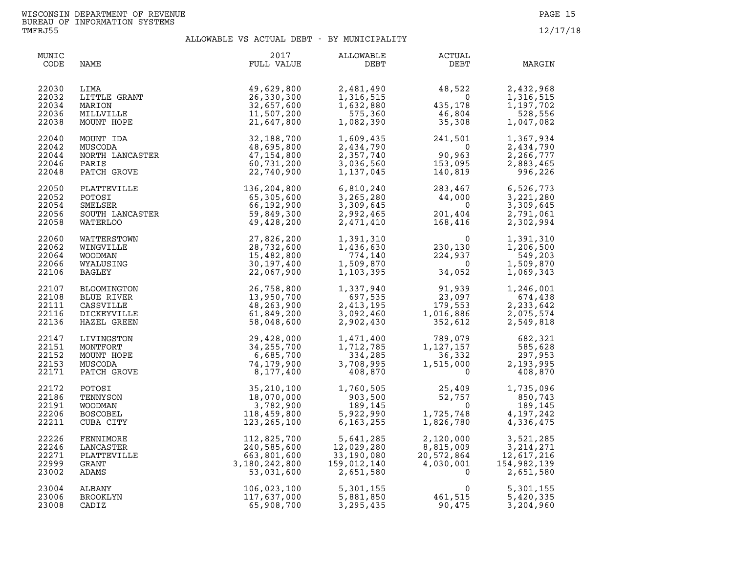WISCONSIN DEPARTMENT OF REVENUE
BUREAU OF INFORMATION SYSTEMS
TMFRJ55

12/17/18

# ALLOWABLE VS ACTUAL DEBT - BY MUNICIPALITY

| MUNIC CODE | NAME | 2017 FULL VALUE | ALLOWABLE DEBT | ACTUAL DEBT | MARGIN |
|---|---|---|---|---|---|
| 22030 | LIMA | 49,629,800 | 2,481,490 | 48,522 | 2,432,968 |
| 22032 | LITTLE GRANT | 26,330,300 | 1,316,515 | 0 | 1,316,515 |
| 22034 | MARION | 32,657,600 | 1,632,880 | 435,178 | 1,197,702 |
| 22036 | MILLVILLE | 11,507,200 | 575,360 | 46,804 | 528,556 |
| 22038 | MOUNT HOPE | 21,647,800 | 1,082,390 | 35,308 | 1,047,082 |
| 22040 | MOUNT IDA | 32,188,700 | 1,609,435 | 241,501 | 1,367,934 |
| 22042 | MUSCODA | 48,695,800 | 2,434,790 | 0 | 2,434,790 |
| 22044 | NORTH LANCASTER | 47,154,800 | 2,357,740 | 90,963 | 2,266,777 |
| 22046 | PARIS | 60,731,200 | 3,036,560 | 153,095 | 2,883,465 |
| 22048 | PATCH GROVE | 22,740,900 | 1,137,045 | 140,819 | 996,226 |
| 22050 | PLATTEVILLE | 136,204,800 | 6,810,240 | 283,467 | 6,526,773 |
| 22052 | POTOSI | 65,305,600 | 3,265,280 | 44,000 | 3,221,280 |
| 22054 | SMELSER | 66,192,900 | 3,309,645 | 0 | 3,309,645 |
| 22056 | SOUTH LANCASTER | 59,849,300 | 2,992,465 | 201,404 | 2,791,061 |
| 22058 | WATERLOO | 49,428,200 | 2,471,410 | 168,416 | 2,302,994 |
| 22060 | WATTERSTOWN | 27,826,200 | 1,391,310 | 0 | 1,391,310 |
| 22062 | WINGVILLE | 28,732,600 | 1,436,630 | 230,130 | 1,206,500 |
| 22064 | WOODMAN | 15,482,800 | 774,140 | 224,937 | 549,203 |
| 22066 | WYALUSING | 30,197,400 | 1,509,870 | 0 | 1,509,870 |
| 22106 | BAGLEY | 22,067,900 | 1,103,395 | 34,052 | 1,069,343 |
| 22107 | BLOOMINGTON | 26,758,800 | 1,337,940 | 91,939 | 1,246,001 |
| 22108 | BLUE RIVER | 13,950,700 | 697,535 | 23,097 | 674,438 |
| 22111 | CASSVILLE | 48,263,900 | 2,413,195 | 179,553 | 2,233,642 |
| 22116 | DICKEYVILLE | 61,849,200 | 3,092,460 | 1,016,886 | 2,075,574 |
| 22136 | HAZEL GREEN | 58,048,600 | 2,902,430 | 352,612 | 2,549,818 |
| 22147 | LIVINGSTON | 29,428,000 | 1,471,400 | 789,079 | 682,321 |
| 22151 | MONTFORT | 34,255,700 | 1,712,785 | 1,127,157 | 585,628 |
| 22152 | MOUNT HOPE | 6,685,700 | 334,285 | 36,332 | 297,953 |
| 22153 | MUSCODA | 74,179,900 | 3,708,995 | 1,515,000 | 2,193,995 |
| 22171 | PATCH GROVE | 8,177,400 | 408,870 | 0 | 408,870 |
| 22172 | POTOSI | 35,210,100 | 1,760,505 | 25,409 | 1,735,096 |
| 22186 | TENNYSON | 18,070,000 | 903,500 | 52,757 | 850,743 |
| 22191 | WOODMAN | 3,782,900 | 189,145 | 0 | 189,145 |
| 22206 | BOSCOBEL | 118,459,800 | 5,922,990 | 1,725,748 | 4,197,242 |
| 22211 | CUBA CITY | 123,265,100 | 6,163,255 | 1,826,780 | 4,336,475 |
| 22226 | FENNIMORE | 112,825,700 | 5,641,285 | 2,120,000 | 3,521,285 |
| 22246 | LANCASTER | 240,585,600 | 12,029,280 | 8,815,009 | 3,214,271 |
| 22271 | PLATTEVILLE | 663,801,600 | 33,190,080 | 20,572,864 | 12,617,216 |
| 22999 | GRANT | 3,180,242,800 | 159,012,140 | 4,030,001 | 154,982,139 |
| 23002 | ADAMS | 53,031,600 | 2,651,580 | 0 | 2,651,580 |
| 23004 | ALBANY | 106,023,100 | 5,301,155 | 0 | 5,301,155 |
| 23006 | BROOKLYN | 117,637,000 | 5,881,850 | 461,515 | 5,420,335 |
| 23008 | CADIZ | 65,908,700 | 3,295,435 | 90,475 | 3,204,960 |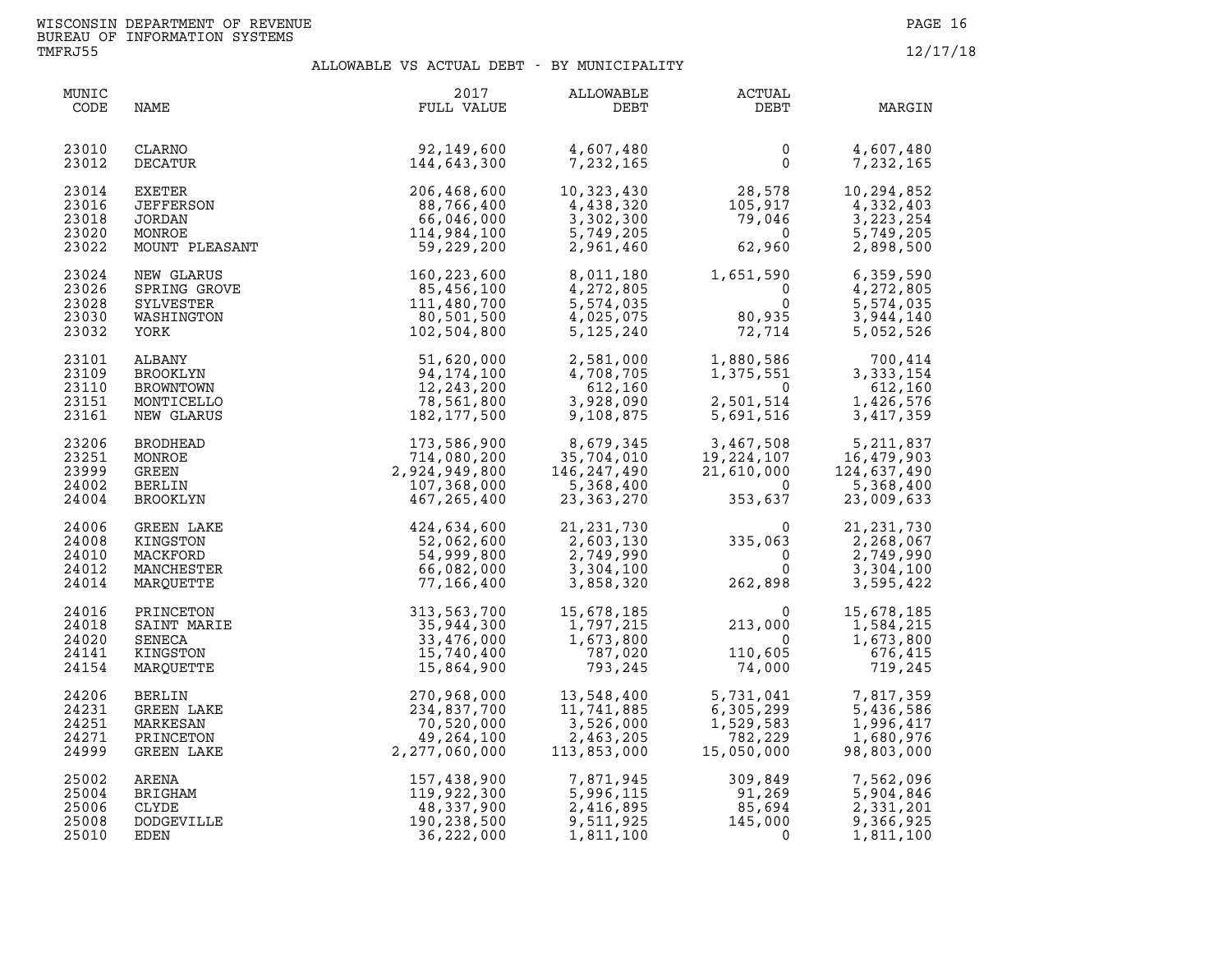WISCONSIN DEPARTMENT OF REVENUE
BUREAU OF INFORMATION SYSTEMS
TMFRJ55

12/17/18

## ALLOWABLE VS ACTUAL DEBT - BY MUNICIPALITY

| MUNIC CODE | NAME | 2017 FULL VALUE | ALLOWABLE DEBT | ACTUAL DEBT | MARGIN |
|---|---|---|---|---|---|
| 23010 | CLARNO | 92,149,600 | 4,607,480 | 0 | 4,607,480 |
| 23012 | DECATUR | 144,643,300 | 7,232,165 | 0 | 7,232,165 |
| 23014 | EXETER | 206,468,600 | 10,323,430 | 28,578 | 10,294,852 |
| 23016 | JEFFERSON | 88,766,400 | 4,438,320 | 105,917 | 4,332,403 |
| 23018 | JORDAN | 66,046,000 | 3,302,300 | 79,046 | 3,223,254 |
| 23020 | MONROE | 114,984,100 | 5,749,205 | 0 | 5,749,205 |
| 23022 | MOUNT PLEASANT | 59,229,200 | 2,961,460 | 62,960 | 2,898,500 |
| 23024 | NEW GLARUS | 160,223,600 | 8,011,180 | 1,651,590 | 6,359,590 |
| 23026 | SPRING GROVE | 85,456,100 | 4,272,805 | 0 | 4,272,805 |
| 23028 | SYLVESTER | 111,480,700 | 5,574,035 | 0 | 5,574,035 |
| 23030 | WASHINGTON | 80,501,500 | 4,025,075 | 80,935 | 3,944,140 |
| 23032 | YORK | 102,504,800 | 5,125,240 | 72,714 | 5,052,526 |
| 23101 | ALBANY | 51,620,000 | 2,581,000 | 1,880,586 | 700,414 |
| 23109 | BROOKLYN | 94,174,100 | 4,708,705 | 1,375,551 | 3,333,154 |
| 23110 | BROWNTOWN | 12,243,200 | 612,160 | 0 | 612,160 |
| 23151 | MONTICELLO | 78,561,800 | 3,928,090 | 2,501,514 | 1,426,576 |
| 23161 | NEW GLARUS | 182,177,500 | 9,108,875 | 5,691,516 | 3,417,359 |
| 23206 | BRODHEAD | 173,586,900 | 8,679,345 | 3,467,508 | 5,211,837 |
| 23251 | MONROE | 714,080,200 | 35,704,010 | 19,224,107 | 16,479,903 |
| 23999 | GREEN | 2,924,949,800 | 146,247,490 | 21,610,000 | 124,637,490 |
| 24002 | BERLIN | 107,368,000 | 5,368,400 | 0 | 5,368,400 |
| 24004 | BROOKLYN | 467,265,400 | 23,363,270 | 353,637 | 23,009,633 |
| 24006 | GREEN LAKE | 424,634,600 | 21,231,730 | 0 | 21,231,730 |
| 24008 | KINGSTON | 52,062,600 | 2,603,130 | 335,063 | 2,268,067 |
| 24010 | MACKFORD | 54,999,800 | 2,749,990 | 0 | 2,749,990 |
| 24012 | MANCHESTER | 66,082,000 | 3,304,100 | 0 | 3,304,100 |
| 24014 | MARQUETTE | 77,166,400 | 3,858,320 | 262,898 | 3,595,422 |
| 24016 | PRINCETON | 313,563,700 | 15,678,185 | 0 | 15,678,185 |
| 24018 | SAINT MARIE | 35,944,300 | 1,797,215 | 213,000 | 1,584,215 |
| 24020 | SENECA | 33,476,000 | 1,673,800 | 0 | 1,673,800 |
| 24141 | KINGSTON | 15,740,400 | 787,020 | 110,605 | 676,415 |
| 24154 | MARQUETTE | 15,864,900 | 793,245 | 74,000 | 719,245 |
| 24206 | BERLIN | 270,968,000 | 13,548,400 | 5,731,041 | 7,817,359 |
| 24231 | GREEN LAKE | 234,837,700 | 11,741,885 | 6,305,299 | 5,436,586 |
| 24251 | MARKESAN | 70,520,000 | 3,526,000 | 1,529,583 | 1,996,417 |
| 24271 | PRINCETON | 49,264,100 | 2,463,205 | 782,229 | 1,680,976 |
| 24999 | GREEN LAKE | 2,277,060,000 | 113,853,000 | 15,050,000 | 98,803,000 |
| 25002 | ARENA | 157,438,900 | 7,871,945 | 309,849 | 7,562,096 |
| 25004 | BRIGHAM | 119,922,300 | 5,996,115 | 91,269 | 5,904,846 |
| 25006 | CLYDE | 48,337,900 | 2,416,895 | 85,694 | 2,331,201 |
| 25008 | DODGEVILLE | 190,238,500 | 9,511,925 | 145,000 | 9,366,925 |
| 25010 | EDEN | 36,222,000 | 1,811,100 | 0 | 1,811,100 |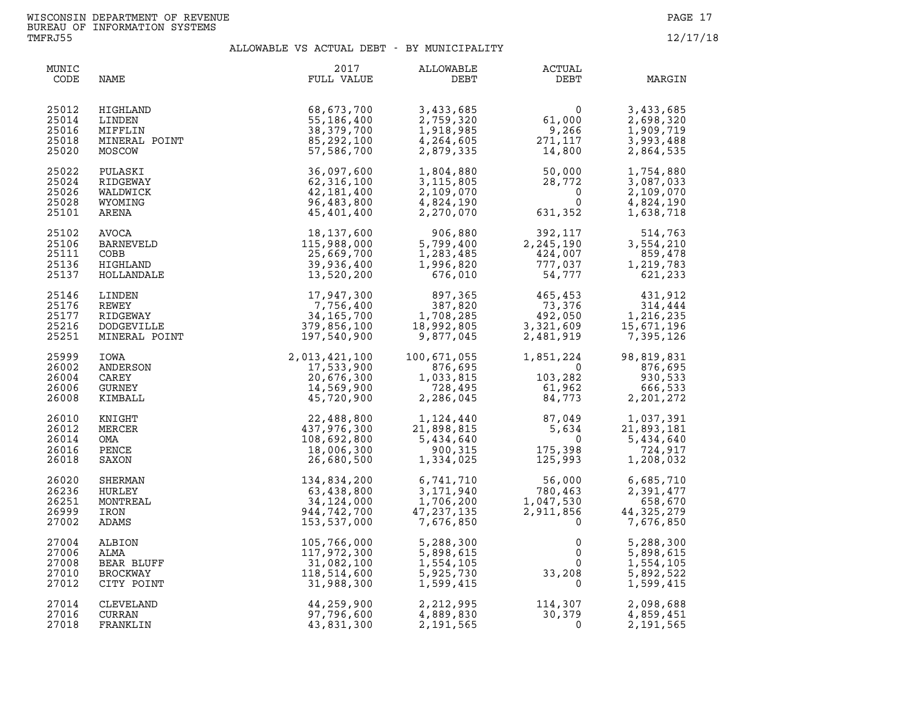WISCONSIN DEPARTMENT OF REVENUE
BUREAU OF INFORMATION SYSTEMS
TMFRJ55

12/17/18

## ALLOWABLE VS ACTUAL DEBT - BY MUNICIPALITY

| MUNIC CODE | NAME | 2017 FULL VALUE | ALLOWABLE DEBT | ACTUAL DEBT | MARGIN |
|---|---|---|---|---|---|
| 25012 | HIGHLAND | 68,673,700 | 3,433,685 | 0 | 3,433,685 |
| 25014 | LINDEN | 55,186,400 | 2,759,320 | 61,000 | 2,698,320 |
| 25016 | MIFFLIN | 38,379,700 | 1,918,985 | 9,266 | 1,909,719 |
| 25018 | MINERAL POINT | 85,292,100 | 4,264,605 | 271,117 | 3,993,488 |
| 25020 | MOSCOW | 57,586,700 | 2,879,335 | 14,800 | 2,864,535 |
| 25022 | PULASKI | 36,097,600 | 1,804,880 | 50,000 | 1,754,880 |
| 25024 | RIDGEWAY | 62,316,100 | 3,115,805 | 28,772 | 3,087,033 |
| 25026 | WALDWICK | 42,181,400 | 2,109,070 | 0 | 2,109,070 |
| 25028 | WYOMING | 96,483,800 | 4,824,190 | 0 | 4,824,190 |
| 25101 | ARENA | 45,401,400 | 2,270,070 | 631,352 | 1,638,718 |
| 25102 | AVOCA | 18,137,600 | 906,880 | 392,117 | 514,763 |
| 25106 | BARNEVELD | 115,988,000 | 5,799,400 | 2,245,190 | 3,554,210 |
| 25111 | COBB | 25,669,700 | 1,283,485 | 424,007 | 859,478 |
| 25136 | HIGHLAND | 39,936,400 | 1,996,820 | 777,037 | 1,219,783 |
| 25137 | HOLLANDALE | 13,520,200 | 676,010 | 54,777 | 621,233 |
| 25146 | LINDEN | 17,947,300 | 897,365 | 465,453 | 431,912 |
| 25176 | REWEY | 7,756,400 | 387,820 | 73,376 | 314,444 |
| 25177 | RIDGEWAY | 34,165,700 | 1,708,285 | 492,050 | 1,216,235 |
| 25216 | DODGEVILLE | 379,856,100 | 18,992,805 | 3,321,609 | 15,671,196 |
| 25251 | MINERAL POINT | 197,540,900 | 9,877,045 | 2,481,919 | 7,395,126 |
| 25999 | IOWA | 2,013,421,100 | 100,671,055 | 1,851,224 | 98,819,831 |
| 26002 | ANDERSON | 17,533,900 | 876,695 | 0 | 876,695 |
| 26004 | CAREY | 20,676,300 | 1,033,815 | 103,282 | 930,533 |
| 26006 | GURNEY | 14,569,900 | 728,495 | 61,962 | 666,533 |
| 26008 | KIMBALL | 45,720,900 | 2,286,045 | 84,773 | 2,201,272 |
| 26010 | KNIGHT | 22,488,800 | 1,124,440 | 87,049 | 1,037,391 |
| 26012 | MERCER | 437,976,300 | 21,898,815 | 5,634 | 21,893,181 |
| 26014 | OMA | 108,692,800 | 5,434,640 | 0 | 5,434,640 |
| 26016 | PENCE | 18,006,300 | 900,315 | 175,398 | 724,917 |
| 26018 | SAXON | 26,680,500 | 1,334,025 | 125,993 | 1,208,032 |
| 26020 | SHERMAN | 134,834,200 | 6,741,710 | 56,000 | 6,685,710 |
| 26236 | HURLEY | 63,438,800 | 3,171,940 | 780,463 | 2,391,477 |
| 26251 | MONTREAL | 34,124,000 | 1,706,200 | 1,047,530 | 658,670 |
| 26999 | IRON | 944,742,700 | 47,237,135 | 2,911,856 | 44,325,279 |
| 27002 | ADAMS | 153,537,000 | 7,676,850 | 0 | 7,676,850 |
| 27004 | ALBION | 105,766,000 | 5,288,300 | 0 | 5,288,300 |
| 27006 | ALMA | 117,972,300 | 5,898,615 | 0 | 5,898,615 |
| 27008 | BEAR BLUFF | 31,082,100 | 1,554,105 | 0 | 1,554,105 |
| 27010 | BROCKWAY | 118,514,600 | 5,925,730 | 33,208 | 5,892,522 |
| 27012 | CITY POINT | 31,988,300 | 1,599,415 | 0 | 1,599,415 |
| 27014 | CLEVELAND | 44,259,900 | 2,212,995 | 114,307 | 2,098,688 |
| 27016 | CURRAN | 97,796,600 | 4,889,830 | 30,379 | 4,859,451 |
| 27018 | FRANKLIN | 43,831,300 | 2,191,565 | 0 | 2,191,565 |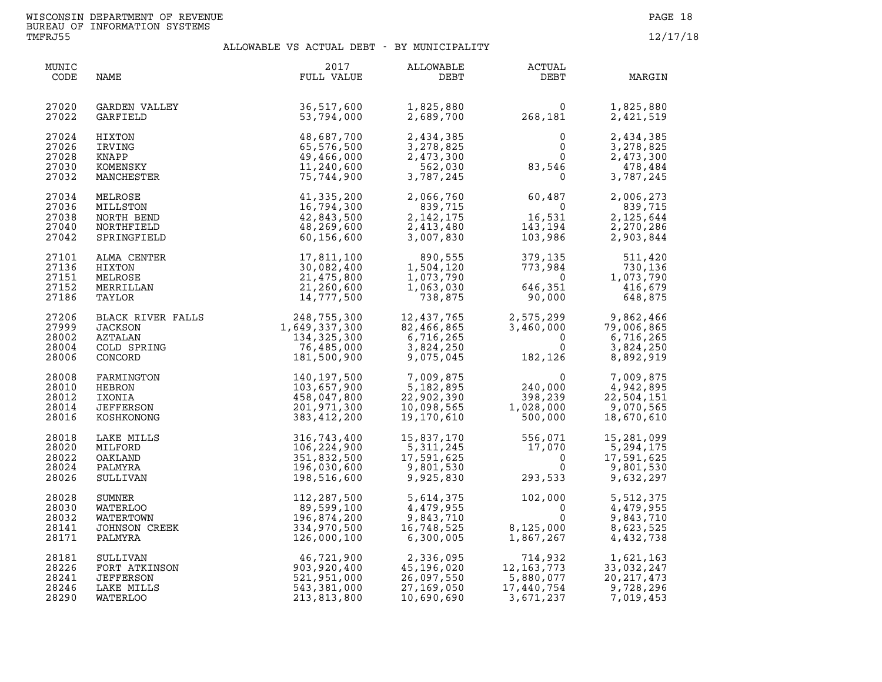WISCONSIN DEPARTMENT OF REVENUE
BUREAU OF INFORMATION SYSTEMS
TMFRJ55

12/17/18

# ALLOWABLE VS ACTUAL DEBT - BY MUNICIPALITY

| MUNIC CODE | NAME | 2017 FULL VALUE | ALLOWABLE DEBT | ACTUAL DEBT | MARGIN |
|---|---|---|---|---|---|
| 27020 | GARDEN VALLEY | 36,517,600 | 1,825,880 | 0 | 1,825,880 |
| 27022 | GARFIELD | 53,794,000 | 2,689,700 | 268,181 | 2,421,519 |
| 27024 | HIXTON | 48,687,700 | 2,434,385 | 0 | 2,434,385 |
| 27026 | IRVING | 65,576,500 | 3,278,825 | 0 | 3,278,825 |
| 27028 | KNAPP | 49,466,000 | 2,473,300 | 0 | 2,473,300 |
| 27030 | KOMENSKY | 11,240,600 | 562,030 | 83,546 | 478,484 |
| 27032 | MANCHESTER | 75,744,900 | 3,787,245 | 0 | 3,787,245 |
| 27034 | MELROSE | 41,335,200 | 2,066,760 | 60,487 | 2,006,273 |
| 27036 | MILLSTON | 16,794,300 | 839,715 | 0 | 839,715 |
| 27038 | NORTH BEND | 42,843,500 | 2,142,175 | 16,531 | 2,125,644 |
| 27040 | NORTHFIELD | 48,269,600 | 2,413,480 | 143,194 | 2,270,286 |
| 27042 | SPRINGFIELD | 60,156,600 | 3,007,830 | 103,986 | 2,903,844 |
| 27101 | ALMA CENTER | 17,811,100 | 890,555 | 379,135 | 511,420 |
| 27136 | HIXTON | 30,082,400 | 1,504,120 | 773,984 | 730,136 |
| 27151 | MELROSE | 21,475,800 | 1,073,790 | 0 | 1,073,790 |
| 27152 | MERRILLAN | 21,260,600 | 1,063,030 | 646,351 | 416,679 |
| 27186 | TAYLOR | 14,777,500 | 738,875 | 90,000 | 648,875 |
| 27206 | BLACK RIVER FALLS | 248,755,300 | 12,437,765 | 2,575,299 | 9,862,466 |
| 27999 | JACKSON | 1,649,337,300 | 82,466,865 | 3,460,000 | 79,006,865 |
| 28002 | AZTALAN | 134,325,300 | 6,716,265 | 0 | 6,716,265 |
| 28004 | COLD SPRING | 76,485,000 | 3,824,250 | 0 | 3,824,250 |
| 28006 | CONCORD | 181,500,900 | 9,075,045 | 182,126 | 8,892,919 |
| 28008 | FARMINGTON | 140,197,500 | 7,009,875 | 0 | 7,009,875 |
| 28010 | HEBRON | 103,657,900 | 5,182,895 | 240,000 | 4,942,895 |
| 28012 | IXONIA | 458,047,800 | 22,902,390 | 398,239 | 22,504,151 |
| 28014 | JEFFERSON | 201,971,300 | 10,098,565 | 1,028,000 | 9,070,565 |
| 28016 | KOSHKONONG | 383,412,200 | 19,170,610 | 500,000 | 18,670,610 |
| 28018 | LAKE MILLS | 316,743,400 | 15,837,170 | 556,071 | 15,281,099 |
| 28020 | MILFORD | 106,224,900 | 5,311,245 | 17,070 | 5,294,175 |
| 28022 | OAKLAND | 351,832,500 | 17,591,625 | 0 | 17,591,625 |
| 28024 | PALMYRA | 196,030,600 | 9,801,530 | 0 | 9,801,530 |
| 28026 | SULLIVAN | 198,516,600 | 9,925,830 | 293,533 | 9,632,297 |
| 28028 | SUMNER | 112,287,500 | 5,614,375 | 102,000 | 5,512,375 |
| 28030 | WATERLOO | 89,599,100 | 4,479,955 | 0 | 4,479,955 |
| 28032 | WATERTOWN | 196,874,200 | 9,843,710 | 0 | 9,843,710 |
| 28141 | JOHNSON CREEK | 334,970,500 | 16,748,525 | 8,125,000 | 8,623,525 |
| 28171 | PALMYRA | 126,000,100 | 6,300,005 | 1,867,267 | 4,432,738 |
| 28181 | SULLIVAN | 46,721,900 | 2,336,095 | 714,932 | 1,621,163 |
| 28226 | FORT ATKINSON | 903,920,400 | 45,196,020 | 12,163,773 | 33,032,247 |
| 28241 | JEFFERSON | 521,951,000 | 26,097,550 | 5,880,077 | 20,217,473 |
| 28246 | LAKE MILLS | 543,381,000 | 27,169,050 | 17,440,754 | 9,728,296 |
| 28290 | WATERLOO | 213,813,800 | 10,690,690 | 3,671,237 | 7,019,453 |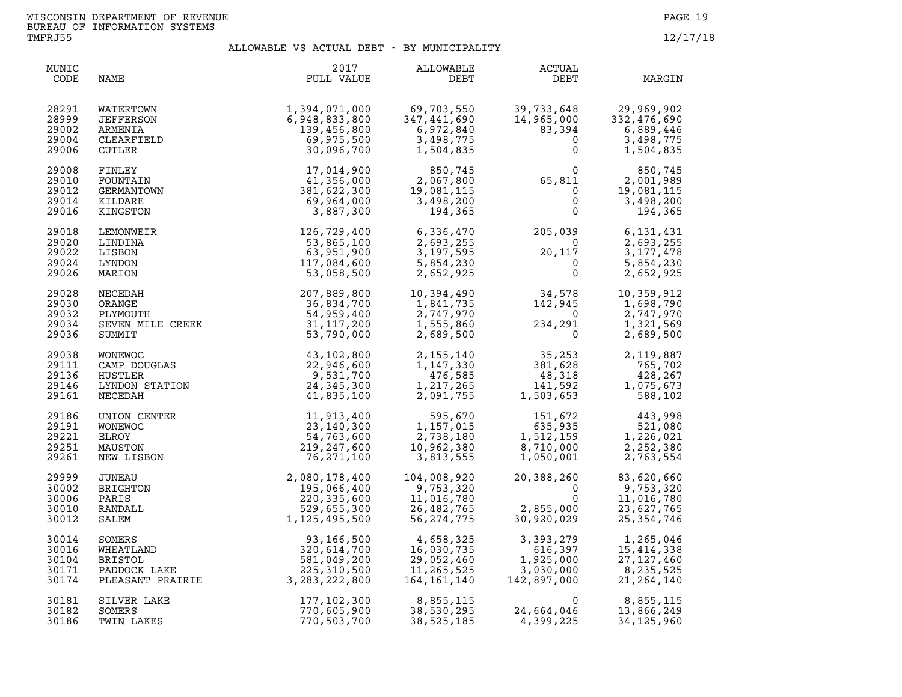WISCONSIN DEPARTMENT OF REVENUE
BUREAU OF INFORMATION SYSTEMS
TMFRJ55

12/17/18

## ALLOWABLE VS ACTUAL DEBT - BY MUNICIPALITY

| MUNIC CODE | NAME | 2017 FULL VALUE | ALLOWABLE DEBT | ACTUAL DEBT | MARGIN |
|---|---|---|---|---|---|
| 28291 | WATERTOWN | 1,394,071,000 | 69,703,550 | 39,733,648 | 29,969,902 |
| 28999 | JEFFERSON | 6,948,833,800 | 347,441,690 | 14,965,000 | 332,476,690 |
| 29002 | ARMENIA | 139,456,800 | 6,972,840 | 83,394 | 6,889,446 |
| 29004 | CLEARFIELD | 69,975,500 | 3,498,775 | 0 | 3,498,775 |
| 29006 | CUTLER | 30,096,700 | 1,504,835 | 0 | 1,504,835 |
| 29008 | FINLEY | 17,014,900 | 850,745 | 0 | 850,745 |
| 29010 | FOUNTAIN | 41,356,000 | 2,067,800 | 65,811 | 2,001,989 |
| 29012 | GERMANTOWN | 381,622,300 | 19,081,115 | 0 | 19,081,115 |
| 29014 | KILDARE | 69,964,000 | 3,498,200 | 0 | 3,498,200 |
| 29016 | KINGSTON | 3,887,300 | 194,365 | 0 | 194,365 |
| 29018 | LEMONWEIR | 126,729,400 | 6,336,470 | 205,039 | 6,131,431 |
| 29020 | LINDINA | 53,865,100 | 2,693,255 | 0 | 2,693,255 |
| 29022 | LISBON | 63,951,900 | 3,197,595 | 20,117 | 3,177,478 |
| 29024 | LYNDON | 117,084,600 | 5,854,230 | 0 | 5,854,230 |
| 29026 | MARION | 53,058,500 | 2,652,925 | 0 | 2,652,925 |
| 29028 | NECEDAH | 207,889,800 | 10,394,490 | 34,578 | 10,359,912 |
| 29030 | ORANGE | 36,834,700 | 1,841,735 | 142,945 | 1,698,790 |
| 29032 | PLYMOUTH | 54,959,400 | 2,747,970 | 0 | 2,747,970 |
| 29034 | SEVEN MILE CREEK | 31,117,200 | 1,555,860 | 234,291 | 1,321,569 |
| 29036 | SUMMIT | 53,790,000 | 2,689,500 | 0 | 2,689,500 |
| 29038 | WONEWOC | 43,102,800 | 2,155,140 | 35,253 | 2,119,887 |
| 29111 | CAMP DOUGLAS | 22,946,600 | 1,147,330 | 381,628 | 765,702 |
| 29136 | HUSTLER | 9,531,700 | 476,585 | 48,318 | 428,267 |
| 29146 | LYNDON STATION | 24,345,300 | 1,217,265 | 141,592 | 1,075,673 |
| 29161 | NECEDAH | 41,835,100 | 2,091,755 | 1,503,653 | 588,102 |
| 29186 | UNION CENTER | 11,913,400 | 595,670 | 151,672 | 443,998 |
| 29191 | WONEWOC | 23,140,300 | 1,157,015 | 635,935 | 521,080 |
| 29221 | ELROY | 54,763,600 | 2,738,180 | 1,512,159 | 1,226,021 |
| 29251 | MAUSTON | 219,247,600 | 10,962,380 | 8,710,000 | 2,252,380 |
| 29261 | NEW LISBON | 76,271,100 | 3,813,555 | 1,050,001 | 2,763,554 |
| 29999 | JUNEAU | 2,080,178,400 | 104,008,920 | 20,388,260 | 83,620,660 |
| 30002 | BRIGHTON | 195,066,400 | 9,753,320 | 0 | 9,753,320 |
| 30006 | PARIS | 220,335,600 | 11,016,780 | 0 | 11,016,780 |
| 30010 | RANDALL | 529,655,300 | 26,482,765 | 2,855,000 | 23,627,765 |
| 30012 | SALEM | 1,125,495,500 | 56,274,775 | 30,920,029 | 25,354,746 |
| 30014 | SOMERS | 93,166,500 | 4,658,325 | 3,393,279 | 1,265,046 |
| 30016 | WHEATLAND | 320,614,700 | 16,030,735 | 616,397 | 15,414,338 |
| 30104 | BRISTOL | 581,049,200 | 29,052,460 | 1,925,000 | 27,127,460 |
| 30171 | PADDOCK LAKE | 225,310,500 | 11,265,525 | 3,030,000 | 8,235,525 |
| 30174 | PLEASANT PRAIRIE | 3,283,222,800 | 164,161,140 | 142,897,000 | 21,264,140 |
| 30181 | SILVER LAKE | 177,102,300 | 8,855,115 | 0 | 8,855,115 |
| 30182 | SOMERS | 770,605,900 | 38,530,295 | 24,664,046 | 13,866,249 |
| 30186 | TWIN LAKES | 770,503,700 | 38,525,185 | 4,399,225 | 34,125,960 |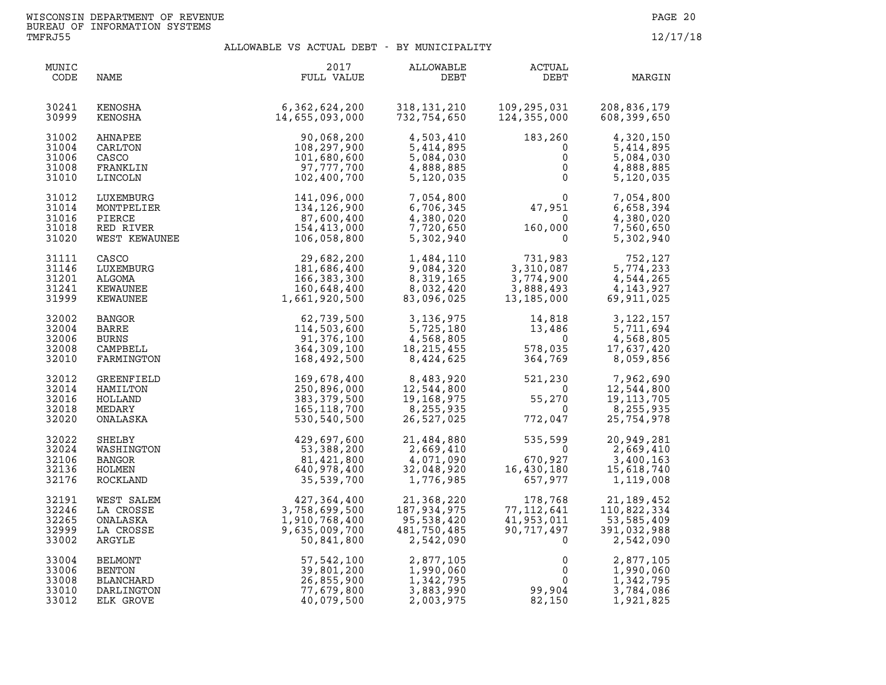WISCONSIN DEPARTMENT OF REVENUE
BUREAU OF INFORMATION SYSTEMS
TMFRJ55

12/17/18

## ALLOWABLE VS ACTUAL DEBT - BY MUNICIPALITY

| MUNIC CODE | NAME | 2017 FULL VALUE | ALLOWABLE DEBT | ACTUAL DEBT | MARGIN |
|---|---|---|---|---|---|
| 30241 | KENOSHA | 6,362,624,200 | 318,131,210 | 109,295,031 | 208,836,179 |
| 30999 | KENOSHA | 14,655,093,000 | 732,754,650 | 124,355,000 | 608,399,650 |
| 31002 | AHNAPEE | 90,068,200 | 4,503,410 | 183,260 | 4,320,150 |
| 31004 | CARLTON | 108,297,900 | 5,414,895 | 0 | 5,414,895 |
| 31006 | CASCO | 101,680,600 | 5,084,030 | 0 | 5,084,030 |
| 31008 | FRANKLIN | 97,777,700 | 4,888,885 | 0 | 4,888,885 |
| 31010 | LINCOLN | 102,400,700 | 5,120,035 | 0 | 5,120,035 |
| 31012 | LUXEMBURG | 141,096,000 | 7,054,800 | 0 | 7,054,800 |
| 31014 | MONTPELIER | 134,126,900 | 6,706,345 | 47,951 | 6,658,394 |
| 31016 | PIERCE | 87,600,400 | 4,380,020 | 0 | 4,380,020 |
| 31018 | RED RIVER | 154,413,000 | 7,720,650 | 160,000 | 7,560,650 |
| 31020 | WEST KEWAUNEE | 106,058,800 | 5,302,940 | 0 | 5,302,940 |
| 31111 | CASCO | 29,682,200 | 1,484,110 | 731,983 | 752,127 |
| 31146 | LUXEMBURG | 181,686,400 | 9,084,320 | 3,310,087 | 5,774,233 |
| 31201 | ALGOMA | 166,383,300 | 8,319,165 | 3,774,900 | 4,544,265 |
| 31241 | KEWAUNEE | 160,648,400 | 8,032,420 | 3,888,493 | 4,143,927 |
| 31999 | KEWAUNEE | 1,661,920,500 | 83,096,025 | 13,185,000 | 69,911,025 |
| 32002 | BANGOR | 62,739,500 | 3,136,975 | 14,818 | 3,122,157 |
| 32004 | BARRE | 114,503,600 | 5,725,180 | 13,486 | 5,711,694 |
| 32006 | BURNS | 91,376,100 | 4,568,805 | 0 | 4,568,805 |
| 32008 | CAMPBELL | 364,309,100 | 18,215,455 | 578,035 | 17,637,420 |
| 32010 | FARMINGTON | 168,492,500 | 8,424,625 | 364,769 | 8,059,856 |
| 32012 | GREENFIELD | 169,678,400 | 8,483,920 | 521,230 | 7,962,690 |
| 32014 | HAMILTON | 250,896,000 | 12,544,800 | 0 | 12,544,800 |
| 32016 | HOLLAND | 383,379,500 | 19,168,975 | 55,270 | 19,113,705 |
| 32018 | MEDARY | 165,118,700 | 8,255,935 | 0 | 8,255,935 |
| 32020 | ONALASKA | 530,540,500 | 26,527,025 | 772,047 | 25,754,978 |
| 32022 | SHELBY | 429,697,600 | 21,484,880 | 535,599 | 20,949,281 |
| 32024 | WASHINGTON | 53,388,200 | 2,669,410 | 0 | 2,669,410 |
| 32106 | BANGOR | 81,421,800 | 4,071,090 | 670,927 | 3,400,163 |
| 32136 | HOLMEN | 640,978,400 | 32,048,920 | 16,430,180 | 15,618,740 |
| 32176 | ROCKLAND | 35,539,700 | 1,776,985 | 657,977 | 1,119,008 |
| 32191 | WEST SALEM | 427,364,400 | 21,368,220 | 178,768 | 21,189,452 |
| 32246 | LA CROSSE | 3,758,699,500 | 187,934,975 | 77,112,641 | 110,822,334 |
| 32265 | ONALASKA | 1,910,768,400 | 95,538,420 | 41,953,011 | 53,585,409 |
| 32999 | LA CROSSE | 9,635,009,700 | 481,750,485 | 90,717,497 | 391,032,988 |
| 33002 | ARGYLE | 50,841,800 | 2,542,090 | 0 | 2,542,090 |
| 33004 | BELMONT | 57,542,100 | 2,877,105 | 0 | 2,877,105 |
| 33006 | BENTON | 39,801,200 | 1,990,060 | 0 | 1,990,060 |
| 33008 | BLANCHARD | 26,855,900 | 1,342,795 | 0 | 1,342,795 |
| 33010 | DARLINGTON | 77,679,800 | 3,883,990 | 99,904 | 3,784,086 |
| 33012 | ELK GROVE | 40,079,500 | 2,003,975 | 82,150 | 1,921,825 |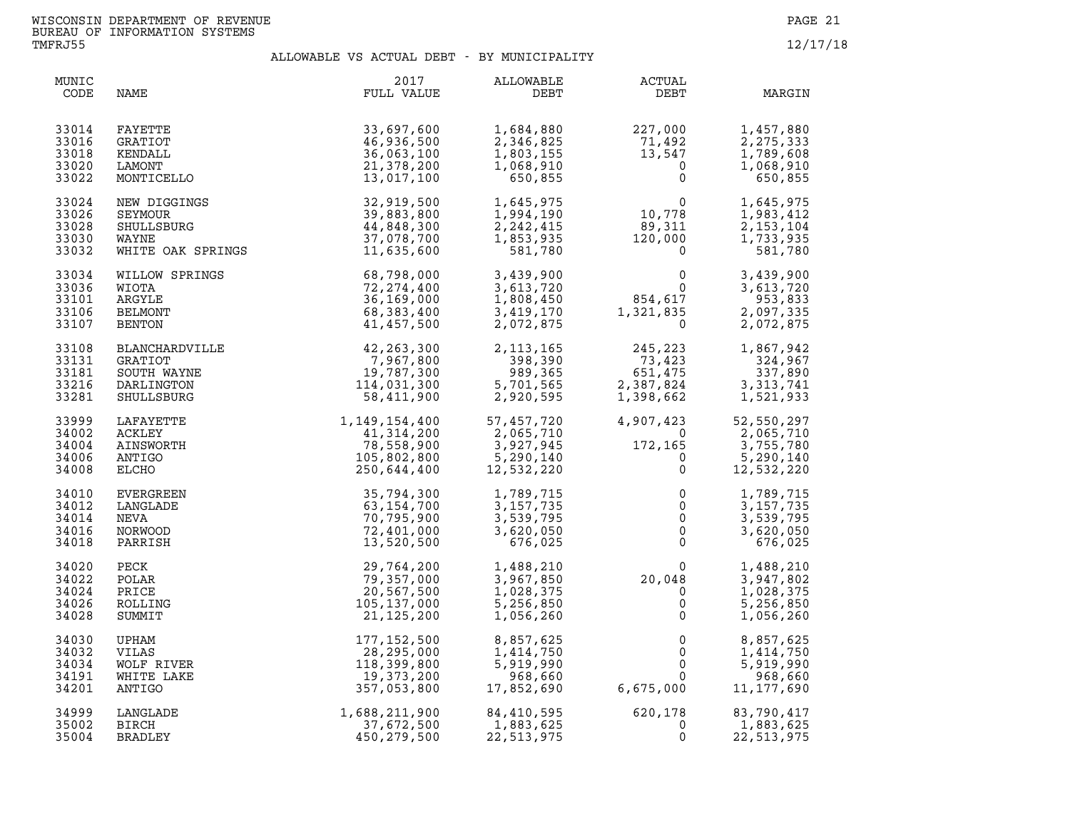WISCONSIN DEPARTMENT OF REVENUE
BUREAU OF INFORMATION SYSTEMS
TMFRJ55

12/17/18

## ALLOWABLE VS ACTUAL DEBT - BY MUNICIPALITY

| MUNIC CODE | NAME | 2017 FULL VALUE | ALLOWABLE DEBT | ACTUAL DEBT | MARGIN |
|---|---|---|---|---|---|
| 33014 | FAYETTE | 33,697,600 | 1,684,880 | 227,000 | 1,457,880 |
| 33016 | GRATIOT | 46,936,500 | 2,346,825 | 71,492 | 2,275,333 |
| 33018 | KENDALL | 36,063,100 | 1,803,155 | 13,547 | 1,789,608 |
| 33020 | LAMONT | 21,378,200 | 1,068,910 | 0 | 1,068,910 |
| 33022 | MONTICELLO | 13,017,100 | 650,855 | 0 | 650,855 |
| 33024 | NEW DIGGINGS | 32,919,500 | 1,645,975 | 0 | 1,645,975 |
| 33026 | SEYMOUR | 39,883,800 | 1,994,190 | 10,778 | 1,983,412 |
| 33028 | SHULLSBURG | 44,848,300 | 2,242,415 | 89,311 | 2,153,104 |
| 33030 | WAYNE | 37,078,700 | 1,853,935 | 120,000 | 1,733,935 |
| 33032 | WHITE OAK SPRINGS | 11,635,600 | 581,780 | 0 | 581,780 |
| 33034 | WILLOW SPRINGS | 68,798,000 | 3,439,900 | 0 | 3,439,900 |
| 33036 | WIOTA | 72,274,400 | 3,613,720 | 0 | 3,613,720 |
| 33101 | ARGYLE | 36,169,000 | 1,808,450 | 854,617 | 953,833 |
| 33106 | BELMONT | 68,383,400 | 3,419,170 | 1,321,835 | 2,097,335 |
| 33107 | BENTON | 41,457,500 | 2,072,875 | 0 | 2,072,875 |
| 33108 | BLANCHARDVILLE | 42,263,300 | 2,113,165 | 245,223 | 1,867,942 |
| 33131 | GRATIOT | 7,967,800 | 398,390 | 73,423 | 324,967 |
| 33181 | SOUTH WAYNE | 19,787,300 | 989,365 | 651,475 | 337,890 |
| 33216 | DARLINGTON | 114,031,300 | 5,701,565 | 2,387,824 | 3,313,741 |
| 33281 | SHULLSBURG | 58,411,900 | 2,920,595 | 1,398,662 | 1,521,933 |
| 33999 | LAFAYETTE | 1,149,154,400 | 57,457,720 | 4,907,423 | 52,550,297 |
| 34002 | ACKLEY | 41,314,200 | 2,065,710 | 0 | 2,065,710 |
| 34004 | AINSWORTH | 78,558,900 | 3,927,945 | 172,165 | 3,755,780 |
| 34006 | ANTIGO | 105,802,800 | 5,290,140 | 0 | 5,290,140 |
| 34008 | ELCHO | 250,644,400 | 12,532,220 | 0 | 12,532,220 |
| 34010 | EVERGREEN | 35,794,300 | 1,789,715 | 0 | 1,789,715 |
| 34012 | LANGLADE | 63,154,700 | 3,157,735 | 0 | 3,157,735 |
| 34014 | NEVA | 70,795,900 | 3,539,795 | 0 | 3,539,795 |
| 34016 | NORWOOD | 72,401,000 | 3,620,050 | 0 | 3,620,050 |
| 34018 | PARRISH | 13,520,500 | 676,025 | 0 | 676,025 |
| 34020 | PECK | 29,764,200 | 1,488,210 | 0 | 1,488,210 |
| 34022 | POLAR | 79,357,000 | 3,967,850 | 20,048 | 3,947,802 |
| 34024 | PRICE | 20,567,500 | 1,028,375 | 0 | 1,028,375 |
| 34026 | ROLLING | 105,137,000 | 5,256,850 | 0 | 5,256,850 |
| 34028 | SUMMIT | 21,125,200 | 1,056,260 | 0 | 1,056,260 |
| 34030 | UPHAM | 177,152,500 | 8,857,625 | 0 | 8,857,625 |
| 34032 | VILAS | 28,295,000 | 1,414,750 | 0 | 1,414,750 |
| 34034 | WOLF RIVER | 118,399,800 | 5,919,990 | 0 | 5,919,990 |
| 34191 | WHITE LAKE | 19,373,200 | 968,660 | 0 | 968,660 |
| 34201 | ANTIGO | 357,053,800 | 17,852,690 | 6,675,000 | 11,177,690 |
| 34999 | LANGLADE | 1,688,211,900 | 84,410,595 | 620,178 | 83,790,417 |
| 35002 | BIRCH | 37,672,500 | 1,883,625 | 0 | 1,883,625 |
| 35004 | BRADLEY | 450,279,500 | 22,513,975 | 0 | 22,513,975 |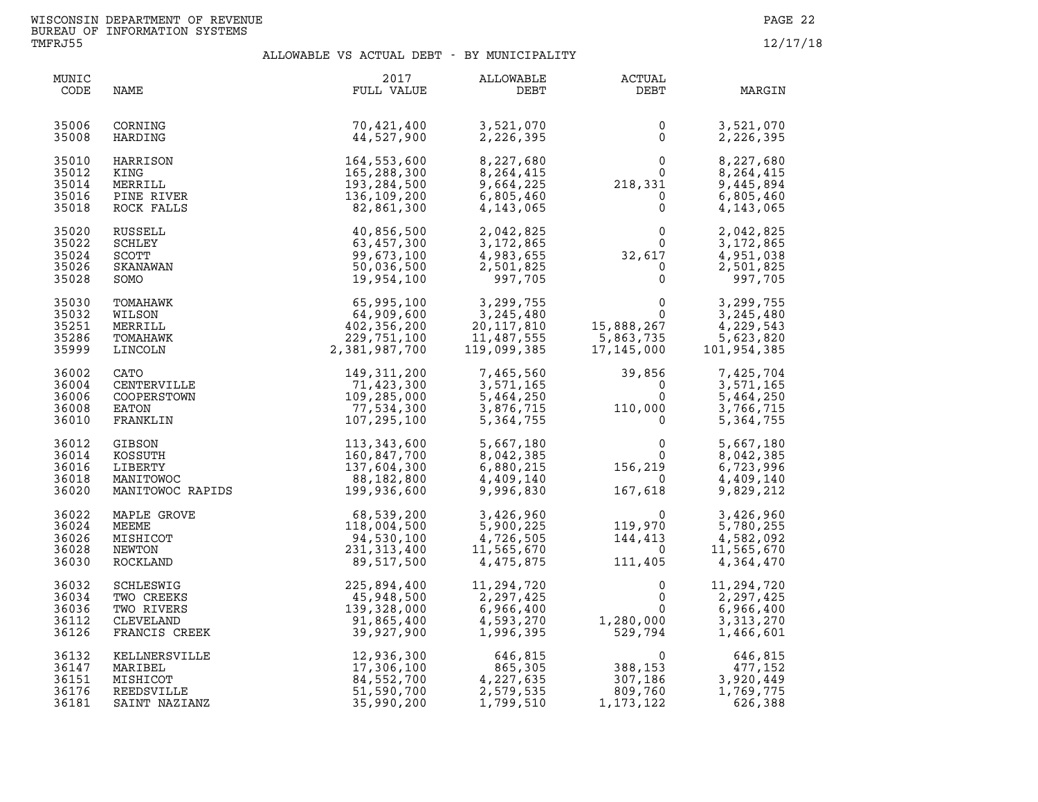WISCONSIN DEPARTMENT OF REVENUE
BUREAU OF INFORMATION SYSTEMS
TMFRJ55

12/17/18

## ALLOWABLE VS ACTUAL DEBT - BY MUNICIPALITY

| MUNIC CODE | NAME | 2017 FULL VALUE | ALLOWABLE DEBT | ACTUAL DEBT | MARGIN |
|---|---|---|---|---|---|
| 35006 | CORNING | 70,421,400 | 3,521,070 | 0 | 3,521,070 |
| 35008 | HARDING | 44,527,900 | 2,226,395 | 0 | 2,226,395 |
| 35010 | HARRISON | 164,553,600 | 8,227,680 | 0 | 8,227,680 |
| 35012 | KING | 165,288,300 | 8,264,415 | 0 | 8,264,415 |
| 35014 | MERRILL | 193,284,500 | 9,664,225 | 218,331 | 9,445,894 |
| 35016 | PINE RIVER | 136,109,200 | 6,805,460 | 0 | 6,805,460 |
| 35018 | ROCK FALLS | 82,861,300 | 4,143,065 | 0 | 4,143,065 |
| 35020 | RUSSELL | 40,856,500 | 2,042,825 | 0 | 2,042,825 |
| 35022 | SCHLEY | 63,457,300 | 3,172,865 | 0 | 3,172,865 |
| 35024 | SCOTT | 99,673,100 | 4,983,655 | 32,617 | 4,951,038 |
| 35026 | SKANAWAN | 50,036,500 | 2,501,825 | 0 | 2,501,825 |
| 35028 | SOMO | 19,954,100 | 997,705 | 0 | 997,705 |
| 35030 | TOMAHAWK | 65,995,100 | 3,299,755 | 0 | 3,299,755 |
| 35032 | WILSON | 64,909,600 | 3,245,480 | 0 | 3,245,480 |
| 35251 | MERRILL | 402,356,200 | 20,117,810 | 15,888,267 | 4,229,543 |
| 35286 | TOMAHAWK | 229,751,100 | 11,487,555 | 5,863,735 | 5,623,820 |
| 35999 | LINCOLN | 2,381,987,700 | 119,099,385 | 17,145,000 | 101,954,385 |
| 36002 | CATO | 149,311,200 | 7,465,560 | 39,856 | 7,425,704 |
| 36004 | CENTERVILLE | 71,423,300 | 3,571,165 | 0 | 3,571,165 |
| 36006 | COOPERSTOWN | 109,285,000 | 5,464,250 | 0 | 5,464,250 |
| 36008 | EATON | 77,534,300 | 3,876,715 | 110,000 | 3,766,715 |
| 36010 | FRANKLIN | 107,295,100 | 5,364,755 | 0 | 5,364,755 |
| 36012 | GIBSON | 113,343,600 | 5,667,180 | 0 | 5,667,180 |
| 36014 | KOSSUTH | 160,847,700 | 8,042,385 | 0 | 8,042,385 |
| 36016 | LIBERTY | 137,604,300 | 6,880,215 | 156,219 | 6,723,996 |
| 36018 | MANITOWOC | 88,182,800 | 4,409,140 | 0 | 4,409,140 |
| 36020 | MANITOWOC RAPIDS | 199,936,600 | 9,996,830 | 167,618 | 9,829,212 |
| 36022 | MAPLE GROVE | 68,539,200 | 3,426,960 | 0 | 3,426,960 |
| 36024 | MEEME | 118,004,500 | 5,900,225 | 119,970 | 5,780,255 |
| 36026 | MISHICOT | 94,530,100 | 4,726,505 | 144,413 | 4,582,092 |
| 36028 | NEWTON | 231,313,400 | 11,565,670 | 0 | 11,565,670 |
| 36030 | ROCKLAND | 89,517,500 | 4,475,875 | 111,405 | 4,364,470 |
| 36032 | SCHLESWIG | 225,894,400 | 11,294,720 | 0 | 11,294,720 |
| 36034 | TWO CREEKS | 45,948,500 | 2,297,425 | 0 | 2,297,425 |
| 36036 | TWO RIVERS | 139,328,000 | 6,966,400 | 0 | 6,966,400 |
| 36112 | CLEVELAND | 91,865,400 | 4,593,270 | 1,280,000 | 3,313,270 |
| 36126 | FRANCIS CREEK | 39,927,900 | 1,996,395 | 529,794 | 1,466,601 |
| 36132 | KELLNERSVILLE | 12,936,300 | 646,815 | 0 | 646,815 |
| 36147 | MARIBEL | 17,306,100 | 865,305 | 388,153 | 477,152 |
| 36151 | MISHICOT | 84,552,700 | 4,227,635 | 307,186 | 3,920,449 |
| 36176 | REEDSVILLE | 51,590,700 | 2,579,535 | 809,760 | 1,769,775 |
| 36181 | SAINT NAZIANZ | 35,990,200 | 1,799,510 | 1,173,122 | 626,388 |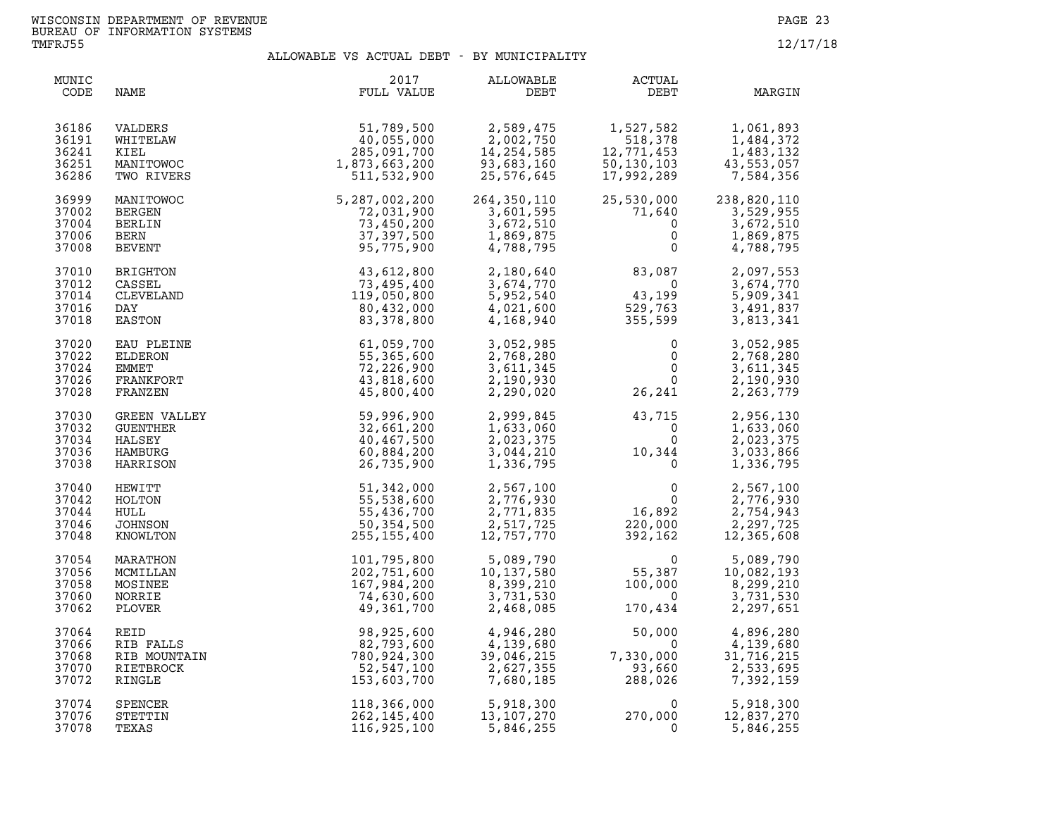WISCONSIN DEPARTMENT OF REVENUE
BUREAU OF INFORMATION SYSTEMS
TMFRJ55

12/17/18

## ALLOWABLE VS ACTUAL DEBT - BY MUNICIPALITY

| MUNIC CODE | NAME | 2017 FULL VALUE | ALLOWABLE DEBT | ACTUAL DEBT | MARGIN |
|---|---|---|---|---|---|
| 36186 | VALDERS | 51,789,500 | 2,589,475 | 1,527,582 | 1,061,893 |
| 36191 | WHITELAW | 40,055,000 | 2,002,750 | 518,378 | 1,484,372 |
| 36241 | KIEL | 285,091,700 | 14,254,585 | 12,771,453 | 1,483,132 |
| 36251 | MANITOWOC | 1,873,663,200 | 93,683,160 | 50,130,103 | 43,553,057 |
| 36286 | TWO RIVERS | 511,532,900 | 25,576,645 | 17,992,289 | 7,584,356 |
| 36999 | MANITOWOC | 5,287,002,200 | 264,350,110 | 25,530,000 | 238,820,110 |
| 37002 | BERGEN | 72,031,900 | 3,601,595 | 71,640 | 3,529,955 |
| 37004 | BERLIN | 73,450,200 | 3,672,510 | 0 | 3,672,510 |
| 37006 | BERN | 37,397,500 | 1,869,875 | 0 | 1,869,875 |
| 37008 | BEVENT | 95,775,900 | 4,788,795 | 0 | 4,788,795 |
| 37010 | BRIGHTON | 43,612,800 | 2,180,640 | 83,087 | 2,097,553 |
| 37012 | CASSEL | 73,495,400 | 3,674,770 | 0 | 3,674,770 |
| 37014 | CLEVELAND | 119,050,800 | 5,952,540 | 43,199 | 5,909,341 |
| 37016 | DAY | 80,432,000 | 4,021,600 | 529,763 | 3,491,837 |
| 37018 | EASTON | 83,378,800 | 4,168,940 | 355,599 | 3,813,341 |
| 37020 | EAU PLEINE | 61,059,700 | 3,052,985 | 0 | 3,052,985 |
| 37022 | ELDERON | 55,365,600 | 2,768,280 | 0 | 2,768,280 |
| 37024 | EMMET | 72,226,900 | 3,611,345 | 0 | 3,611,345 |
| 37026 | FRANKFORT | 43,818,600 | 2,190,930 | 0 | 2,190,930 |
| 37028 | FRANZEN | 45,800,400 | 2,290,020 | 26,241 | 2,263,779 |
| 37030 | GREEN VALLEY | 59,996,900 | 2,999,845 | 43,715 | 2,956,130 |
| 37032 | GUENTHER | 32,661,200 | 1,633,060 | 0 | 1,633,060 |
| 37034 | HALSEY | 40,467,500 | 2,023,375 | 0 | 2,023,375 |
| 37036 | HAMBURG | 60,884,200 | 3,044,210 | 10,344 | 3,033,866 |
| 37038 | HARRISON | 26,735,900 | 1,336,795 | 0 | 1,336,795 |
| 37040 | HEWITT | 51,342,000 | 2,567,100 | 0 | 2,567,100 |
| 37042 | HOLTON | 55,538,600 | 2,776,930 | 0 | 2,776,930 |
| 37044 | HULL | 55,436,700 | 2,771,835 | 16,892 | 2,754,943 |
| 37046 | JOHNSON | 50,354,500 | 2,517,725 | 220,000 | 2,297,725 |
| 37048 | KNOWLTON | 255,155,400 | 12,757,770 | 392,162 | 12,365,608 |
| 37054 | MARATHON | 101,795,800 | 5,089,790 | 0 | 5,089,790 |
| 37056 | MCMILLAN | 202,751,600 | 10,137,580 | 55,387 | 10,082,193 |
| 37058 | MOSINEE | 167,984,200 | 8,399,210 | 100,000 | 8,299,210 |
| 37060 | NORRIE | 74,630,600 | 3,731,530 | 0 | 3,731,530 |
| 37062 | PLOVER | 49,361,700 | 2,468,085 | 170,434 | 2,297,651 |
| 37064 | REID | 98,925,600 | 4,946,280 | 50,000 | 4,896,280 |
| 37066 | RIB FALLS | 82,793,600 | 4,139,680 | 0 | 4,139,680 |
| 37068 | RIB MOUNTAIN | 780,924,300 | 39,046,215 | 7,330,000 | 31,716,215 |
| 37070 | RIETBROCK | 52,547,100 | 2,627,355 | 93,660 | 2,533,695 |
| 37072 | RINGLE | 153,603,700 | 7,680,185 | 288,026 | 7,392,159 |
| 37074 | SPENCER | 118,366,000 | 5,918,300 | 0 | 5,918,300 |
| 37076 | STETTIN | 262,145,400 | 13,107,270 | 270,000 | 12,837,270 |
| 37078 | TEXAS | 116,925,100 | 5,846,255 | 0 | 5,846,255 |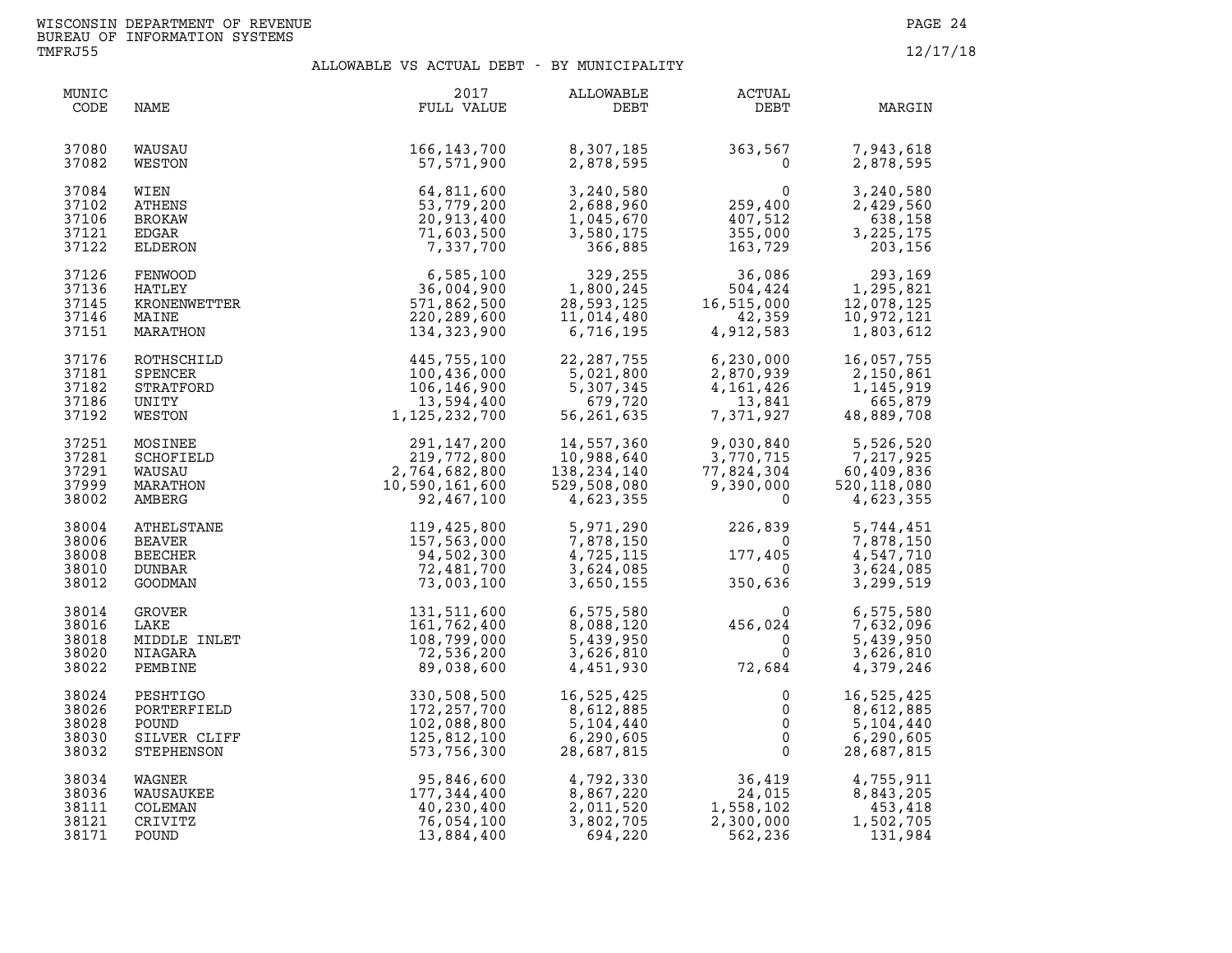WISCONSIN DEPARTMENT OF REVENUE
BUREAU OF INFORMATION SYSTEMS
TMFRJ55

12/17/18

## ALLOWABLE VS ACTUAL DEBT - BY MUNICIPALITY

| MUNIC CODE | NAME | 2017 FULL VALUE | ALLOWABLE DEBT | ACTUAL DEBT | MARGIN |
|---|---|---|---|---|---|
| 37080 | WAUSAU | 166,143,700 | 8,307,185 | 363,567 | 7,943,618 |
| 37082 | WESTON | 57,571,900 | 2,878,595 | 0 | 2,878,595 |
| 37084 | WIEN | 64,811,600 | 3,240,580 | 0 | 3,240,580 |
| 37102 | ATHENS | 53,779,200 | 2,688,960 | 259,400 | 2,429,560 |
| 37106 | BROKAW | 20,913,400 | 1,045,670 | 407,512 | 638,158 |
| 37121 | EDGAR | 71,603,500 | 3,580,175 | 355,000 | 3,225,175 |
| 37122 | ELDERON | 7,337,700 | 366,885 | 163,729 | 203,156 |
| 37126 | FENWOOD | 6,585,100 | 329,255 | 36,086 | 293,169 |
| 37136 | HATLEY | 36,004,900 | 1,800,245 | 504,424 | 1,295,821 |
| 37145 | KRONENWETTER | 571,862,500 | 28,593,125 | 16,515,000 | 12,078,125 |
| 37146 | MAINE | 220,289,600 | 11,014,480 | 42,359 | 10,972,121 |
| 37151 | MARATHON | 134,323,900 | 6,716,195 | 4,912,583 | 1,803,612 |
| 37176 | ROTHSCHILD | 445,755,100 | 22,287,755 | 6,230,000 | 16,057,755 |
| 37181 | SPENCER | 100,436,000 | 5,021,800 | 2,870,939 | 2,150,861 |
| 37182 | STRATFORD | 106,146,900 | 5,307,345 | 4,161,426 | 1,145,919 |
| 37186 | UNITY | 13,594,400 | 679,720 | 13,841 | 665,879 |
| 37192 | WESTON | 1,125,232,700 | 56,261,635 | 7,371,927 | 48,889,708 |
| 37251 | MOSINEE | 291,147,200 | 14,557,360 | 9,030,840 | 5,526,520 |
| 37281 | SCHOFIELD | 219,772,800 | 10,988,640 | 3,770,715 | 7,217,925 |
| 37291 | WAUSAU | 2,764,682,800 | 138,234,140 | 77,824,304 | 60,409,836 |
| 37999 | MARATHON | 10,590,161,600 | 529,508,080 | 9,390,000 | 520,118,080 |
| 38002 | AMBERG | 92,467,100 | 4,623,355 | 0 | 4,623,355 |
| 38004 | ATHELSTANE | 119,425,800 | 5,971,290 | 226,839 | 5,744,451 |
| 38006 | BEAVER | 157,563,000 | 7,878,150 | 0 | 7,878,150 |
| 38008 | BEECHER | 94,502,300 | 4,725,115 | 177,405 | 4,547,710 |
| 38010 | DUNBAR | 72,481,700 | 3,624,085 | 0 | 3,624,085 |
| 38012 | GOODMAN | 73,003,100 | 3,650,155 | 350,636 | 3,299,519 |
| 38014 | GROVER | 131,511,600 | 6,575,580 | 0 | 6,575,580 |
| 38016 | LAKE | 161,762,400 | 8,088,120 | 456,024 | 7,632,096 |
| 38018 | MIDDLE INLET | 108,799,000 | 5,439,950 | 0 | 5,439,950 |
| 38020 | NIAGARA | 72,536,200 | 3,626,810 | 0 | 3,626,810 |
| 38022 | PEMBINE | 89,038,600 | 4,451,930 | 72,684 | 4,379,246 |
| 38024 | PESHTIGO | 330,508,500 | 16,525,425 | 0 | 16,525,425 |
| 38026 | PORTERFIELD | 172,257,700 | 8,612,885 | 0 | 8,612,885 |
| 38028 | POUND | 102,088,800 | 5,104,440 | 0 | 5,104,440 |
| 38030 | SILVER CLIFF | 125,812,100 | 6,290,605 | 0 | 6,290,605 |
| 38032 | STEPHENSON | 573,756,300 | 28,687,815 | 0 | 28,687,815 |
| 38034 | WAGNER | 95,846,600 | 4,792,330 | 36,419 | 4,755,911 |
| 38036 | WAUSAUKEE | 177,344,400 | 8,867,220 | 24,015 | 8,843,205 |
| 38111 | COLEMAN | 40,230,400 | 2,011,520 | 1,558,102 | 453,418 |
| 38121 | CRIVITZ | 76,054,100 | 3,802,705 | 2,300,000 | 1,502,705 |
| 38171 | POUND | 13,884,400 | 694,220 | 562,236 | 131,984 |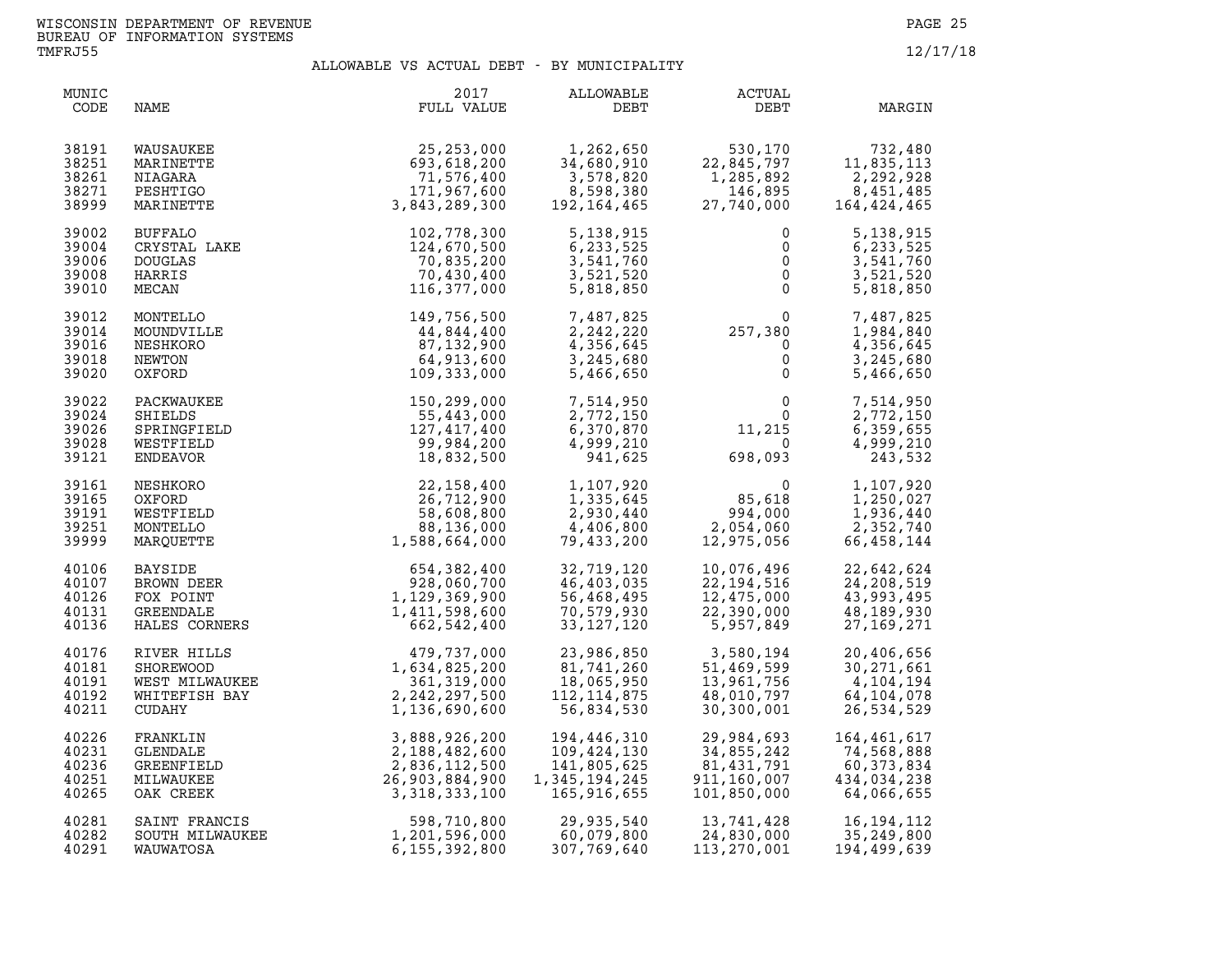WISCONSIN DEPARTMENT OF REVENUE
BUREAU OF INFORMATION SYSTEMS
TMFRJ55

12/17/18

## ALLOWABLE VS ACTUAL DEBT - BY MUNICIPALITY

| MUNIC CODE | NAME | 2017 FULL VALUE | ALLOWABLE DEBT | ACTUAL DEBT | MARGIN |
|---|---|---|---|---|---|
| 38191 | WAUSAUKEE | 25,253,000 | 1,262,650 | 530,170 | 732,480 |
| 38251 | MARINETTE | 693,618,200 | 34,680,910 | 22,845,797 | 11,835,113 |
| 38261 | NIAGARA | 71,576,400 | 3,578,820 | 1,285,892 | 2,292,928 |
| 38271 | PESHTIGO | 171,967,600 | 8,598,380 | 146,895 | 8,451,485 |
| 38999 | MARINETTE | 3,843,289,300 | 192,164,465 | 27,740,000 | 164,424,465 |
| 39002 | BUFFALO | 102,778,300 | 5,138,915 | 0 | 5,138,915 |
| 39004 | CRYSTAL LAKE | 124,670,500 | 6,233,525 | 0 | 6,233,525 |
| 39006 | DOUGLAS | 70,835,200 | 3,541,760 | 0 | 3,541,760 |
| 39008 | HARRIS | 70,430,400 | 3,521,520 | 0 | 3,521,520 |
| 39010 | MECAN | 116,377,000 | 5,818,850 | 0 | 5,818,850 |
| 39012 | MONTELLO | 149,756,500 | 7,487,825 | 0 | 7,487,825 |
| 39014 | MOUNDVILLE | 44,844,400 | 2,242,220 | 257,380 | 1,984,840 |
| 39016 | NESHKORO | 87,132,900 | 4,356,645 | 0 | 4,356,645 |
| 39018 | NEWTON | 64,913,600 | 3,245,680 | 0 | 3,245,680 |
| 39020 | OXFORD | 109,333,000 | 5,466,650 | 0 | 5,466,650 |
| 39022 | PACKWAUKEE | 150,299,000 | 7,514,950 | 0 | 7,514,950 |
| 39024 | SHIELDS | 55,443,000 | 2,772,150 | 0 | 2,772,150 |
| 39026 | SPRINGFIELD | 127,417,400 | 6,370,870 | 11,215 | 6,359,655 |
| 39028 | WESTFIELD | 99,984,200 | 4,999,210 | 0 | 4,999,210 |
| 39121 | ENDEAVOR | 18,832,500 | 941,625 | 698,093 | 243,532 |
| 39161 | NESHKORO | 22,158,400 | 1,107,920 | 0 | 1,107,920 |
| 39165 | OXFORD | 26,712,900 | 1,335,645 | 85,618 | 1,250,027 |
| 39191 | WESTFIELD | 58,608,800 | 2,930,440 | 994,000 | 1,936,440 |
| 39251 | MONTELLO | 88,136,000 | 4,406,800 | 2,054,060 | 2,352,740 |
| 39999 | MARQUETTE | 1,588,664,000 | 79,433,200 | 12,975,056 | 66,458,144 |
| 40106 | BAYSIDE | 654,382,400 | 32,719,120 | 10,076,496 | 22,642,624 |
| 40107 | BROWN DEER | 928,060,700 | 46,403,035 | 22,194,516 | 24,208,519 |
| 40126 | FOX POINT | 1,129,369,900 | 56,468,495 | 12,475,000 | 43,993,495 |
| 40131 | GREENDALE | 1,411,598,600 | 70,579,930 | 22,390,000 | 48,189,930 |
| 40136 | HALES CORNERS | 662,542,400 | 33,127,120 | 5,957,849 | 27,169,271 |
| 40176 | RIVER HILLS | 479,737,000 | 23,986,850 | 3,580,194 | 20,406,656 |
| 40181 | SHOREWOOD | 1,634,825,200 | 81,741,260 | 51,469,599 | 30,271,661 |
| 40191 | WEST MILWAUKEE | 361,319,000 | 18,065,950 | 13,961,756 | 4,104,194 |
| 40192 | WHITEFISH BAY | 2,242,297,500 | 112,114,875 | 48,010,797 | 64,104,078 |
| 40211 | CUDAHY | 1,136,690,600 | 56,834,530 | 30,300,001 | 26,534,529 |
| 40226 | FRANKLIN | 3,888,926,200 | 194,446,310 | 29,984,693 | 164,461,617 |
| 40231 | GLENDALE | 2,188,482,600 | 109,424,130 | 34,855,242 | 74,568,888 |
| 40236 | GREENFIELD | 2,836,112,500 | 141,805,625 | 81,431,791 | 60,373,834 |
| 40251 | MILWAUKEE | 26,903,884,900 | 1,345,194,245 | 911,160,007 | 434,034,238 |
| 40265 | OAK CREEK | 3,318,333,100 | 165,916,655 | 101,850,000 | 64,066,655 |
| 40281 | SAINT FRANCIS | 598,710,800 | 29,935,540 | 13,741,428 | 16,194,112 |
| 40282 | SOUTH MILWAUKEE | 1,201,596,000 | 60,079,800 | 24,830,000 | 35,249,800 |
| 40291 | WAUWATOSA | 6,155,392,800 | 307,769,640 | 113,270,001 | 194,499,639 |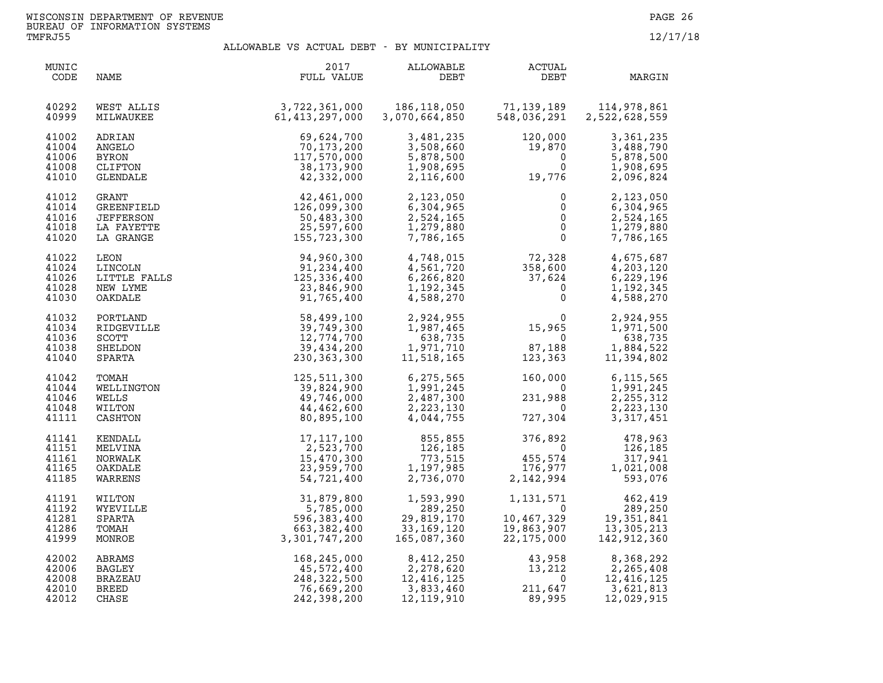WISCONSIN DEPARTMENT OF REVENUE
BUREAU OF INFORMATION SYSTEMS
TMFRJ55

12/17/18

## ALLOWABLE VS ACTUAL DEBT - BY MUNICIPALITY

| MUNIC CODE | NAME | 2017 FULL VALUE | ALLOWABLE DEBT | ACTUAL DEBT | MARGIN |
|---|---|---|---|---|---|
| 40292 | WEST ALLIS | 3,722,361,000 | 186,118,050 | 71,139,189 | 114,978,861 |
| 40999 | MILWAUKEE | 61,413,297,000 | 3,070,664,850 | 548,036,291 | 2,522,628,559 |
| 41002 | ADRIAN | 69,624,700 | 3,481,235 | 120,000 | 3,361,235 |
| 41004 | ANGELO | 70,173,200 | 3,508,660 | 19,870 | 3,488,790 |
| 41006 | BYRON | 117,570,000 | 5,878,500 | 0 | 5,878,500 |
| 41008 | CLIFTON | 38,173,900 | 1,908,695 | 0 | 1,908,695 |
| 41010 | GLENDALE | 42,332,000 | 2,116,600 | 19,776 | 2,096,824 |
| 41012 | GRANT | 42,461,000 | 2,123,050 | 0 | 2,123,050 |
| 41014 | GREENFIELD | 126,099,300 | 6,304,965 | 0 | 6,304,965 |
| 41016 | JEFFERSON | 50,483,300 | 2,524,165 | 0 | 2,524,165 |
| 41018 | LA FAYETTE | 25,597,600 | 1,279,880 | 0 | 1,279,880 |
| 41020 | LA GRANGE | 155,723,300 | 7,786,165 | 0 | 7,786,165 |
| 41022 | LEON | 94,960,300 | 4,748,015 | 72,328 | 4,675,687 |
| 41024 | LINCOLN | 91,234,400 | 4,561,720 | 358,600 | 4,203,120 |
| 41026 | LITTLE FALLS | 125,336,400 | 6,266,820 | 37,624 | 6,229,196 |
| 41028 | NEW LYME | 23,846,900 | 1,192,345 | 0 | 1,192,345 |
| 41030 | OAKDALE | 91,765,400 | 4,588,270 | 0 | 4,588,270 |
| 41032 | PORTLAND | 58,499,100 | 2,924,955 | 0 | 2,924,955 |
| 41034 | RIDGEVILLE | 39,749,300 | 1,987,465 | 15,965 | 1,971,500 |
| 41036 | SCOTT | 12,774,700 | 638,735 | 0 | 638,735 |
| 41038 | SHELDON | 39,434,200 | 1,971,710 | 87,188 | 1,884,522 |
| 41040 | SPARTA | 230,363,300 | 11,518,165 | 123,363 | 11,394,802 |
| 41042 | TOMAH | 125,511,300 | 6,275,565 | 160,000 | 6,115,565 |
| 41044 | WELLINGTON | 39,824,900 | 1,991,245 | 0 | 1,991,245 |
| 41046 | WELLS | 49,746,000 | 2,487,300 | 231,988 | 2,255,312 |
| 41048 | WILTON | 44,462,600 | 2,223,130 | 0 | 2,223,130 |
| 41111 | CASHTON | 80,895,100 | 4,044,755 | 727,304 | 3,317,451 |
| 41141 | KENDALL | 17,117,100 | 855,855 | 376,892 | 478,963 |
| 41151 | MELVINA | 2,523,700 | 126,185 | 0 | 126,185 |
| 41161 | NORWALK | 15,470,300 | 773,515 | 455,574 | 317,941 |
| 41165 | OAKDALE | 23,959,700 | 1,197,985 | 176,977 | 1,021,008 |
| 41185 | WARRENS | 54,721,400 | 2,736,070 | 2,142,994 | 593,076 |
| 41191 | WILTON | 31,879,800 | 1,593,990 | 1,131,571 | 462,419 |
| 41192 | WYEVILLE | 5,785,000 | 289,250 | 0 | 289,250 |
| 41281 | SPARTA | 596,383,400 | 29,819,170 | 10,467,329 | 19,351,841 |
| 41286 | TOMAH | 663,382,400 | 33,169,120 | 19,863,907 | 13,305,213 |
| 41999 | MONROE | 3,301,747,200 | 165,087,360 | 22,175,000 | 142,912,360 |
| 42002 | ABRAMS | 168,245,000 | 8,412,250 | 43,958 | 8,368,292 |
| 42006 | BAGLEY | 45,572,400 | 2,278,620 | 13,212 | 2,265,408 |
| 42008 | BRAZEAU | 248,322,500 | 12,416,125 | 0 | 12,416,125 |
| 42010 | BREED | 76,669,200 | 3,833,460 | 211,647 | 3,621,813 |
| 42012 | CHASE | 242,398,200 | 12,119,910 | 89,995 | 12,029,915 |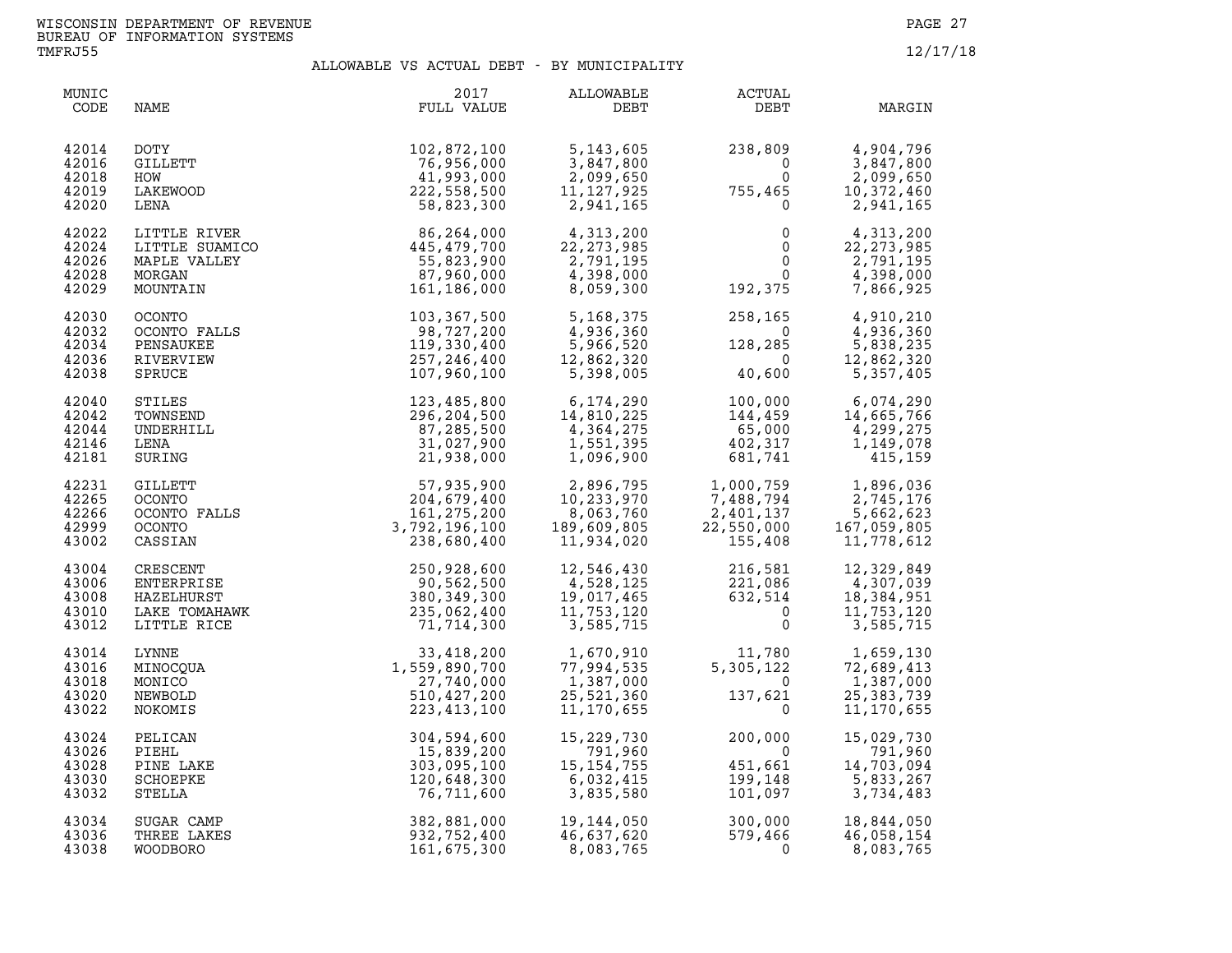WISCONSIN DEPARTMENT OF REVENUE
BUREAU OF INFORMATION SYSTEMS
TMFRJ55

12/17/18

## ALLOWABLE VS ACTUAL DEBT - BY MUNICIPALITY

| MUNIC CODE | NAME | 2017 FULL VALUE | ALLOWABLE DEBT | ACTUAL DEBT | MARGIN |
|---|---|---|---|---|---|
| 42014 | DOTY | 102,872,100 | 5,143,605 | 238,809 | 4,904,796 |
| 42016 | GILLETT | 76,956,000 | 3,847,800 | 0 | 3,847,800 |
| 42018 | HOW | 41,993,000 | 2,099,650 | 0 | 2,099,650 |
| 42019 | LAKEWOOD | 222,558,500 | 11,127,925 | 755,465 | 10,372,460 |
| 42020 | LENA | 58,823,300 | 2,941,165 | 0 | 2,941,165 |
| 42022 | LITTLE RIVER | 86,264,000 | 4,313,200 | 0 | 4,313,200 |
| 42024 | LITTLE SUAMICO | 445,479,700 | 22,273,985 | 0 | 22,273,985 |
| 42026 | MAPLE VALLEY | 55,823,900 | 2,791,195 | 0 | 2,791,195 |
| 42028 | MORGAN | 87,960,000 | 4,398,000 | 0 | 4,398,000 |
| 42029 | MOUNTAIN | 161,186,000 | 8,059,300 | 192,375 | 7,866,925 |
| 42030 | OCONTO | 103,367,500 | 5,168,375 | 258,165 | 4,910,210 |
| 42032 | OCONTO FALLS | 98,727,200 | 4,936,360 | 0 | 4,936,360 |
| 42034 | PENSAUKEE | 119,330,400 | 5,966,520 | 128,285 | 5,838,235 |
| 42036 | RIVERVIEW | 257,246,400 | 12,862,320 | 0 | 12,862,320 |
| 42038 | SPRUCE | 107,960,100 | 5,398,005 | 40,600 | 5,357,405 |
| 42040 | STILES | 123,485,800 | 6,174,290 | 100,000 | 6,074,290 |
| 42042 | TOWNSEND | 296,204,500 | 14,810,225 | 144,459 | 14,665,766 |
| 42044 | UNDERHILL | 87,285,500 | 4,364,275 | 65,000 | 4,299,275 |
| 42146 | LENA | 31,027,900 | 1,551,395 | 402,317 | 1,149,078 |
| 42181 | SURING | 21,938,000 | 1,096,900 | 681,741 | 415,159 |
| 42231 | GILLETT | 57,935,900 | 2,896,795 | 1,000,759 | 1,896,036 |
| 42265 | OCONTO | 204,679,400 | 10,233,970 | 7,488,794 | 2,745,176 |
| 42266 | OCONTO FALLS | 161,275,200 | 8,063,760 | 2,401,137 | 5,662,623 |
| 42999 | OCONTO | 3,792,196,100 | 189,609,805 | 22,550,000 | 167,059,805 |
| 43002 | CASSIAN | 238,680,400 | 11,934,020 | 155,408 | 11,778,612 |
| 43004 | CRESCENT | 250,928,600 | 12,546,430 | 216,581 | 12,329,849 |
| 43006 | ENTERPRISE | 90,562,500 | 4,528,125 | 221,086 | 4,307,039 |
| 43008 | HAZELHURST | 380,349,300 | 19,017,465 | 632,514 | 18,384,951 |
| 43010 | LAKE TOMAHAWK | 235,062,400 | 11,753,120 | 0 | 11,753,120 |
| 43012 | LITTLE RICE | 71,714,300 | 3,585,715 | 0 | 3,585,715 |
| 43014 | LYNNE | 33,418,200 | 1,670,910 | 11,780 | 1,659,130 |
| 43016 | MINOCQUA | 1,559,890,700 | 77,994,535 | 5,305,122 | 72,689,413 |
| 43018 | MONICO | 27,740,000 | 1,387,000 | 0 | 1,387,000 |
| 43020 | NEWBOLD | 510,427,200 | 25,521,360 | 137,621 | 25,383,739 |
| 43022 | NOKOMIS | 223,413,100 | 11,170,655 | 0 | 11,170,655 |
| 43024 | PELICAN | 304,594,600 | 15,229,730 | 200,000 | 15,029,730 |
| 43026 | PIEHL | 15,839,200 | 791,960 | 0 | 791,960 |
| 43028 | PINE LAKE | 303,095,100 | 15,154,755 | 451,661 | 14,703,094 |
| 43030 | SCHOEPKE | 120,648,300 | 6,032,415 | 199,148 | 5,833,267 |
| 43032 | STELLA | 76,711,600 | 3,835,580 | 101,097 | 3,734,483 |
| 43034 | SUGAR CAMP | 382,881,000 | 19,144,050 | 300,000 | 18,844,050 |
| 43036 | THREE LAKES | 932,752,400 | 46,637,620 | 579,466 | 46,058,154 |
| 43038 | WOODBORO | 161,675,300 | 8,083,765 | 0 | 8,083,765 |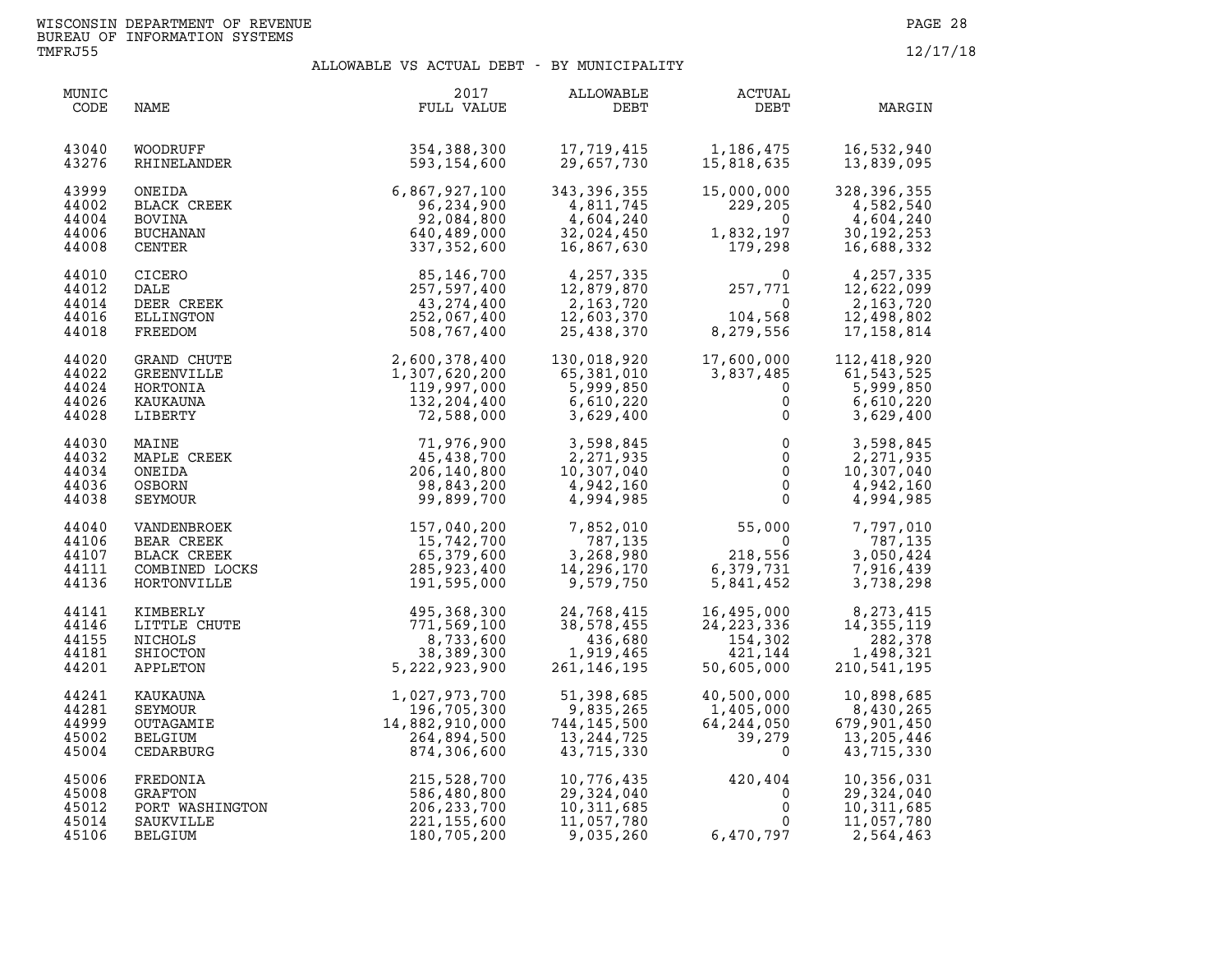WISCONSIN DEPARTMENT OF REVENUE
BUREAU OF INFORMATION SYSTEMS
TMFRJ55

12/17/18

## ALLOWABLE VS ACTUAL DEBT - BY MUNICIPALITY

| MUNIC CODE | NAME | 2017 FULL VALUE | ALLOWABLE DEBT | ACTUAL DEBT | MARGIN |
|---|---|---|---|---|---|
| 43040 | WOODRUFF | 354,388,300 | 17,719,415 | 1,186,475 | 16,532,940 |
| 43276 | RHINELANDER | 593,154,600 | 29,657,730 | 15,818,635 | 13,839,095 |
| 43999 | ONEIDA | 6,867,927,100 | 343,396,355 | 15,000,000 | 328,396,355 |
| 44002 | BLACK CREEK | 96,234,900 | 4,811,745 | 229,205 | 4,582,540 |
| 44004 | BOVINA | 92,084,800 | 4,604,240 | 0 | 4,604,240 |
| 44006 | BUCHANAN | 640,489,000 | 32,024,450 | 1,832,197 | 30,192,253 |
| 44008 | CENTER | 337,352,600 | 16,867,630 | 179,298 | 16,688,332 |
| 44010 | CICERO | 85,146,700 | 4,257,335 | 0 | 4,257,335 |
| 44012 | DALE | 257,597,400 | 12,879,870 | 257,771 | 12,622,099 |
| 44014 | DEER CREEK | 43,274,400 | 2,163,720 | 0 | 2,163,720 |
| 44016 | ELLINGTON | 252,067,400 | 12,603,370 | 104,568 | 12,498,802 |
| 44018 | FREEDOM | 508,767,400 | 25,438,370 | 8,279,556 | 17,158,814 |
| 44020 | GRAND CHUTE | 2,600,378,400 | 130,018,920 | 17,600,000 | 112,418,920 |
| 44022 | GREENVILLE | 1,307,620,200 | 65,381,010 | 3,837,485 | 61,543,525 |
| 44024 | HORTONIA | 119,997,000 | 5,999,850 | 0 | 5,999,850 |
| 44026 | KAUKAUNA | 132,204,400 | 6,610,220 | 0 | 6,610,220 |
| 44028 | LIBERTY | 72,588,000 | 3,629,400 | 0 | 3,629,400 |
| 44030 | MAINE | 71,976,900 | 3,598,845 | 0 | 3,598,845 |
| 44032 | MAPLE CREEK | 45,438,700 | 2,271,935 | 0 | 2,271,935 |
| 44034 | ONEIDA | 206,140,800 | 10,307,040 | 0 | 10,307,040 |
| 44036 | OSBORN | 98,843,200 | 4,942,160 | 0 | 4,942,160 |
| 44038 | SEYMOUR | 99,899,700 | 4,994,985 | 0 | 4,994,985 |
| 44040 | VANDENBROEK | 157,040,200 | 7,852,010 | 55,000 | 7,797,010 |
| 44106 | BEAR CREEK | 15,742,700 | 787,135 | 0 | 787,135 |
| 44107 | BLACK CREEK | 65,379,600 | 3,268,980 | 218,556 | 3,050,424 |
| 44111 | COMBINED LOCKS | 285,923,400 | 14,296,170 | 6,379,731 | 7,916,439 |
| 44136 | HORTONVILLE | 191,595,000 | 9,579,750 | 5,841,452 | 3,738,298 |
| 44141 | KIMBERLY | 495,368,300 | 24,768,415 | 16,495,000 | 8,273,415 |
| 44146 | LITTLE CHUTE | 771,569,100 | 38,578,455 | 24,223,336 | 14,355,119 |
| 44155 | NICHOLS | 8,733,600 | 436,680 | 154,302 | 282,378 |
| 44181 | SHIOCTON | 38,389,300 | 1,919,465 | 421,144 | 1,498,321 |
| 44201 | APPLETON | 5,222,923,900 | 261,146,195 | 50,605,000 | 210,541,195 |
| 44241 | KAUKAUNA | 1,027,973,700 | 51,398,685 | 40,500,000 | 10,898,685 |
| 44281 | SEYMOUR | 196,705,300 | 9,835,265 | 1,405,000 | 8,430,265 |
| 44999 | OUTAGAMIE | 14,882,910,000 | 744,145,500 | 64,244,050 | 679,901,450 |
| 45002 | BELGIUM | 264,894,500 | 13,244,725 | 39,279 | 13,205,446 |
| 45004 | CEDARBURG | 874,306,600 | 43,715,330 | 0 | 43,715,330 |
| 45006 | FREDONIA | 215,528,700 | 10,776,435 | 420,404 | 10,356,031 |
| 45008 | GRAFTON | 586,480,800 | 29,324,040 | 0 | 29,324,040 |
| 45012 | PORT WASHINGTON | 206,233,700 | 10,311,685 | 0 | 10,311,685 |
| 45014 | SAUKVILLE | 221,155,600 | 11,057,780 | 0 | 11,057,780 |
| 45106 | BELGIUM | 180,705,200 | 9,035,260 | 6,470,797 | 2,564,463 |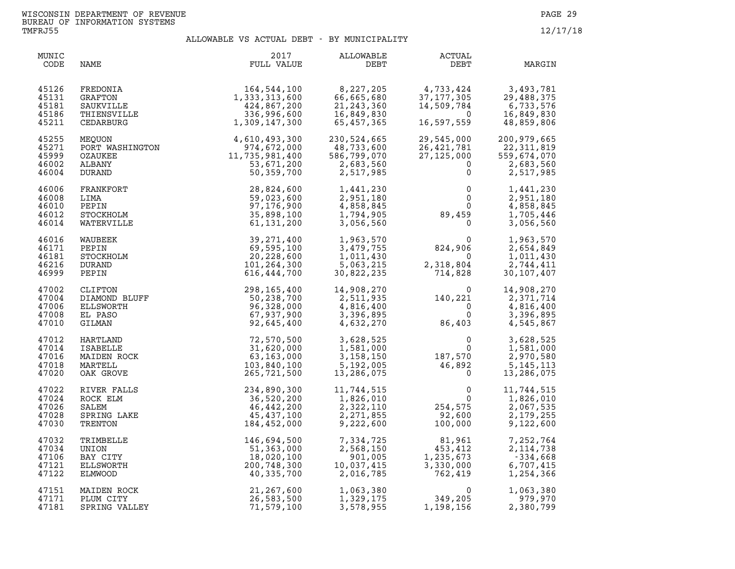WISCONSIN DEPARTMENT OF REVENUE
BUREAU OF INFORMATION SYSTEMS
TMFRJ55

12/17/18

# ALLOWABLE VS ACTUAL DEBT - BY MUNICIPALITY

| MUNIC CODE | NAME | 2017 FULL VALUE | ALLOWABLE DEBT | ACTUAL DEBT | MARGIN |
|---|---|---|---|---|---|
| 45126 | FREDONIA | 164,544,100 | 8,227,205 | 4,733,424 | 3,493,781 |
| 45131 | GRAFTON | 1,333,313,600 | 66,665,680 | 37,177,305 | 29,488,375 |
| 45181 | SAUKVILLE | 424,867,200 | 21,243,360 | 14,509,784 | 6,733,576 |
| 45186 | THIENSVILLE | 336,996,600 | 16,849,830 | 0 | 16,849,830 |
| 45211 | CEDARBURG | 1,309,147,300 | 65,457,365 | 16,597,559 | 48,859,806 |
| 45255 | MEQUON | 4,610,493,300 | 230,524,665 | 29,545,000 | 200,979,665 |
| 45271 | PORT WASHINGTON | 974,672,000 | 48,733,600 | 26,421,781 | 22,311,819 |
| 45999 | OZAUKEE | 11,735,981,400 | 586,799,070 | 27,125,000 | 559,674,070 |
| 46002 | ALBANY | 53,671,200 | 2,683,560 | 0 | 2,683,560 |
| 46004 | DURAND | 50,359,700 | 2,517,985 | 0 | 2,517,985 |
| 46006 | FRANKFORT | 28,824,600 | 1,441,230 | 0 | 1,441,230 |
| 46008 | LIMA | 59,023,600 | 2,951,180 | 0 | 2,951,180 |
| 46010 | PEPIN | 97,176,900 | 4,858,845 | 0 | 4,858,845 |
| 46012 | STOCKHOLM | 35,898,100 | 1,794,905 | 89,459 | 1,705,446 |
| 46014 | WATERVILLE | 61,131,200 | 3,056,560 | 0 | 3,056,560 |
| 46016 | WAUBEEK | 39,271,400 | 1,963,570 | 0 | 1,963,570 |
| 46171 | PEPIN | 69,595,100 | 3,479,755 | 824,906 | 2,654,849 |
| 46181 | STOCKHOLM | 20,228,600 | 1,011,430 | 0 | 1,011,430 |
| 46216 | DURAND | 101,264,300 | 5,063,215 | 2,318,804 | 2,744,411 |
| 46999 | PEPIN | 616,444,700 | 30,822,235 | 714,828 | 30,107,407 |
| 47002 | CLIFTON | 298,165,400 | 14,908,270 | 0 | 14,908,270 |
| 47004 | DIAMOND BLUFF | 50,238,700 | 2,511,935 | 140,221 | 2,371,714 |
| 47006 | ELLSWORTH | 96,328,000 | 4,816,400 | 0 | 4,816,400 |
| 47008 | EL PASO | 67,937,900 | 3,396,895 | 0 | 3,396,895 |
| 47010 | GILMAN | 92,645,400 | 4,632,270 | 86,403 | 4,545,867 |
| 47012 | HARTLAND | 72,570,500 | 3,628,525 | 0 | 3,628,525 |
| 47014 | ISABELLE | 31,620,000 | 1,581,000 | 0 | 1,581,000 |
| 47016 | MAIDEN ROCK | 63,163,000 | 3,158,150 | 187,570 | 2,970,580 |
| 47018 | MARTELL | 103,840,100 | 5,192,005 | 46,892 | 5,145,113 |
| 47020 | OAK GROVE | 265,721,500 | 13,286,075 | 0 | 13,286,075 |
| 47022 | RIVER FALLS | 234,890,300 | 11,744,515 | 0 | 11,744,515 |
| 47024 | ROCK ELM | 36,520,200 | 1,826,010 | 0 | 1,826,010 |
| 47026 | SALEM | 46,442,200 | 2,322,110 | 254,575 | 2,067,535 |
| 47028 | SPRING LAKE | 45,437,100 | 2,271,855 | 92,600 | 2,179,255 |
| 47030 | TRENTON | 184,452,000 | 9,222,600 | 100,000 | 9,122,600 |
| 47032 | TRIMBELLE | 146,694,500 | 7,334,725 | 81,961 | 7,252,764 |
| 47034 | UNION | 51,363,000 | 2,568,150 | 453,412 | 2,114,738 |
| 47106 | BAY CITY | 18,020,100 | 901,005 | 1,235,673 | -334,668 |
| 47121 | ELLSWORTH | 200,748,300 | 10,037,415 | 3,330,000 | 6,707,415 |
| 47122 | ELMWOOD | 40,335,700 | 2,016,785 | 762,419 | 1,254,366 |
| 47151 | MAIDEN ROCK | 21,267,600 | 1,063,380 | 0 | 1,063,380 |
| 47171 | PLUM CITY | 26,583,500 | 1,329,175 | 349,205 | 979,970 |
| 47181 | SPRING VALLEY | 71,579,100 | 3,578,955 | 1,198,156 | 2,380,799 |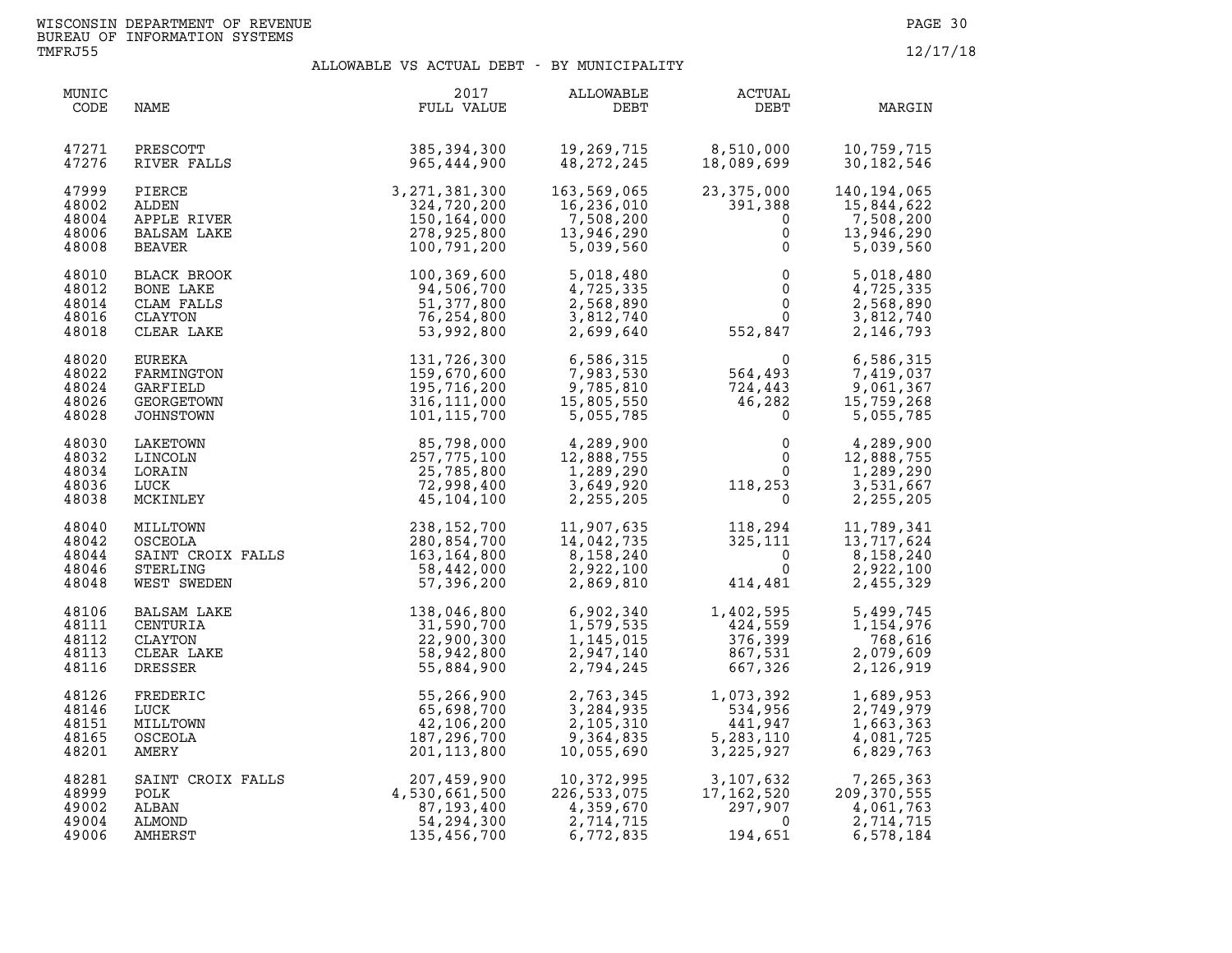WISCONSIN DEPARTMENT OF REVENUE
BUREAU OF INFORMATION SYSTEMS
TMFRJ55

12/17/18

# ALLOWABLE VS ACTUAL DEBT - BY MUNICIPALITY

| MUNIC CODE | NAME | 2017 FULL VALUE | ALLOWABLE DEBT | ACTUAL DEBT | MARGIN |
|---|---|---|---|---|---|
| 47271 | PRESCOTT | 385,394,300 | 19,269,715 | 8,510,000 | 10,759,715 |
| 47276 | RIVER FALLS | 965,444,900 | 48,272,245 | 18,089,699 | 30,182,546 |
| 47999 | PIERCE | 3,271,381,300 | 163,569,065 | 23,375,000 | 140,194,065 |
| 48002 | ALDEN | 324,720,200 | 16,236,010 | 391,388 | 15,844,622 |
| 48004 | APPLE RIVER | 150,164,000 | 7,508,200 | 0 | 7,508,200 |
| 48006 | BALSAM LAKE | 278,925,800 | 13,946,290 | 0 | 13,946,290 |
| 48008 | BEAVER | 100,791,200 | 5,039,560 | 0 | 5,039,560 |
| 48010 | BLACK BROOK | 100,369,600 | 5,018,480 | 0 | 5,018,480 |
| 48012 | BONE LAKE | 94,506,700 | 4,725,335 | 0 | 4,725,335 |
| 48014 | CLAM FALLS | 51,377,800 | 2,568,890 | 0 | 2,568,890 |
| 48016 | CLAYTON | 76,254,800 | 3,812,740 | 0 | 3,812,740 |
| 48018 | CLEAR LAKE | 53,992,800 | 2,699,640 | 552,847 | 2,146,793 |
| 48020 | EUREKA | 131,726,300 | 6,586,315 | 0 | 6,586,315 |
| 48022 | FARMINGTON | 159,670,600 | 7,983,530 | 564,493 | 7,419,037 |
| 48024 | GARFIELD | 195,716,200 | 9,785,810 | 724,443 | 9,061,367 |
| 48026 | GEORGETOWN | 316,111,000 | 15,805,550 | 46,282 | 15,759,268 |
| 48028 | JOHNSTOWN | 101,115,700 | 5,055,785 | 0 | 5,055,785 |
| 48030 | LAKETOWN | 85,798,000 | 4,289,900 | 0 | 4,289,900 |
| 48032 | LINCOLN | 257,775,100 | 12,888,755 | 0 | 12,888,755 |
| 48034 | LORAIN | 25,785,800 | 1,289,290 | 0 | 1,289,290 |
| 48036 | LUCK | 72,998,400 | 3,649,920 | 118,253 | 3,531,667 |
| 48038 | MCKINLEY | 45,104,100 | 2,255,205 | 0 | 2,255,205 |
| 48040 | MILLTOWN | 238,152,700 | 11,907,635 | 118,294 | 11,789,341 |
| 48042 | OSCEOLA | 280,854,700 | 14,042,735 | 325,111 | 13,717,624 |
| 48044 | SAINT CROIX FALLS | 163,164,800 | 8,158,240 | 0 | 8,158,240 |
| 48046 | STERLING | 58,442,000 | 2,922,100 | 0 | 2,922,100 |
| 48048 | WEST SWEDEN | 57,396,200 | 2,869,810 | 414,481 | 2,455,329 |
| 48106 | BALSAM LAKE | 138,046,800 | 6,902,340 | 1,402,595 | 5,499,745 |
| 48111 | CENTURIA | 31,590,700 | 1,579,535 | 424,559 | 1,154,976 |
| 48112 | CLAYTON | 22,900,300 | 1,145,015 | 376,399 | 768,616 |
| 48113 | CLEAR LAKE | 58,942,800 | 2,947,140 | 867,531 | 2,079,609 |
| 48116 | DRESSER | 55,884,900 | 2,794,245 | 667,326 | 2,126,919 |
| 48126 | FREDERIC | 55,266,900 | 2,763,345 | 1,073,392 | 1,689,953 |
| 48146 | LUCK | 65,698,700 | 3,284,935 | 534,956 | 2,749,979 |
| 48151 | MILLTOWN | 42,106,200 | 2,105,310 | 441,947 | 1,663,363 |
| 48165 | OSCEOLA | 187,296,700 | 9,364,835 | 5,283,110 | 4,081,725 |
| 48201 | AMERY | 201,113,800 | 10,055,690 | 3,225,927 | 6,829,763 |
| 48281 | SAINT CROIX FALLS | 207,459,900 | 10,372,995 | 3,107,632 | 7,265,363 |
| 48999 | POLK | 4,530,661,500 | 226,533,075 | 17,162,520 | 209,370,555 |
| 49002 | ALBAN | 87,193,400 | 4,359,670 | 297,907 | 4,061,763 |
| 49004 | ALMOND | 54,294,300 | 2,714,715 | 0 | 2,714,715 |
| 49006 | AMHERST | 135,456,700 | 6,772,835 | 194,651 | 6,578,184 |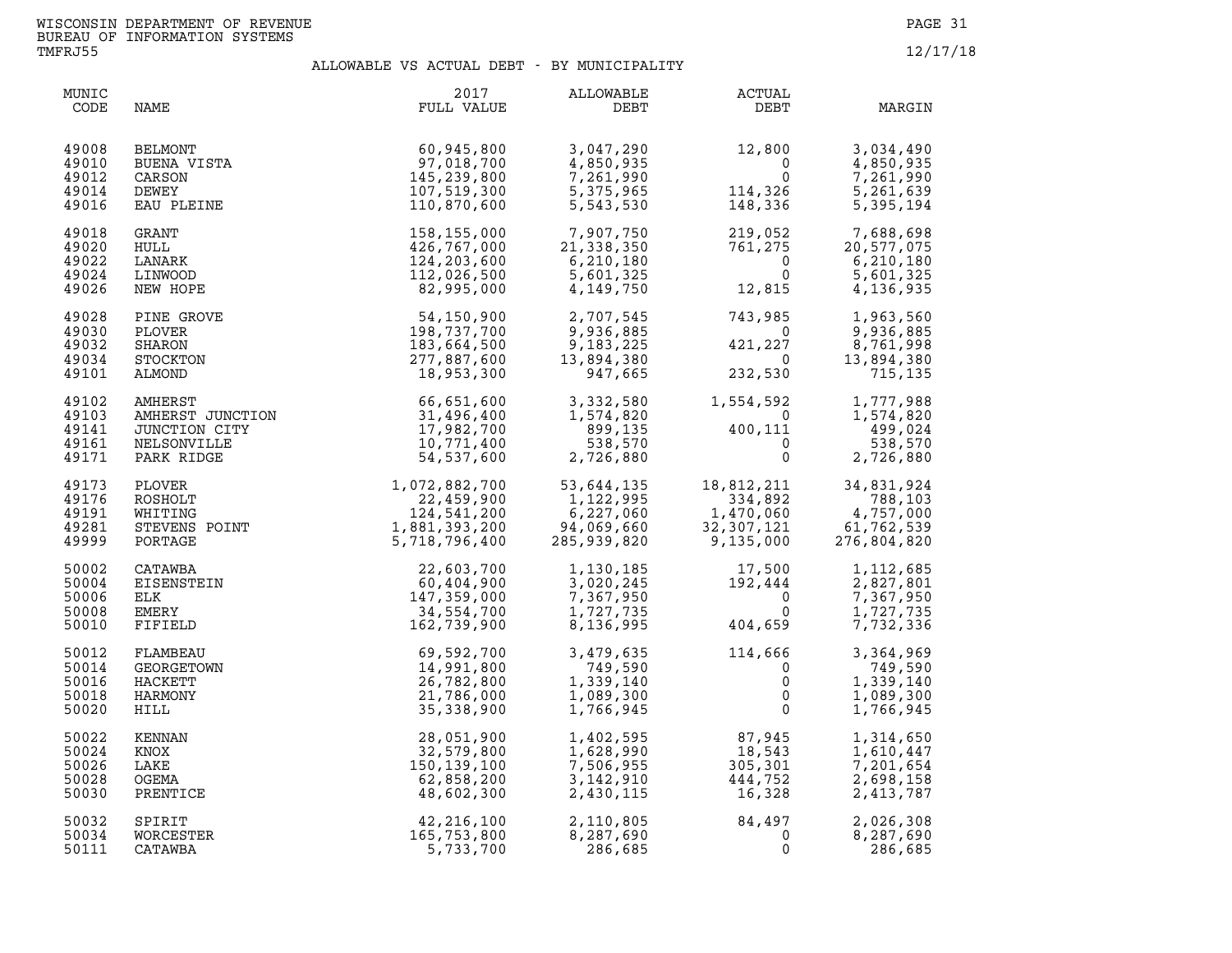WISCONSIN DEPARTMENT OF REVENUE
BUREAU OF INFORMATION SYSTEMS
TMFRJ55

12/17/18

## ALLOWABLE VS ACTUAL DEBT - BY MUNICIPALITY

| MUNIC CODE | NAME | 2017 FULL VALUE | ALLOWABLE DEBT | ACTUAL DEBT | MARGIN |
|---|---|---|---|---|---|
| 49008 | BELMONT | 60,945,800 | 3,047,290 | 12,800 | 3,034,490 |
| 49010 | BUENA VISTA | 97,018,700 | 4,850,935 | 0 | 4,850,935 |
| 49012 | CARSON | 145,239,800 | 7,261,990 | 0 | 7,261,990 |
| 49014 | DEWEY | 107,519,300 | 5,375,965 | 114,326 | 5,261,639 |
| 49016 | EAU PLEINE | 110,870,600 | 5,543,530 | 148,336 | 5,395,194 |
| 49018 | GRANT | 158,155,000 | 7,907,750 | 219,052 | 7,688,698 |
| 49020 | HULL | 426,767,000 | 21,338,350 | 761,275 | 20,577,075 |
| 49022 | LANARK | 124,203,600 | 6,210,180 | 0 | 6,210,180 |
| 49024 | LINWOOD | 112,026,500 | 5,601,325 | 0 | 5,601,325 |
| 49026 | NEW HOPE | 82,995,000 | 4,149,750 | 12,815 | 4,136,935 |
| 49028 | PINE GROVE | 54,150,900 | 2,707,545 | 743,985 | 1,963,560 |
| 49030 | PLOVER | 198,737,700 | 9,936,885 | 0 | 9,936,885 |
| 49032 | SHARON | 183,664,500 | 9,183,225 | 421,227 | 8,761,998 |
| 49034 | STOCKTON | 277,887,600 | 13,894,380 | 0 | 13,894,380 |
| 49101 | ALMOND | 18,953,300 | 947,665 | 232,530 | 715,135 |
| 49102 | AMHERST | 66,651,600 | 3,332,580 | 1,554,592 | 1,777,988 |
| 49103 | AMHERST JUNCTION | 31,496,400 | 1,574,820 | 0 | 1,574,820 |
| 49141 | JUNCTION CITY | 17,982,700 | 899,135 | 400,111 | 499,024 |
| 49161 | NELSONVILLE | 10,771,400 | 538,570 | 0 | 538,570 |
| 49171 | PARK RIDGE | 54,537,600 | 2,726,880 | 0 | 2,726,880 |
| 49173 | PLOVER | 1,072,882,700 | 53,644,135 | 18,812,211 | 34,831,924 |
| 49176 | ROSHOLT | 22,459,900 | 1,122,995 | 334,892 | 788,103 |
| 49191 | WHITING | 124,541,200 | 6,227,060 | 1,470,060 | 4,757,000 |
| 49281 | STEVENS POINT | 1,881,393,200 | 94,069,660 | 32,307,121 | 61,762,539 |
| 49999 | PORTAGE | 5,718,796,400 | 285,939,820 | 9,135,000 | 276,804,820 |
| 50002 | CATAWBA | 22,603,700 | 1,130,185 | 17,500 | 1,112,685 |
| 50004 | EISENSTEIN | 60,404,900 | 3,020,245 | 192,444 | 2,827,801 |
| 50006 | ELK | 147,359,000 | 7,367,950 | 0 | 7,367,950 |
| 50008 | EMERY | 34,554,700 | 1,727,735 | 0 | 1,727,735 |
| 50010 | FIFIELD | 162,739,900 | 8,136,995 | 404,659 | 7,732,336 |
| 50012 | FLAMBEAU | 69,592,700 | 3,479,635 | 114,666 | 3,364,969 |
| 50014 | GEORGETOWN | 14,991,800 | 749,590 | 0 | 749,590 |
| 50016 | HACKETT | 26,782,800 | 1,339,140 | 0 | 1,339,140 |
| 50018 | HARMONY | 21,786,000 | 1,089,300 | 0 | 1,089,300 |
| 50020 | HILL | 35,338,900 | 1,766,945 | 0 | 1,766,945 |
| 50022 | KENNAN | 28,051,900 | 1,402,595 | 87,945 | 1,314,650 |
| 50024 | KNOX | 32,579,800 | 1,628,990 | 18,543 | 1,610,447 |
| 50026 | LAKE | 150,139,100 | 7,506,955 | 305,301 | 7,201,654 |
| 50028 | OGEMA | 62,858,200 | 3,142,910 | 444,752 | 2,698,158 |
| 50030 | PRENTICE | 48,602,300 | 2,430,115 | 16,328 | 2,413,787 |
| 50032 | SPIRIT | 42,216,100 | 2,110,805 | 84,497 | 2,026,308 |
| 50034 | WORCESTER | 165,753,800 | 8,287,690 | 0 | 8,287,690 |
| 50111 | CATAWBA | 5,733,700 | 286,685 | 0 | 286,685 |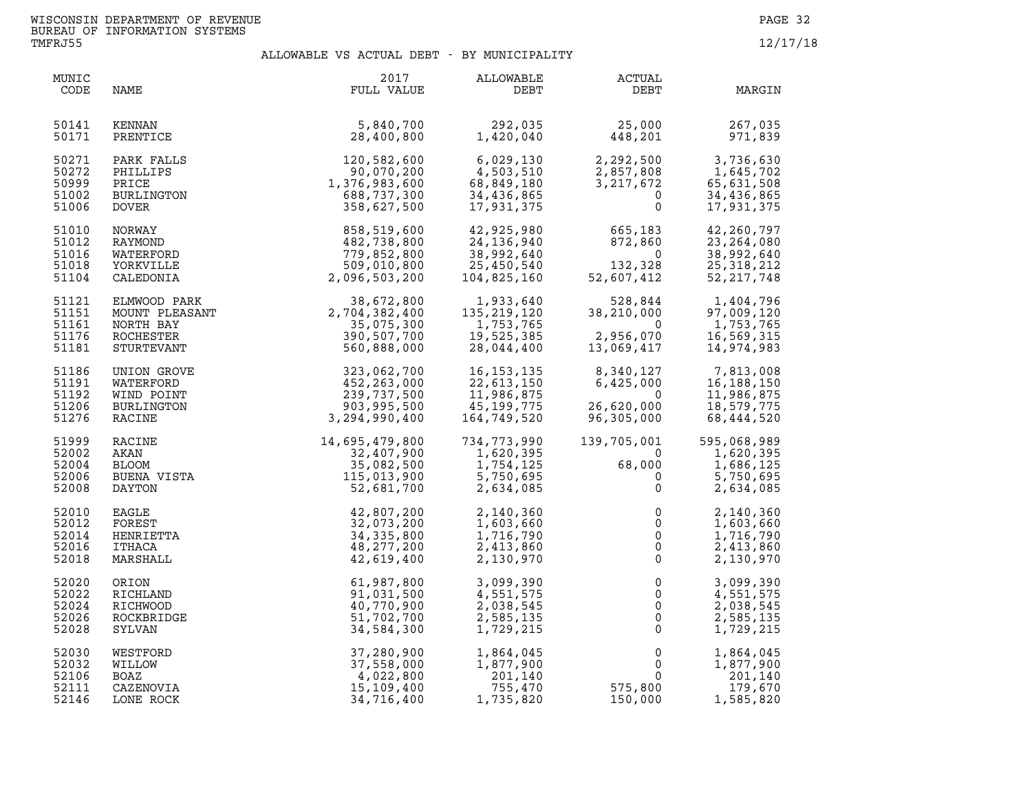WISCONSIN DEPARTMENT OF REVENUE
BUREAU OF INFORMATION SYSTEMS
TMFRJ55

12/17/18

## ALLOWABLE VS ACTUAL DEBT - BY MUNICIPALITY

| MUNIC CODE | NAME | 2017 FULL VALUE | ALLOWABLE DEBT | ACTUAL DEBT | MARGIN |
|---|---|---|---|---|---|
| 50141 | KENNAN | 5,840,700 | 292,035 | 25,000 | 267,035 |
| 50171 | PRENTICE | 28,400,800 | 1,420,040 | 448,201 | 971,839 |
| 50271 | PARK FALLS | 120,582,600 | 6,029,130 | 2,292,500 | 3,736,630 |
| 50272 | PHILLIPS | 90,070,200 | 4,503,510 | 2,857,808 | 1,645,702 |
| 50999 | PRICE | 1,376,983,600 | 68,849,180 | 3,217,672 | 65,631,508 |
| 51002 | BURLINGTON | 688,737,300 | 34,436,865 | 0 | 34,436,865 |
| 51006 | DOVER | 358,627,500 | 17,931,375 | 0 | 17,931,375 |
| 51010 | NORWAY | 858,519,600 | 42,925,980 | 665,183 | 42,260,797 |
| 51012 | RAYMOND | 482,738,800 | 24,136,940 | 872,860 | 23,264,080 |
| 51016 | WATERFORD | 779,852,800 | 38,992,640 | 0 | 38,992,640 |
| 51018 | YORKVILLE | 509,010,800 | 25,450,540 | 132,328 | 25,318,212 |
| 51104 | CALEDONIA | 2,096,503,200 | 104,825,160 | 52,607,412 | 52,217,748 |
| 51121 | ELMWOOD PARK | 38,672,800 | 1,933,640 | 528,844 | 1,404,796 |
| 51151 | MOUNT PLEASANT | 2,704,382,400 | 135,219,120 | 38,210,000 | 97,009,120 |
| 51161 | NORTH BAY | 35,075,300 | 1,753,765 | 0 | 1,753,765 |
| 51176 | ROCHESTER | 390,507,700 | 19,525,385 | 2,956,070 | 16,569,315 |
| 51181 | STURTEVANT | 560,888,000 | 28,044,400 | 13,069,417 | 14,974,983 |
| 51186 | UNION GROVE | 323,062,700 | 16,153,135 | 8,340,127 | 7,813,008 |
| 51191 | WATERFORD | 452,263,000 | 22,613,150 | 6,425,000 | 16,188,150 |
| 51192 | WIND POINT | 239,737,500 | 11,986,875 | 0 | 11,986,875 |
| 51206 | BURLINGTON | 903,995,500 | 45,199,775 | 26,620,000 | 18,579,775 |
| 51276 | RACINE | 3,294,990,400 | 164,749,520 | 96,305,000 | 68,444,520 |
| 51999 | RACINE | 14,695,479,800 | 734,773,990 | 139,705,001 | 595,068,989 |
| 52002 | AKAN | 32,407,900 | 1,620,395 | 0 | 1,620,395 |
| 52004 | BLOOM | 35,082,500 | 1,754,125 | 68,000 | 1,686,125 |
| 52006 | BUENA VISTA | 115,013,900 | 5,750,695 | 0 | 5,750,695 |
| 52008 | DAYTON | 52,681,700 | 2,634,085 | 0 | 2,634,085 |
| 52010 | EAGLE | 42,807,200 | 2,140,360 | 0 | 2,140,360 |
| 52012 | FOREST | 32,073,200 | 1,603,660 | 0 | 1,603,660 |
| 52014 | HENRIETTA | 34,335,800 | 1,716,790 | 0 | 1,716,790 |
| 52016 | ITHACA | 48,277,200 | 2,413,860 | 0 | 2,413,860 |
| 52018 | MARSHALL | 42,619,400 | 2,130,970 | 0 | 2,130,970 |
| 52020 | ORION | 61,987,800 | 3,099,390 | 0 | 3,099,390 |
| 52022 | RICHLAND | 91,031,500 | 4,551,575 | 0 | 4,551,575 |
| 52024 | RICHWOOD | 40,770,900 | 2,038,545 | 0 | 2,038,545 |
| 52026 | ROCKBRIDGE | 51,702,700 | 2,585,135 | 0 | 2,585,135 |
| 52028 | SYLVAN | 34,584,300 | 1,729,215 | 0 | 1,729,215 |
| 52030 | WESTFORD | 37,280,900 | 1,864,045 | 0 | 1,864,045 |
| 52032 | WILLOW | 37,558,000 | 1,877,900 | 0 | 1,877,900 |
| 52106 | BOAZ | 4,022,800 | 201,140 | 0 | 201,140 |
| 52111 | CAZENOVIA | 15,109,400 | 755,470 | 575,800 | 179,670 |
| 52146 | LONE ROCK | 34,716,400 | 1,735,820 | 150,000 | 1,585,820 |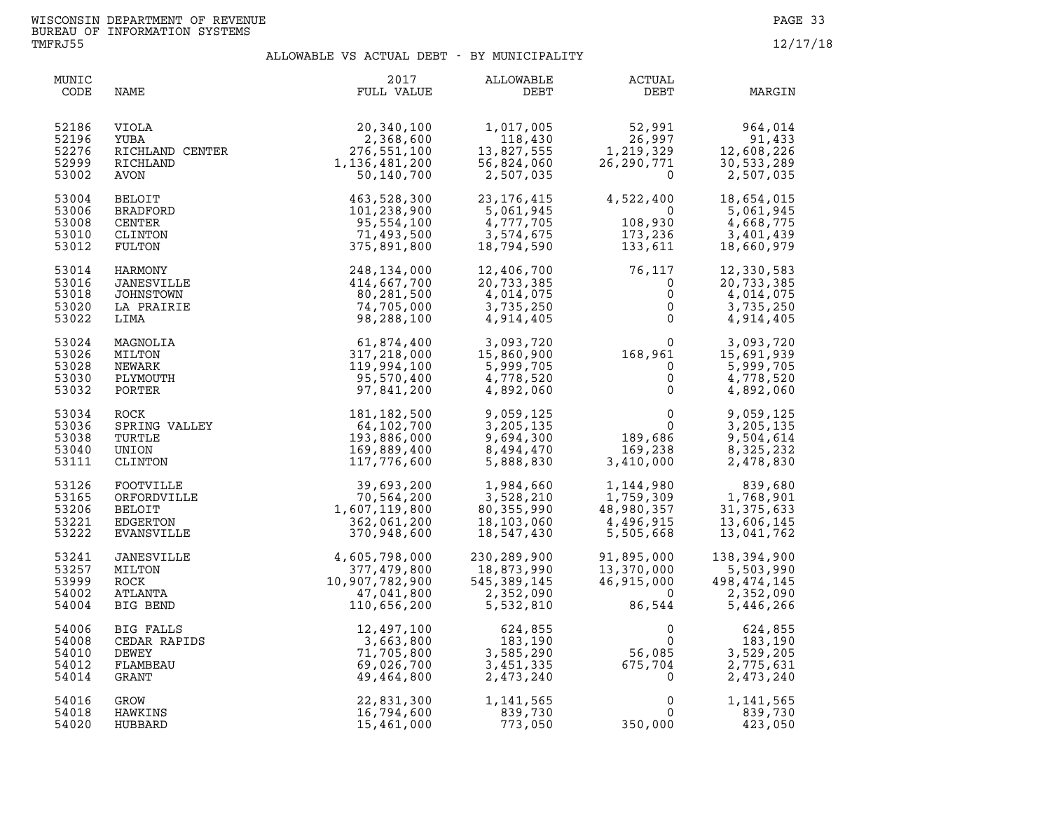WISCONSIN DEPARTMENT OF REVENUE
BUREAU OF INFORMATION SYSTEMS
TMFRJ55

12/17/18

## ALLOWABLE VS ACTUAL DEBT - BY MUNICIPALITY

| MUNIC CODE | NAME | 2017 FULL VALUE | ALLOWABLE DEBT | ACTUAL DEBT | MARGIN |
|---|---|---|---|---|---|
| 52186 | VIOLA | 20,340,100 | 1,017,005 | 52,991 | 964,014 |
| 52196 | YUBA | 2,368,600 | 118,430 | 26,997 | 91,433 |
| 52276 | RICHLAND CENTER | 276,551,100 | 13,827,555 | 1,219,329 | 12,608,226 |
| 52999 | RICHLAND | 1,136,481,200 | 56,824,060 | 26,290,771 | 30,533,289 |
| 53002 | AVON | 50,140,700 | 2,507,035 | 0 | 2,507,035 |
| 53004 | BELOIT | 463,528,300 | 23,176,415 | 4,522,400 | 18,654,015 |
| 53006 | BRADFORD | 101,238,900 | 5,061,945 | 0 | 5,061,945 |
| 53008 | CENTER | 95,554,100 | 4,777,705 | 108,930 | 4,668,775 |
| 53010 | CLINTON | 71,493,500 | 3,574,675 | 173,236 | 3,401,439 |
| 53012 | FULTON | 375,891,800 | 18,794,590 | 133,611 | 18,660,979 |
| 53014 | HARMONY | 248,134,000 | 12,406,700 | 76,117 | 12,330,583 |
| 53016 | JANESVILLE | 414,667,700 | 20,733,385 | 0 | 20,733,385 |
| 53018 | JOHNSTOWN | 80,281,500 | 4,014,075 | 0 | 4,014,075 |
| 53020 | LA PRAIRIE | 74,705,000 | 3,735,250 | 0 | 3,735,250 |
| 53022 | LIMA | 98,288,100 | 4,914,405 | 0 | 4,914,405 |
| 53024 | MAGNOLIA | 61,874,400 | 3,093,720 | 0 | 3,093,720 |
| 53026 | MILTON | 317,218,000 | 15,860,900 | 168,961 | 15,691,939 |
| 53028 | NEWARK | 119,994,100 | 5,999,705 | 0 | 5,999,705 |
| 53030 | PLYMOUTH | 95,570,400 | 4,778,520 | 0 | 4,778,520 |
| 53032 | PORTER | 97,841,200 | 4,892,060 | 0 | 4,892,060 |
| 53034 | ROCK | 181,182,500 | 9,059,125 | 0 | 9,059,125 |
| 53036 | SPRING VALLEY | 64,102,700 | 3,205,135 | 0 | 3,205,135 |
| 53038 | TURTLE | 193,886,000 | 9,694,300 | 189,686 | 9,504,614 |
| 53040 | UNION | 169,889,400 | 8,494,470 | 169,238 | 8,325,232 |
| 53111 | CLINTON | 117,776,600 | 5,888,830 | 3,410,000 | 2,478,830 |
| 53126 | FOOTVILLE | 39,693,200 | 1,984,660 | 1,144,980 | 839,680 |
| 53165 | ORFORDVILLE | 70,564,200 | 3,528,210 | 1,759,309 | 1,768,901 |
| 53206 | BELOIT | 1,607,119,800 | 80,355,990 | 48,980,357 | 31,375,633 |
| 53221 | EDGERTON | 362,061,200 | 18,103,060 | 4,496,915 | 13,606,145 |
| 53222 | EVANSVILLE | 370,948,600 | 18,547,430 | 5,505,668 | 13,041,762 |
| 53241 | JANESVILLE | 4,605,798,000 | 230,289,900 | 91,895,000 | 138,394,900 |
| 53257 | MILTON | 377,479,800 | 18,873,990 | 13,370,000 | 5,503,990 |
| 53999 | ROCK | 10,907,782,900 | 545,389,145 | 46,915,000 | 498,474,145 |
| 54002 | ATLANTA | 47,041,800 | 2,352,090 | 0 | 2,352,090 |
| 54004 | BIG BEND | 110,656,200 | 5,532,810 | 86,544 | 5,446,266 |
| 54006 | BIG FALLS | 12,497,100 | 624,855 | 0 | 624,855 |
| 54008 | CEDAR RAPIDS | 3,663,800 | 183,190 | 0 | 183,190 |
| 54010 | DEWEY | 71,705,800 | 3,585,290 | 56,085 | 3,529,205 |
| 54012 | FLAMBEAU | 69,026,700 | 3,451,335 | 675,704 | 2,775,631 |
| 54014 | GRANT | 49,464,800 | 2,473,240 | 0 | 2,473,240 |
| 54016 | GROW | 22,831,300 | 1,141,565 | 0 | 1,141,565 |
| 54018 | HAWKINS | 16,794,600 | 839,730 | 0 | 839,730 |
| 54020 | HUBBARD | 15,461,000 | 773,050 | 350,000 | 423,050 |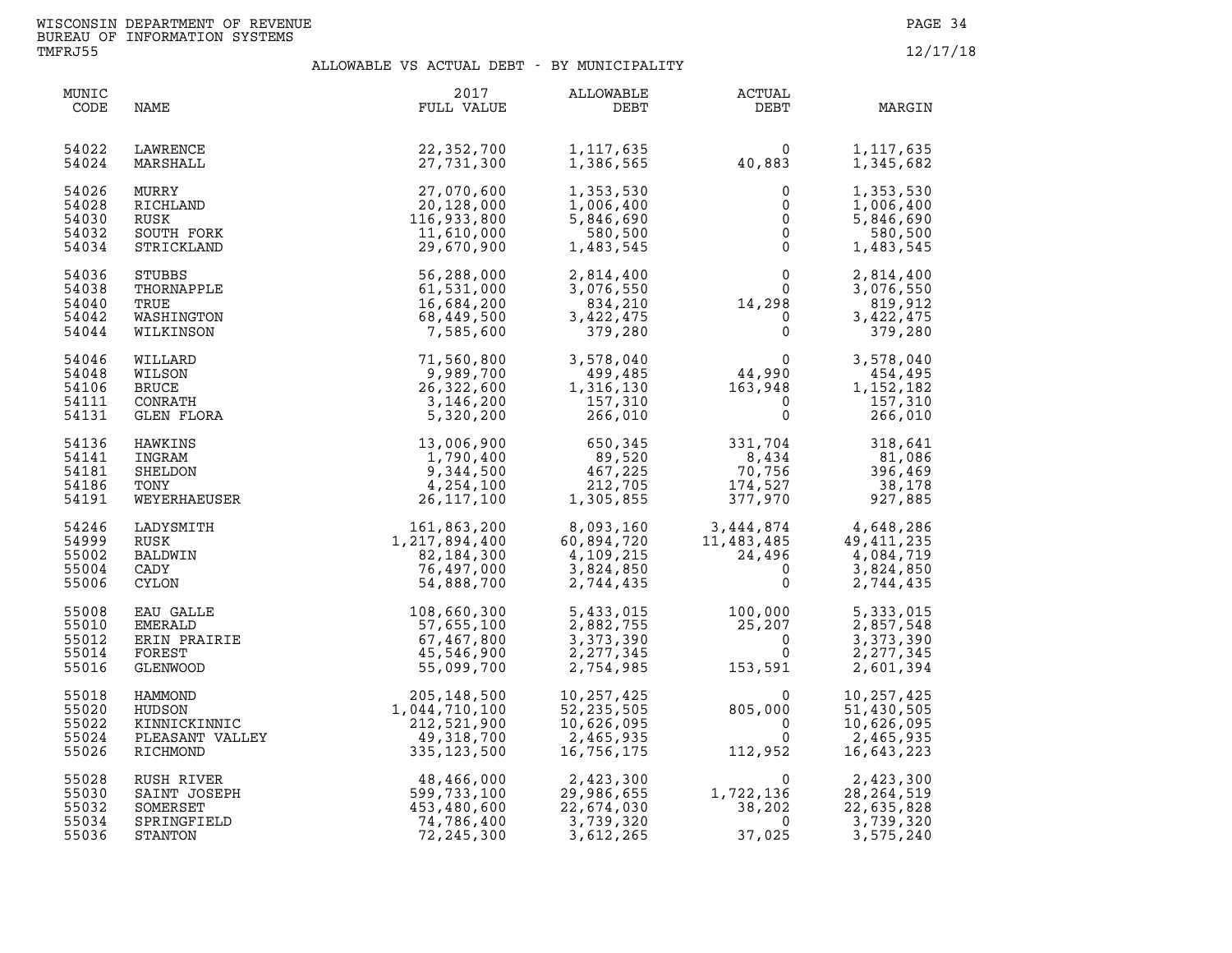WISCONSIN DEPARTMENT OF REVENUE
BUREAU OF INFORMATION SYSTEMS
TMFRJ55

12/17/18

## ALLOWABLE VS ACTUAL DEBT - BY MUNICIPALITY

| MUNIC CODE | NAME | 2017 FULL VALUE | ALLOWABLE DEBT | ACTUAL DEBT | MARGIN |
|---|---|---|---|---|---|
| 54022 | LAWRENCE | 22,352,700 | 1,117,635 | 0 | 1,117,635 |
| 54024 | MARSHALL | 27,731,300 | 1,386,565 | 40,883 | 1,345,682 |
| 54026 | MURRY | 27,070,600 | 1,353,530 | 0 | 1,353,530 |
| 54028 | RICHLAND | 20,128,000 | 1,006,400 | 0 | 1,006,400 |
| 54030 | RUSK | 116,933,800 | 5,846,690 | 0 | 5,846,690 |
| 54032 | SOUTH FORK | 11,610,000 | 580,500 | 0 | 580,500 |
| 54034 | STRICKLAND | 29,670,900 | 1,483,545 | 0 | 1,483,545 |
| 54036 | STUBBS | 56,288,000 | 2,814,400 | 0 | 2,814,400 |
| 54038 | THORNAPPLE | 61,531,000 | 3,076,550 | 0 | 3,076,550 |
| 54040 | TRUE | 16,684,200 | 834,210 | 14,298 | 819,912 |
| 54042 | WASHINGTON | 68,449,500 | 3,422,475 | 0 | 3,422,475 |
| 54044 | WILKINSON | 7,585,600 | 379,280 | 0 | 379,280 |
| 54046 | WILLARD | 71,560,800 | 3,578,040 | 0 | 3,578,040 |
| 54048 | WILSON | 9,989,700 | 499,485 | 44,990 | 454,495 |
| 54106 | BRUCE | 26,322,600 | 1,316,130 | 163,948 | 1,152,182 |
| 54111 | CONRATH | 3,146,200 | 157,310 | 0 | 157,310 |
| 54131 | GLEN FLORA | 5,320,200 | 266,010 | 0 | 266,010 |
| 54136 | HAWKINS | 13,006,900 | 650,345 | 331,704 | 318,641 |
| 54141 | INGRAM | 1,790,400 | 89,520 | 8,434 | 81,086 |
| 54181 | SHELDON | 9,344,500 | 467,225 | 70,756 | 396,469 |
| 54186 | TONY | 4,254,100 | 212,705 | 174,527 | 38,178 |
| 54191 | WEYERHAEUSER | 26,117,100 | 1,305,855 | 377,970 | 927,885 |
| 54246 | LADYSMITH | 161,863,200 | 8,093,160 | 3,444,874 | 4,648,286 |
| 54999 | RUSK | 1,217,894,400 | 60,894,720 | 11,483,485 | 49,411,235 |
| 55002 | BALDWIN | 82,184,300 | 4,109,215 | 24,496 | 4,084,719 |
| 55004 | CADY | 76,497,000 | 3,824,850 | 0 | 3,824,850 |
| 55006 | CYLON | 54,888,700 | 2,744,435 | 0 | 2,744,435 |
| 55008 | EAU GALLE | 108,660,300 | 5,433,015 | 100,000 | 5,333,015 |
| 55010 | EMERALD | 57,655,100 | 2,882,755 | 25,207 | 2,857,548 |
| 55012 | ERIN PRAIRIE | 67,467,800 | 3,373,390 | 0 | 3,373,390 |
| 55014 | FOREST | 45,546,900 | 2,277,345 | 0 | 2,277,345 |
| 55016 | GLENWOOD | 55,099,700 | 2,754,985 | 153,591 | 2,601,394 |
| 55018 | HAMMOND | 205,148,500 | 10,257,425 | 0 | 10,257,425 |
| 55020 | HUDSON | 1,044,710,100 | 52,235,505 | 805,000 | 51,430,505 |
| 55022 | KINNICKINNIC | 212,521,900 | 10,626,095 | 0 | 10,626,095 |
| 55024 | PLEASANT VALLEY | 49,318,700 | 2,465,935 | 0 | 2,465,935 |
| 55026 | RICHMOND | 335,123,500 | 16,756,175 | 112,952 | 16,643,223 |
| 55028 | RUSH RIVER | 48,466,000 | 2,423,300 | 0 | 2,423,300 |
| 55030 | SAINT JOSEPH | 599,733,100 | 29,986,655 | 1,722,136 | 28,264,519 |
| 55032 | SOMERSET | 453,480,600 | 22,674,030 | 38,202 | 22,635,828 |
| 55034 | SPRINGFIELD | 74,786,400 | 3,739,320 | 0 | 3,739,320 |
| 55036 | STANTON | 72,245,300 | 3,612,265 | 37,025 | 3,575,240 |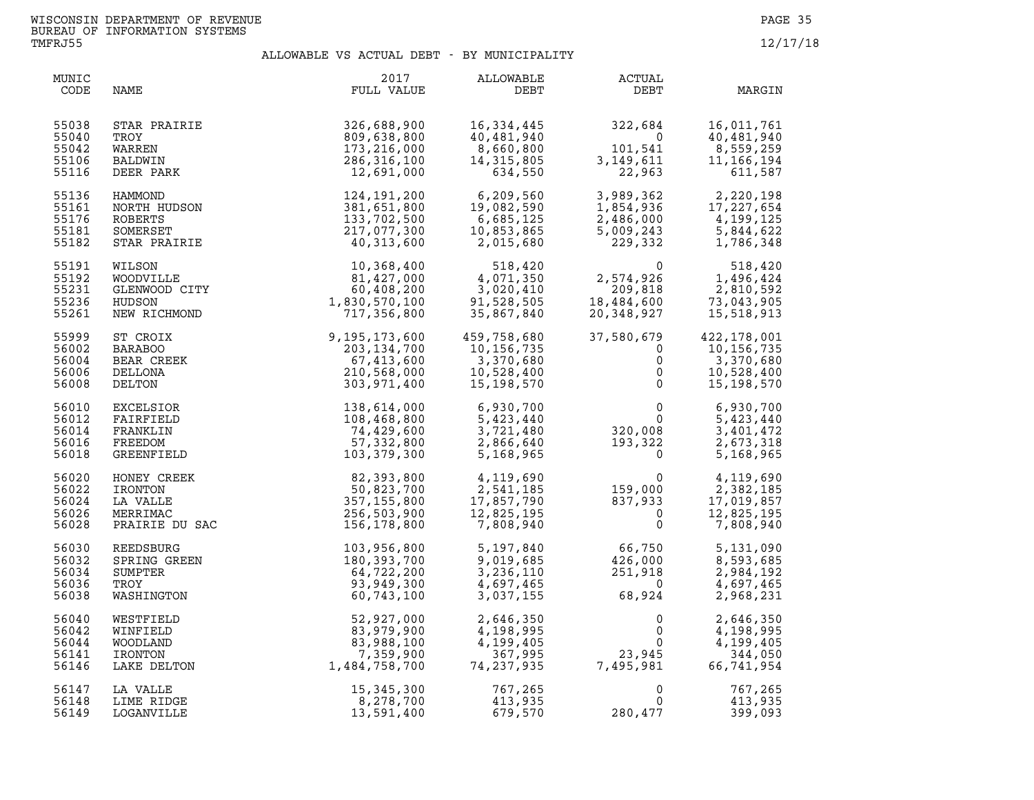WISCONSIN DEPARTMENT OF REVENUE
BUREAU OF INFORMATION SYSTEMS
TMFRJ55

12/17/18

## ALLOWABLE VS ACTUAL DEBT - BY MUNICIPALITY

| MUNIC CODE | NAME | 2017 FULL VALUE | ALLOWABLE DEBT | ACTUAL DEBT | MARGIN |
|---|---|---|---|---|---|
| 55038 | STAR PRAIRIE | 326,688,900 | 16,334,445 | 322,684 | 16,011,761 |
| 55040 | TROY | 809,638,800 | 40,481,940 | 0 | 40,481,940 |
| 55042 | WARREN | 173,216,000 | 8,660,800 | 101,541 | 8,559,259 |
| 55106 | BALDWIN | 286,316,100 | 14,315,805 | 3,149,611 | 11,166,194 |
| 55116 | DEER PARK | 12,691,000 | 634,550 | 22,963 | 611,587 |
| 55136 | HAMMOND | 124,191,200 | 6,209,560 | 3,989,362 | 2,220,198 |
| 55161 | NORTH HUDSON | 381,651,800 | 19,082,590 | 1,854,936 | 17,227,654 |
| 55176 | ROBERTS | 133,702,500 | 6,685,125 | 2,486,000 | 4,199,125 |
| 55181 | SOMERSET | 217,077,300 | 10,853,865 | 5,009,243 | 5,844,622 |
| 55182 | STAR PRAIRIE | 40,313,600 | 2,015,680 | 229,332 | 1,786,348 |
| 55191 | WILSON | 10,368,400 | 518,420 | 0 | 518,420 |
| 55192 | WOODVILLE | 81,427,000 | 4,071,350 | 2,574,926 | 1,496,424 |
| 55231 | GLENWOOD CITY | 60,408,200 | 3,020,410 | 209,818 | 2,810,592 |
| 55236 | HUDSON | 1,830,570,100 | 91,528,505 | 18,484,600 | 73,043,905 |
| 55261 | NEW RICHMOND | 717,356,800 | 35,867,840 | 20,348,927 | 15,518,913 |
| 55999 | ST CROIX | 9,195,173,600 | 459,758,680 | 37,580,679 | 422,178,001 |
| 56002 | BARABOO | 203,134,700 | 10,156,735 | 0 | 10,156,735 |
| 56004 | BEAR CREEK | 67,413,600 | 3,370,680 | 0 | 3,370,680 |
| 56006 | DELLONA | 210,568,000 | 10,528,400 | 0 | 10,528,400 |
| 56008 | DELTON | 303,971,400 | 15,198,570 | 0 | 15,198,570 |
| 56010 | EXCELSIOR | 138,614,000 | 6,930,700 | 0 | 6,930,700 |
| 56012 | FAIRFIELD | 108,468,800 | 5,423,440 | 0 | 5,423,440 |
| 56014 | FRANKLIN | 74,429,600 | 3,721,480 | 320,008 | 3,401,472 |
| 56016 | FREEDOM | 57,332,800 | 2,866,640 | 193,322 | 2,673,318 |
| 56018 | GREENFIELD | 103,379,300 | 5,168,965 | 0 | 5,168,965 |
| 56020 | HONEY CREEK | 82,393,800 | 4,119,690 | 0 | 4,119,690 |
| 56022 | IRONTON | 50,823,700 | 2,541,185 | 159,000 | 2,382,185 |
| 56024 | LA VALLE | 357,155,800 | 17,857,790 | 837,933 | 17,019,857 |
| 56026 | MERRIMAC | 256,503,900 | 12,825,195 | 0 | 12,825,195 |
| 56028 | PRAIRIE DU SAC | 156,178,800 | 7,808,940 | 0 | 7,808,940 |
| 56030 | REEDSBURG | 103,956,800 | 5,197,840 | 66,750 | 5,131,090 |
| 56032 | SPRING GREEN | 180,393,700 | 9,019,685 | 426,000 | 8,593,685 |
| 56034 | SUMPTER | 64,722,200 | 3,236,110 | 251,918 | 2,984,192 |
| 56036 | TROY | 93,949,300 | 4,697,465 | 0 | 4,697,465 |
| 56038 | WASHINGTON | 60,743,100 | 3,037,155 | 68,924 | 2,968,231 |
| 56040 | WESTFIELD | 52,927,000 | 2,646,350 | 0 | 2,646,350 |
| 56042 | WINFIELD | 83,979,900 | 4,198,995 | 0 | 4,198,995 |
| 56044 | WOODLAND | 83,988,100 | 4,199,405 | 0 | 4,199,405 |
| 56141 | IRONTON | 7,359,900 | 367,995 | 23,945 | 344,050 |
| 56146 | LAKE DELTON | 1,484,758,700 | 74,237,935 | 7,495,981 | 66,741,954 |
| 56147 | LA VALLE | 15,345,300 | 767,265 | 0 | 767,265 |
| 56148 | LIME RIDGE | 8,278,700 | 413,935 | 0 | 413,935 |
| 56149 | LOGANVILLE | 13,591,400 | 679,570 | 280,477 | 399,093 |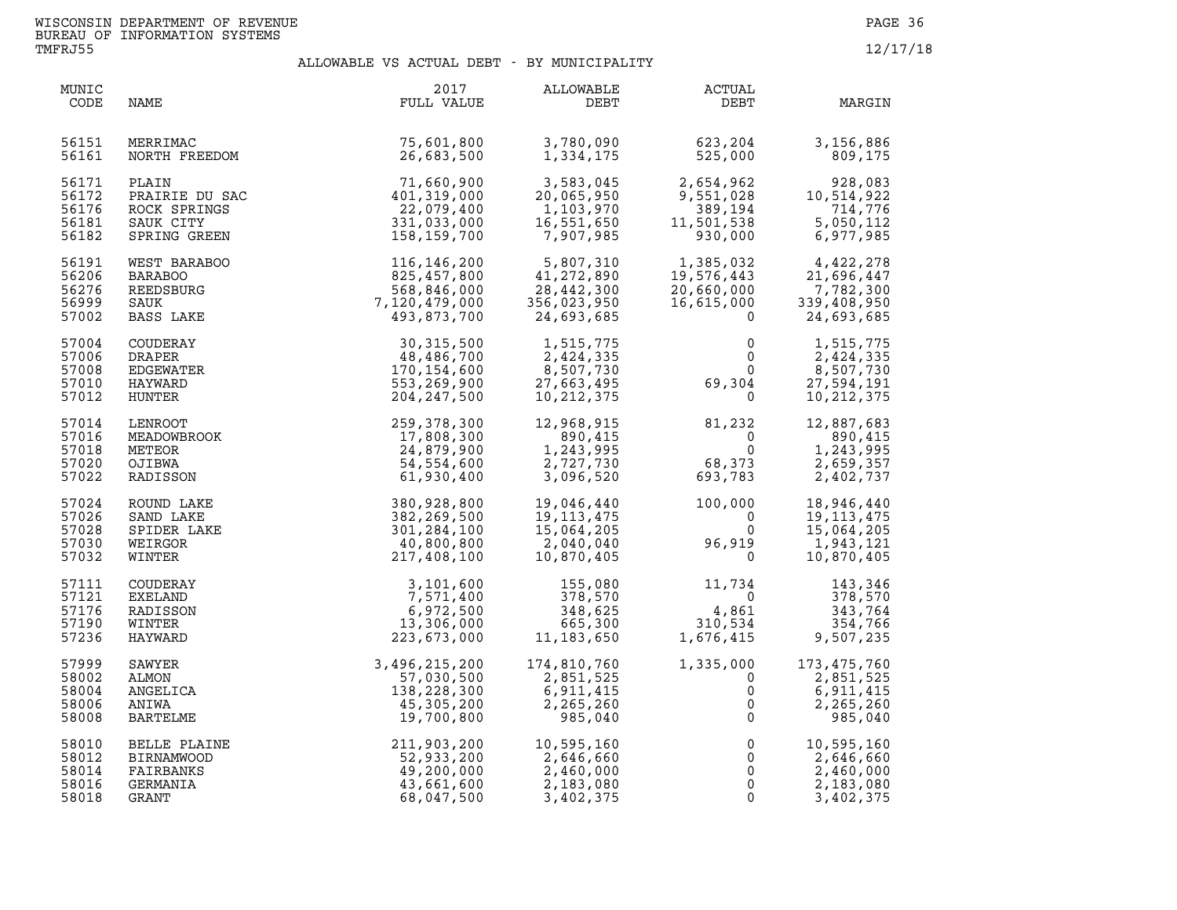WISCONSIN DEPARTMENT OF REVENUE
BUREAU OF INFORMATION SYSTEMS
TMFRJ55

12/17/18

## ALLOWABLE VS ACTUAL DEBT - BY MUNICIPALITY

| MUNIC CODE | NAME | 2017 FULL VALUE | ALLOWABLE DEBT | ACTUAL DEBT | MARGIN |
|---|---|---|---|---|---|
| 56151 | MERRIMAC | 75,601,800 | 3,780,090 | 623,204 | 3,156,886 |
| 56161 | NORTH FREEDOM | 26,683,500 | 1,334,175 | 525,000 | 809,175 |
| 56171 | PLAIN | 71,660,900 | 3,583,045 | 2,654,962 | 928,083 |
| 56172 | PRAIRIE DU SAC | 401,319,000 | 20,065,950 | 9,551,028 | 10,514,922 |
| 56176 | ROCK SPRINGS | 22,079,400 | 1,103,970 | 389,194 | 714,776 |
| 56181 | SAUK CITY | 331,033,000 | 16,551,650 | 11,501,538 | 5,050,112 |
| 56182 | SPRING GREEN | 158,159,700 | 7,907,985 | 930,000 | 6,977,985 |
| 56191 | WEST BARABOO | 116,146,200 | 5,807,310 | 1,385,032 | 4,422,278 |
| 56206 | BARABOO | 825,457,800 | 41,272,890 | 19,576,443 | 21,696,447 |
| 56276 | REEDSBURG | 568,846,000 | 28,442,300 | 20,660,000 | 7,782,300 |
| 56999 | SAUK | 7,120,479,000 | 356,023,950 | 16,615,000 | 339,408,950 |
| 57002 | BASS LAKE | 493,873,700 | 24,693,685 | 0 | 24,693,685 |
| 57004 | COUDERAY | 30,315,500 | 1,515,775 | 0 | 1,515,775 |
| 57006 | DRAPER | 48,486,700 | 2,424,335 | 0 | 2,424,335 |
| 57008 | EDGEWATER | 170,154,600 | 8,507,730 | 0 | 8,507,730 |
| 57010 | HAYWARD | 553,269,900 | 27,663,495 | 69,304 | 27,594,191 |
| 57012 | HUNTER | 204,247,500 | 10,212,375 | 0 | 10,212,375 |
| 57014 | LENROOT | 259,378,300 | 12,968,915 | 81,232 | 12,887,683 |
| 57016 | MEADOWBROOK | 17,808,300 | 890,415 | 0 | 890,415 |
| 57018 | METEOR | 24,879,900 | 1,243,995 | 0 | 1,243,995 |
| 57020 | OJIBWA | 54,554,600 | 2,727,730 | 68,373 | 2,659,357 |
| 57022 | RADISSON | 61,930,400 | 3,096,520 | 693,783 | 2,402,737 |
| 57024 | ROUND LAKE | 380,928,800 | 19,046,440 | 100,000 | 18,946,440 |
| 57026 | SAND LAKE | 382,269,500 | 19,113,475 | 0 | 19,113,475 |
| 57028 | SPIDER LAKE | 301,284,100 | 15,064,205 | 0 | 15,064,205 |
| 57030 | WEIRGOR | 40,800,800 | 2,040,040 | 96,919 | 1,943,121 |
| 57032 | WINTER | 217,408,100 | 10,870,405 | 0 | 10,870,405 |
| 57111 | COUDERAY | 3,101,600 | 155,080 | 11,734 | 143,346 |
| 57121 | EXELAND | 7,571,400 | 378,570 | 0 | 378,570 |
| 57176 | RADISSON | 6,972,500 | 348,625 | 4,861 | 343,764 |
| 57190 | WINTER | 13,306,000 | 665,300 | 310,534 | 354,766 |
| 57236 | HAYWARD | 223,673,000 | 11,183,650 | 1,676,415 | 9,507,235 |
| 57999 | SAWYER | 3,496,215,200 | 174,810,760 | 1,335,000 | 173,475,760 |
| 58002 | ALMON | 57,030,500 | 2,851,525 | 0 | 2,851,525 |
| 58004 | ANGELICA | 138,228,300 | 6,911,415 | 0 | 6,911,415 |
| 58006 | ANIWA | 45,305,200 | 2,265,260 | 0 | 2,265,260 |
| 58008 | BARTELME | 19,700,800 | 985,040 | 0 | 985,040 |
| 58010 | BELLE PLAINE | 211,903,200 | 10,595,160 | 0 | 10,595,160 |
| 58012 | BIRNAMWOOD | 52,933,200 | 2,646,660 | 0 | 2,646,660 |
| 58014 | FAIRBANKS | 49,200,000 | 2,460,000 | 0 | 2,460,000 |
| 58016 | GERMANIA | 43,661,600 | 2,183,080 | 0 | 2,183,080 |
| 58018 | GRANT | 68,047,500 | 3,402,375 | 0 | 3,402,375 |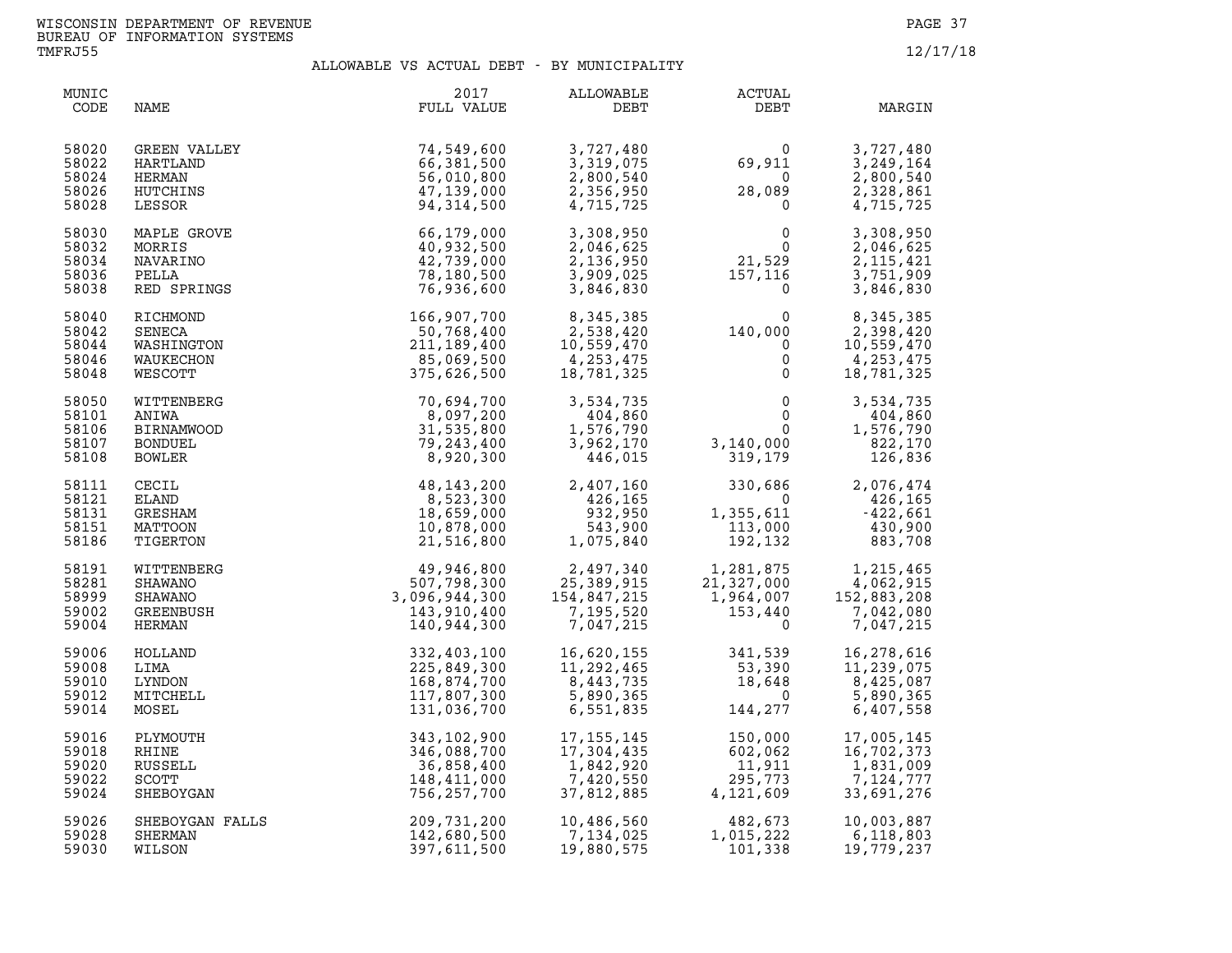WISCONSIN DEPARTMENT OF REVENUE
BUREAU OF INFORMATION SYSTEMS
TMFRJ55

12/17/18

## ALLOWABLE VS ACTUAL DEBT - BY MUNICIPALITY

| MUNIC CODE | NAME | 2017 FULL VALUE | ALLOWABLE DEBT | ACTUAL DEBT | MARGIN |
|---|---|---|---|---|---|
| 58020 | GREEN VALLEY | 74,549,600 | 3,727,480 | 0 | 3,727,480 |
| 58022 | HARTLAND | 66,381,500 | 3,319,075 | 69,911 | 3,249,164 |
| 58024 | HERMAN | 56,010,800 | 2,800,540 | 0 | 2,800,540 |
| 58026 | HUTCHINS | 47,139,000 | 2,356,950 | 28,089 | 2,328,861 |
| 58028 | LESSOR | 94,314,500 | 4,715,725 | 0 | 4,715,725 |
| 58030 | MAPLE GROVE | 66,179,000 | 3,308,950 | 0 | 3,308,950 |
| 58032 | MORRIS | 40,932,500 | 2,046,625 | 0 | 2,046,625 |
| 58034 | NAVARINO | 42,739,000 | 2,136,950 | 21,529 | 2,115,421 |
| 58036 | PELLA | 78,180,500 | 3,909,025 | 157,116 | 3,751,909 |
| 58038 | RED SPRINGS | 76,936,600 | 3,846,830 | 0 | 3,846,830 |
| 58040 | RICHMOND | 166,907,700 | 8,345,385 | 0 | 8,345,385 |
| 58042 | SENECA | 50,768,400 | 2,538,420 | 140,000 | 2,398,420 |
| 58044 | WASHINGTON | 211,189,400 | 10,559,470 | 0 | 10,559,470 |
| 58046 | WAUKECHON | 85,069,500 | 4,253,475 | 0 | 4,253,475 |
| 58048 | WESCOTT | 375,626,500 | 18,781,325 | 0 | 18,781,325 |
| 58050 | WITTENBERG | 70,694,700 | 3,534,735 | 0 | 3,534,735 |
| 58101 | ANIWA | 8,097,200 | 404,860 | 0 | 404,860 |
| 58106 | BIRNAMWOOD | 31,535,800 | 1,576,790 | 0 | 1,576,790 |
| 58107 | BONDUEL | 79,243,400 | 3,962,170 | 3,140,000 | 822,170 |
| 58108 | BOWLER | 8,920,300 | 446,015 | 319,179 | 126,836 |
| 58111 | CECIL | 48,143,200 | 2,407,160 | 330,686 | 2,076,474 |
| 58121 | ELAND | 8,523,300 | 426,165 | 0 | 426,165 |
| 58131 | GRESHAM | 18,659,000 | 932,950 | 1,355,611 | -422,661 |
| 58151 | MATTOON | 10,878,000 | 543,900 | 113,000 | 430,900 |
| 58186 | TIGERTON | 21,516,800 | 1,075,840 | 192,132 | 883,708 |
| 58191 | WITTENBERG | 49,946,800 | 2,497,340 | 1,281,875 | 1,215,465 |
| 58281 | SHAWANO | 507,798,300 | 25,389,915 | 21,327,000 | 4,062,915 |
| 58999 | SHAWANO | 3,096,944,300 | 154,847,215 | 1,964,007 | 152,883,208 |
| 59002 | GREENBUSH | 143,910,400 | 7,195,520 | 153,440 | 7,042,080 |
| 59004 | HERMAN | 140,944,300 | 7,047,215 | 0 | 7,047,215 |
| 59006 | HOLLAND | 332,403,100 | 16,620,155 | 341,539 | 16,278,616 |
| 59008 | LIMA | 225,849,300 | 11,292,465 | 53,390 | 11,239,075 |
| 59010 | LYNDON | 168,874,700 | 8,443,735 | 18,648 | 8,425,087 |
| 59012 | MITCHELL | 117,807,300 | 5,890,365 | 0 | 5,890,365 |
| 59014 | MOSEL | 131,036,700 | 6,551,835 | 144,277 | 6,407,558 |
| 59016 | PLYMOUTH | 343,102,900 | 17,155,145 | 150,000 | 17,005,145 |
| 59018 | RHINE | 346,088,700 | 17,304,435 | 602,062 | 16,702,373 |
| 59020 | RUSSELL | 36,858,400 | 1,842,920 | 11,911 | 1,831,009 |
| 59022 | SCOTT | 148,411,000 | 7,420,550 | 295,773 | 7,124,777 |
| 59024 | SHEBOYGAN | 756,257,700 | 37,812,885 | 4,121,609 | 33,691,276 |
| 59026 | SHEBOYGAN FALLS | 209,731,200 | 10,486,560 | 482,673 | 10,003,887 |
| 59028 | SHERMAN | 142,680,500 | 7,134,025 | 1,015,222 | 6,118,803 |
| 59030 | WILSON | 397,611,500 | 19,880,575 | 101,338 | 19,779,237 |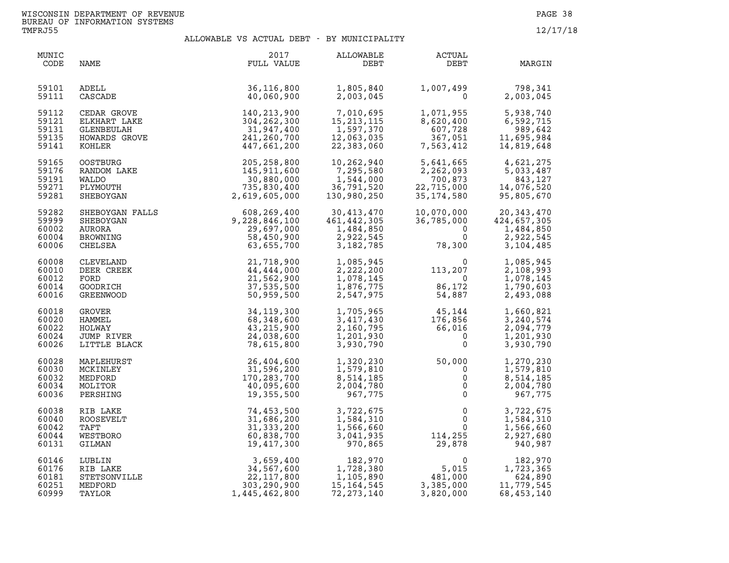WISCONSIN DEPARTMENT OF REVENUE
BUREAU OF INFORMATION SYSTEMS
TMFRJ55

12/17/18

## ALLOWABLE VS ACTUAL DEBT - BY MUNICIPALITY

| MUNIC CODE | NAME | 2017 FULL VALUE | ALLOWABLE DEBT | ACTUAL DEBT | MARGIN |
|---|---|---|---|---|---|
| 59101 | ADELL | 36,116,800 | 1,805,840 | 1,007,499 | 798,341 |
| 59111 | CASCADE | 40,060,900 | 2,003,045 | 0 | 2,003,045 |
| 59112 | CEDAR GROVE | 140,213,900 | 7,010,695 | 1,071,955 | 5,938,740 |
| 59121 | ELKHART LAKE | 304,262,300 | 15,213,115 | 8,620,400 | 6,592,715 |
| 59131 | GLENBEULAH | 31,947,400 | 1,597,370 | 607,728 | 989,642 |
| 59135 | HOWARDS GROVE | 241,260,700 | 12,063,035 | 367,051 | 11,695,984 |
| 59141 | KOHLER | 447,661,200 | 22,383,060 | 7,563,412 | 14,819,648 |
| 59165 | OOSTBURG | 205,258,800 | 10,262,940 | 5,641,665 | 4,621,275 |
| 59176 | RANDOM LAKE | 145,911,600 | 7,295,580 | 2,262,093 | 5,033,487 |
| 59191 | WALDO | 30,880,000 | 1,544,000 | 700,873 | 843,127 |
| 59271 | PLYMOUTH | 735,830,400 | 36,791,520 | 22,715,000 | 14,076,520 |
| 59281 | SHEBOYGAN | 2,619,605,000 | 130,980,250 | 35,174,580 | 95,805,670 |
| 59282 | SHEBOYGAN FALLS | 608,269,400 | 30,413,470 | 10,070,000 | 20,343,470 |
| 59999 | SHEBOYGAN | 9,228,846,100 | 461,442,305 | 36,785,000 | 424,657,305 |
| 60002 | AURORA | 29,697,000 | 1,484,850 | 0 | 1,484,850 |
| 60004 | BROWNING | 58,450,900 | 2,922,545 | 0 | 2,922,545 |
| 60006 | CHELSEA | 63,655,700 | 3,182,785 | 78,300 | 3,104,485 |
| 60008 | CLEVELAND | 21,718,900 | 1,085,945 | 0 | 1,085,945 |
| 60010 | DEER CREEK | 44,444,000 | 2,222,200 | 113,207 | 2,108,993 |
| 60012 | FORD | 21,562,900 | 1,078,145 | 0 | 1,078,145 |
| 60014 | GOODRICH | 37,535,500 | 1,876,775 | 86,172 | 1,790,603 |
| 60016 | GREENWOOD | 50,959,500 | 2,547,975 | 54,887 | 2,493,088 |
| 60018 | GROVER | 34,119,300 | 1,705,965 | 45,144 | 1,660,821 |
| 60020 | HAMMEL | 68,348,600 | 3,417,430 | 176,856 | 3,240,574 |
| 60022 | HOLWAY | 43,215,900 | 2,160,795 | 66,016 | 2,094,779 |
| 60024 | JUMP RIVER | 24,038,600 | 1,201,930 | 0 | 1,201,930 |
| 60026 | LITTLE BLACK | 78,615,800 | 3,930,790 | 0 | 3,930,790 |
| 60028 | MAPLEHURST | 26,404,600 | 1,320,230 | 50,000 | 1,270,230 |
| 60030 | MCKINLEY | 31,596,200 | 1,579,810 | 0 | 1,579,810 |
| 60032 | MEDFORD | 170,283,700 | 8,514,185 | 0 | 8,514,185 |
| 60034 | MOLITOR | 40,095,600 | 2,004,780 | 0 | 2,004,780 |
| 60036 | PERSHING | 19,355,500 | 967,775 | 0 | 967,775 |
| 60038 | RIB LAKE | 74,453,500 | 3,722,675 | 0 | 3,722,675 |
| 60040 | ROOSEVELT | 31,686,200 | 1,584,310 | 0 | 1,584,310 |
| 60042 | TAFT | 31,333,200 | 1,566,660 | 0 | 1,566,660 |
| 60044 | WESTBORO | 60,838,700 | 3,041,935 | 114,255 | 2,927,680 |
| 60131 | GILMAN | 19,417,300 | 970,865 | 29,878 | 940,987 |
| 60146 | LUBLIN | 3,659,400 | 182,970 | 0 | 182,970 |
| 60176 | RIB LAKE | 34,567,600 | 1,728,380 | 5,015 | 1,723,365 |
| 60181 | STETSONVILLE | 22,117,800 | 1,105,890 | 481,000 | 624,890 |
| 60251 | MEDFORD | 303,290,900 | 15,164,545 | 3,385,000 | 11,779,545 |
| 60999 | TAYLOR | 1,445,462,800 | 72,273,140 | 3,820,000 | 68,453,140 |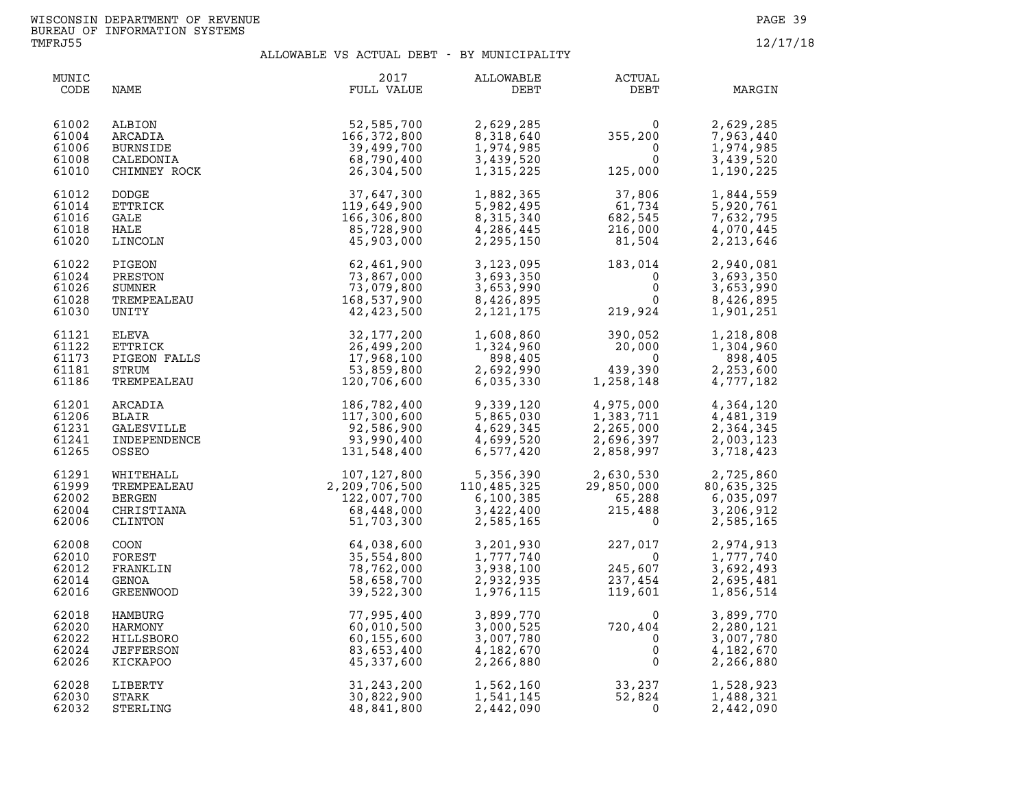WISCONSIN DEPARTMENT OF REVENUE
BUREAU OF INFORMATION SYSTEMS
TMFRJ55

12/17/18

## ALLOWABLE VS ACTUAL DEBT - BY MUNICIPALITY

| MUNIC CODE | NAME | 2017 FULL VALUE | ALLOWABLE DEBT | ACTUAL DEBT | MARGIN |
|---|---|---|---|---|---|
| 61002 | ALBION | 52,585,700 | 2,629,285 | 0 | 2,629,285 |
| 61004 | ARCADIA | 166,372,800 | 8,318,640 | 355,200 | 7,963,440 |
| 61006 | BURNSIDE | 39,499,700 | 1,974,985 | 0 | 1,974,985 |
| 61008 | CALEDONIA | 68,790,400 | 3,439,520 | 0 | 3,439,520 |
| 61010 | CHIMNEY ROCK | 26,304,500 | 1,315,225 | 125,000 | 1,190,225 |
| 61012 | DODGE | 37,647,300 | 1,882,365 | 37,806 | 1,844,559 |
| 61014 | ETTRICK | 119,649,900 | 5,982,495 | 61,734 | 5,920,761 |
| 61016 | GALE | 166,306,800 | 8,315,340 | 682,545 | 7,632,795 |
| 61018 | HALE | 85,728,900 | 4,286,445 | 216,000 | 4,070,445 |
| 61020 | LINCOLN | 45,903,000 | 2,295,150 | 81,504 | 2,213,646 |
| 61022 | PIGEON | 62,461,900 | 3,123,095 | 183,014 | 2,940,081 |
| 61024 | PRESTON | 73,867,000 | 3,693,350 | 0 | 3,693,350 |
| 61026 | SUMNER | 73,079,800 | 3,653,990 | 0 | 3,653,990 |
| 61028 | TREMPEALEAU | 168,537,900 | 8,426,895 | 0 | 8,426,895 |
| 61030 | UNITY | 42,423,500 | 2,121,175 | 219,924 | 1,901,251 |
| 61121 | ELEVA | 32,177,200 | 1,608,860 | 390,052 | 1,218,808 |
| 61122 | ETTRICK | 26,499,200 | 1,324,960 | 20,000 | 1,304,960 |
| 61173 | PIGEON FALLS | 17,968,100 | 898,405 | 0 | 898,405 |
| 61181 | STRUM | 53,859,800 | 2,692,990 | 439,390 | 2,253,600 |
| 61186 | TREMPEALEAU | 120,706,600 | 6,035,330 | 1,258,148 | 4,777,182 |
| 61201 | ARCADIA | 186,782,400 | 9,339,120 | 4,975,000 | 4,364,120 |
| 61206 | BLAIR | 117,300,600 | 5,865,030 | 1,383,711 | 4,481,319 |
| 61231 | GALESVILLE | 92,586,900 | 4,629,345 | 2,265,000 | 2,364,345 |
| 61241 | INDEPENDENCE | 93,990,400 | 4,699,520 | 2,696,397 | 2,003,123 |
| 61265 | OSSEO | 131,548,400 | 6,577,420 | 2,858,997 | 3,718,423 |
| 61291 | WHITEHALL | 107,127,800 | 5,356,390 | 2,630,530 | 2,725,860 |
| 61999 | TREMPEALEAU | 2,209,706,500 | 110,485,325 | 29,850,000 | 80,635,325 |
| 62002 | BERGEN | 122,007,700 | 6,100,385 | 65,288 | 6,035,097 |
| 62004 | CHRISTIANA | 68,448,000 | 3,422,400 | 215,488 | 3,206,912 |
| 62006 | CLINTON | 51,703,300 | 2,585,165 | 0 | 2,585,165 |
| 62008 | COON | 64,038,600 | 3,201,930 | 227,017 | 2,974,913 |
| 62010 | FOREST | 35,554,800 | 1,777,740 | 0 | 1,777,740 |
| 62012 | FRANKLIN | 78,762,000 | 3,938,100 | 245,607 | 3,692,493 |
| 62014 | GENOA | 58,658,700 | 2,932,935 | 237,454 | 2,695,481 |
| 62016 | GREENWOOD | 39,522,300 | 1,976,115 | 119,601 | 1,856,514 |
| 62018 | HAMBURG | 77,995,400 | 3,899,770 | 0 | 3,899,770 |
| 62020 | HARMONY | 60,010,500 | 3,000,525 | 720,404 | 2,280,121 |
| 62022 | HILLSBORO | 60,155,600 | 3,007,780 | 0 | 3,007,780 |
| 62024 | JEFFERSON | 83,653,400 | 4,182,670 | 0 | 4,182,670 |
| 62026 | KICKAPOO | 45,337,600 | 2,266,880 | 0 | 2,266,880 |
| 62028 | LIBERTY | 31,243,200 | 1,562,160 | 33,237 | 1,528,923 |
| 62030 | STARK | 30,822,900 | 1,541,145 | 52,824 | 1,488,321 |
| 62032 | STERLING | 48,841,800 | 2,442,090 | 0 | 2,442,090 |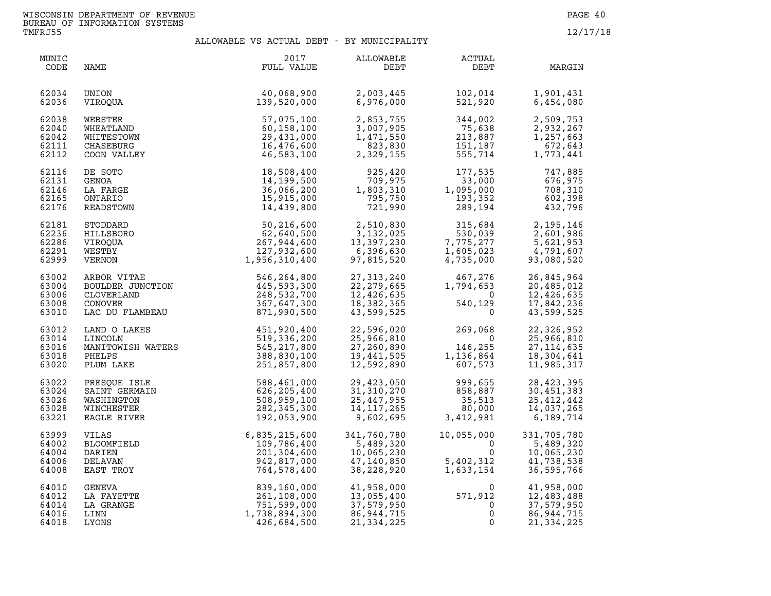WISCONSIN DEPARTMENT OF REVENUE
BUREAU OF INFORMATION SYSTEMS
TMFRJ55

12/17/18

## ALLOWABLE VS ACTUAL DEBT - BY MUNICIPALITY

| MUNIC CODE | NAME | 2017 FULL VALUE | ALLOWABLE DEBT | ACTUAL DEBT | MARGIN |
|---|---|---|---|---|---|
| 62034 | UNION | 40,068,900 | 2,003,445 | 102,014 | 1,901,431 |
| 62036 | VIROQUA | 139,520,000 | 6,976,000 | 521,920 | 6,454,080 |
| 62038 | WEBSTER | 57,075,100 | 2,853,755 | 344,002 | 2,509,753 |
| 62040 | WHEATLAND | 60,158,100 | 3,007,905 | 75,638 | 2,932,267 |
| 62042 | WHITESTOWN | 29,431,000 | 1,471,550 | 213,887 | 1,257,663 |
| 62111 | CHASEBURG | 16,476,600 | 823,830 | 151,187 | 672,643 |
| 62112 | COON VALLEY | 46,583,100 | 2,329,155 | 555,714 | 1,773,441 |
| 62116 | DE SOTO | 18,508,400 | 925,420 | 177,535 | 747,885 |
| 62131 | GENOA | 14,199,500 | 709,975 | 33,000 | 676,975 |
| 62146 | LA FARGE | 36,066,200 | 1,803,310 | 1,095,000 | 708,310 |
| 62165 | ONTARIO | 15,915,000 | 795,750 | 193,352 | 602,398 |
| 62176 | READSTOWN | 14,439,800 | 721,990 | 289,194 | 432,796 |
| 62181 | STODDARD | 50,216,600 | 2,510,830 | 315,684 | 2,195,146 |
| 62236 | HILLSBORO | 62,640,500 | 3,132,025 | 530,039 | 2,601,986 |
| 62286 | VIROQUA | 267,944,600 | 13,397,230 | 7,775,277 | 5,621,953 |
| 62291 | WESTBY | 127,932,600 | 6,396,630 | 1,605,023 | 4,791,607 |
| 62999 | VERNON | 1,956,310,400 | 97,815,520 | 4,735,000 | 93,080,520 |
| 63002 | ARBOR VITAE | 546,264,800 | 27,313,240 | 467,276 | 26,845,964 |
| 63004 | BOULDER JUNCTION | 445,593,300 | 22,279,665 | 1,794,653 | 20,485,012 |
| 63006 | CLOVERLAND | 248,532,700 | 12,426,635 | 0 | 12,426,635 |
| 63008 | CONOVER | 367,647,300 | 18,382,365 | 540,129 | 17,842,236 |
| 63010 | LAC DU FLAMBEAU | 871,990,500 | 43,599,525 | 0 | 43,599,525 |
| 63012 | LAND O LAKES | 451,920,400 | 22,596,020 | 269,068 | 22,326,952 |
| 63014 | LINCOLN | 519,336,200 | 25,966,810 | 0 | 25,966,810 |
| 63016 | MANITOWISH WATERS | 545,217,800 | 27,260,890 | 146,255 | 27,114,635 |
| 63018 | PHELPS | 388,830,100 | 19,441,505 | 1,136,864 | 18,304,641 |
| 63020 | PLUM LAKE | 251,857,800 | 12,592,890 | 607,573 | 11,985,317 |
| 63022 | PRESQUE ISLE | 588,461,000 | 29,423,050 | 999,655 | 28,423,395 |
| 63024 | SAINT GERMAIN | 626,205,400 | 31,310,270 | 858,887 | 30,451,383 |
| 63026 | WASHINGTON | 508,959,100 | 25,447,955 | 35,513 | 25,412,442 |
| 63028 | WINCHESTER | 282,345,300 | 14,117,265 | 80,000 | 14,037,265 |
| 63221 | EAGLE RIVER | 192,053,900 | 9,602,695 | 3,412,981 | 6,189,714 |
| 63999 | VILAS | 6,835,215,600 | 341,760,780 | 10,055,000 | 331,705,780 |
| 64002 | BLOOMFIELD | 109,786,400 | 5,489,320 | 0 | 5,489,320 |
| 64004 | DARIEN | 201,304,600 | 10,065,230 | 0 | 10,065,230 |
| 64006 | DELAVAN | 942,817,000 | 47,140,850 | 5,402,312 | 41,738,538 |
| 64008 | EAST TROY | 764,578,400 | 38,228,920 | 1,633,154 | 36,595,766 |
| 64010 | GENEVA | 839,160,000 | 41,958,000 | 0 | 41,958,000 |
| 64012 | LA FAYETTE | 261,108,000 | 13,055,400 | 571,912 | 12,483,488 |
| 64014 | LA GRANGE | 751,599,000 | 37,579,950 | 0 | 37,579,950 |
| 64016 | LINN | 1,738,894,300 | 86,944,715 | 0 | 86,944,715 |
| 64018 | LYONS | 426,684,500 | 21,334,225 | 0 | 21,334,225 |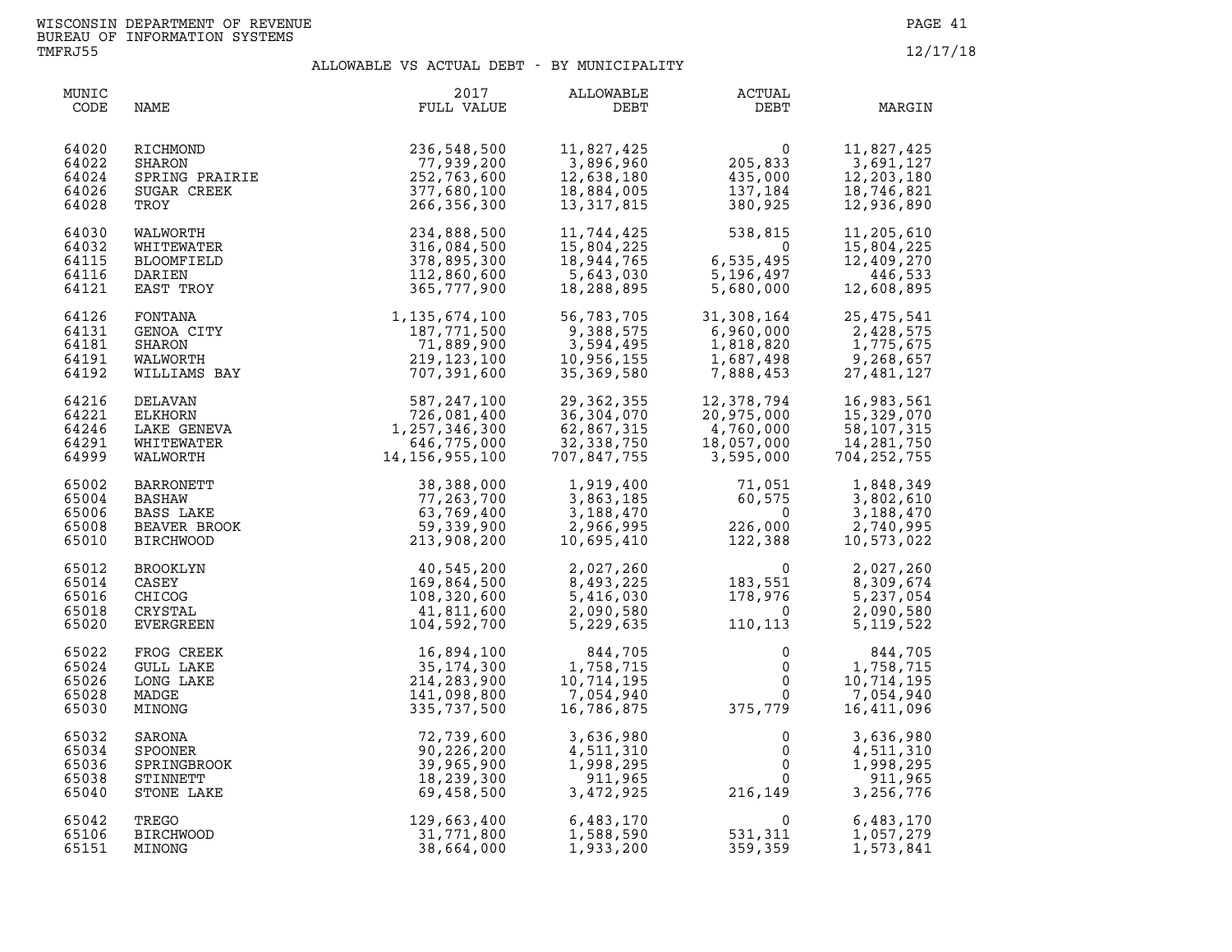WISCONSIN DEPARTMENT OF REVENUE
BUREAU OF INFORMATION SYSTEMS
TMFRJ55

12/17/18

## ALLOWABLE VS ACTUAL DEBT - BY MUNICIPALITY

| MUNIC CODE | NAME | 2017 FULL VALUE | ALLOWABLE DEBT | ACTUAL DEBT | MARGIN |
|---|---|---|---|---|---|
| 64020 | RICHMOND | 236,548,500 | 11,827,425 | 0 | 11,827,425 |
| 64022 | SHARON | 77,939,200 | 3,896,960 | 205,833 | 3,691,127 |
| 64024 | SPRING PRAIRIE | 252,763,600 | 12,638,180 | 435,000 | 12,203,180 |
| 64026 | SUGAR CREEK | 377,680,100 | 18,884,005 | 137,184 | 18,746,821 |
| 64028 | TROY | 266,356,300 | 13,317,815 | 380,925 | 12,936,890 |
| 64030 | WALWORTH | 234,888,500 | 11,744,425 | 538,815 | 11,205,610 |
| 64032 | WHITEWATER | 316,084,500 | 15,804,225 | 0 | 15,804,225 |
| 64115 | BLOOMFIELD | 378,895,300 | 18,944,765 | 6,535,495 | 12,409,270 |
| 64116 | DARIEN | 112,860,600 | 5,643,030 | 5,196,497 | 446,533 |
| 64121 | EAST TROY | 365,777,900 | 18,288,895 | 5,680,000 | 12,608,895 |
| 64126 | FONTANA | 1,135,674,100 | 56,783,705 | 31,308,164 | 25,475,541 |
| 64131 | GENOA CITY | 187,771,500 | 9,388,575 | 6,960,000 | 2,428,575 |
| 64181 | SHARON | 71,889,900 | 3,594,495 | 1,818,820 | 1,775,675 |
| 64191 | WALWORTH | 219,123,100 | 10,956,155 | 1,687,498 | 9,268,657 |
| 64192 | WILLIAMS BAY | 707,391,600 | 35,369,580 | 7,888,453 | 27,481,127 |
| 64216 | DELAVAN | 587,247,100 | 29,362,355 | 12,378,794 | 16,983,561 |
| 64221 | ELKHORN | 726,081,400 | 36,304,070 | 20,975,000 | 15,329,070 |
| 64246 | LAKE GENEVA | 1,257,346,300 | 62,867,315 | 4,760,000 | 58,107,315 |
| 64291 | WHITEWATER | 646,775,000 | 32,338,750 | 18,057,000 | 14,281,750 |
| 64999 | WALWORTH | 14,156,955,100 | 707,847,755 | 3,595,000 | 704,252,755 |
| 65002 | BARRONETT | 38,388,000 | 1,919,400 | 71,051 | 1,848,349 |
| 65004 | BASHAW | 77,263,700 | 3,863,185 | 60,575 | 3,802,610 |
| 65006 | BASS LAKE | 63,769,400 | 3,188,470 | 0 | 3,188,470 |
| 65008 | BEAVER BROOK | 59,339,900 | 2,966,995 | 226,000 | 2,740,995 |
| 65010 | BIRCHWOOD | 213,908,200 | 10,695,410 | 122,388 | 10,573,022 |
| 65012 | BROOKLYN | 40,545,200 | 2,027,260 | 0 | 2,027,260 |
| 65014 | CASEY | 169,864,500 | 8,493,225 | 183,551 | 8,309,674 |
| 65016 | CHICOG | 108,320,600 | 5,416,030 | 178,976 | 5,237,054 |
| 65018 | CRYSTAL | 41,811,600 | 2,090,580 | 0 | 2,090,580 |
| 65020 | EVERGREEN | 104,592,700 | 5,229,635 | 110,113 | 5,119,522 |
| 65022 | FROG CREEK | 16,894,100 | 844,705 | 0 | 844,705 |
| 65024 | GULL LAKE | 35,174,300 | 1,758,715 | 0 | 1,758,715 |
| 65026 | LONG LAKE | 214,283,900 | 10,714,195 | 0 | 10,714,195 |
| 65028 | MADGE | 141,098,800 | 7,054,940 | 0 | 7,054,940 |
| 65030 | MINONG | 335,737,500 | 16,786,875 | 375,779 | 16,411,096 |
| 65032 | SARONA | 72,739,600 | 3,636,980 | 0 | 3,636,980 |
| 65034 | SPOONER | 90,226,200 | 4,511,310 | 0 | 4,511,310 |
| 65036 | SPRINGBROOK | 39,965,900 | 1,998,295 | 0 | 1,998,295 |
| 65038 | STINNETT | 18,239,300 | 911,965 | 0 | 911,965 |
| 65040 | STONE LAKE | 69,458,500 | 3,472,925 | 216,149 | 3,256,776 |
| 65042 | TREGO | 129,663,400 | 6,483,170 | 0 | 6,483,170 |
| 65106 | BIRCHWOOD | 31,771,800 | 1,588,590 | 531,311 | 1,057,279 |
| 65151 | MINONG | 38,664,000 | 1,933,200 | 359,359 | 1,573,841 |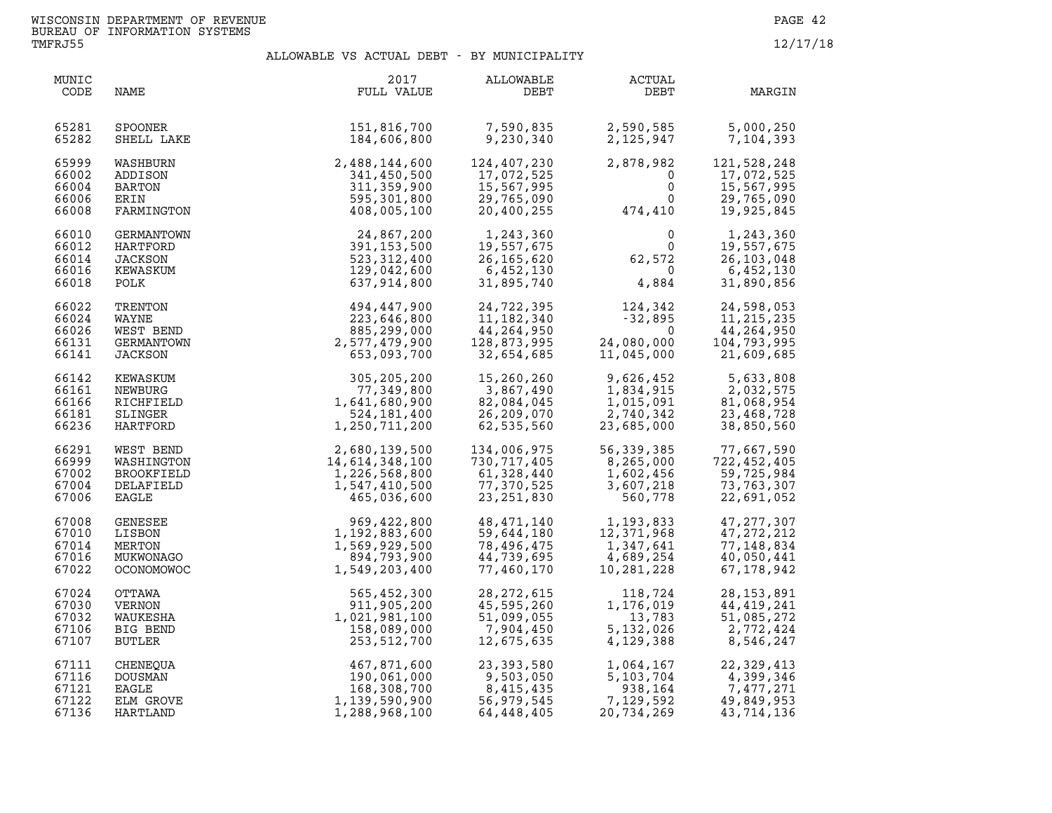WISCONSIN DEPARTMENT OF REVENUE
BUREAU OF INFORMATION SYSTEMS
TMFRJ55

12/17/18

# ALLOWABLE VS ACTUAL DEBT - BY MUNICIPALITY

| MUNIC CODE | NAME | 2017 FULL VALUE | ALLOWABLE DEBT | ACTUAL DEBT | MARGIN |
|---|---|---|---|---|---|
| 65281 | SPOONER | 151,816,700 | 7,590,835 | 2,590,585 | 5,000,250 |
| 65282 | SHELL LAKE | 184,606,800 | 9,230,340 | 2,125,947 | 7,104,393 |
| 65999 | WASHBURN | 2,488,144,600 | 124,407,230 | 2,878,982 | 121,528,248 |
| 66002 | ADDISON | 341,450,500 | 17,072,525 | 0 | 17,072,525 |
| 66004 | BARTON | 311,359,900 | 15,567,995 | 0 | 15,567,995 |
| 66006 | ERIN | 595,301,800 | 29,765,090 | 0 | 29,765,090 |
| 66008 | FARMINGTON | 408,005,100 | 20,400,255 | 474,410 | 19,925,845 |
| 66010 | GERMANTOWN | 24,867,200 | 1,243,360 | 0 | 1,243,360 |
| 66012 | HARTFORD | 391,153,500 | 19,557,675 | 0 | 19,557,675 |
| 66014 | JACKSON | 523,312,400 | 26,165,620 | 62,572 | 26,103,048 |
| 66016 | KEWASKUM | 129,042,600 | 6,452,130 | 0 | 6,452,130 |
| 66018 | POLK | 637,914,800 | 31,895,740 | 4,884 | 31,890,856 |
| 66022 | TRENTON | 494,447,900 | 24,722,395 | 124,342 | 24,598,053 |
| 66024 | WAYNE | 223,646,800 | 11,182,340 | -32,895 | 11,215,235 |
| 66026 | WEST BEND | 885,299,000 | 44,264,950 | 0 | 44,264,950 |
| 66131 | GERMANTOWN | 2,577,479,900 | 128,873,995 | 24,080,000 | 104,793,995 |
| 66141 | JACKSON | 653,093,700 | 32,654,685 | 11,045,000 | 21,609,685 |
| 66142 | KEWASKUM | 305,205,200 | 15,260,260 | 9,626,452 | 5,633,808 |
| 66161 | NEWBURG | 77,349,800 | 3,867,490 | 1,834,915 | 2,032,575 |
| 66166 | RICHFIELD | 1,641,680,900 | 82,084,045 | 1,015,091 | 81,068,954 |
| 66181 | SLINGER | 524,181,400 | 26,209,070 | 2,740,342 | 23,468,728 |
| 66236 | HARTFORD | 1,250,711,200 | 62,535,560 | 23,685,000 | 38,850,560 |
| 66291 | WEST BEND | 2,680,139,500 | 134,006,975 | 56,339,385 | 77,667,590 |
| 66999 | WASHINGTON | 14,614,348,100 | 730,717,405 | 8,265,000 | 722,452,405 |
| 67002 | BROOKFIELD | 1,226,568,800 | 61,328,440 | 1,602,456 | 59,725,984 |
| 67004 | DELAFIELD | 1,547,410,500 | 77,370,525 | 3,607,218 | 73,763,307 |
| 67006 | EAGLE | 465,036,600 | 23,251,830 | 560,778 | 22,691,052 |
| 67008 | GENESEE | 969,422,800 | 48,471,140 | 1,193,833 | 47,277,307 |
| 67010 | LISBON | 1,192,883,600 | 59,644,180 | 12,371,968 | 47,272,212 |
| 67014 | MERTON | 1,569,929,500 | 78,496,475 | 1,347,641 | 77,148,834 |
| 67016 | MUKWONAGO | 894,793,900 | 44,739,695 | 4,689,254 | 40,050,441 |
| 67022 | OCONOMOWOC | 1,549,203,400 | 77,460,170 | 10,281,228 | 67,178,942 |
| 67024 | OTTAWA | 565,452,300 | 28,272,615 | 118,724 | 28,153,891 |
| 67030 | VERNON | 911,905,200 | 45,595,260 | 1,176,019 | 44,419,241 |
| 67032 | WAUKESHA | 1,021,981,100 | 51,099,055 | 13,783 | 51,085,272 |
| 67106 | BIG BEND | 158,089,000 | 7,904,450 | 5,132,026 | 2,772,424 |
| 67107 | BUTLER | 253,512,700 | 12,675,635 | 4,129,388 | 8,546,247 |
| 67111 | CHENEQUA | 467,871,600 | 23,393,580 | 1,064,167 | 22,329,413 |
| 67116 | DOUSMAN | 190,061,000 | 9,503,050 | 5,103,704 | 4,399,346 |
| 67121 | EAGLE | 168,308,700 | 8,415,435 | 938,164 | 7,477,271 |
| 67122 | ELM GROVE | 1,139,590,900 | 56,979,545 | 7,129,592 | 49,849,953 |
| 67136 | HARTLAND | 1,288,968,100 | 64,448,405 | 20,734,269 | 43,714,136 |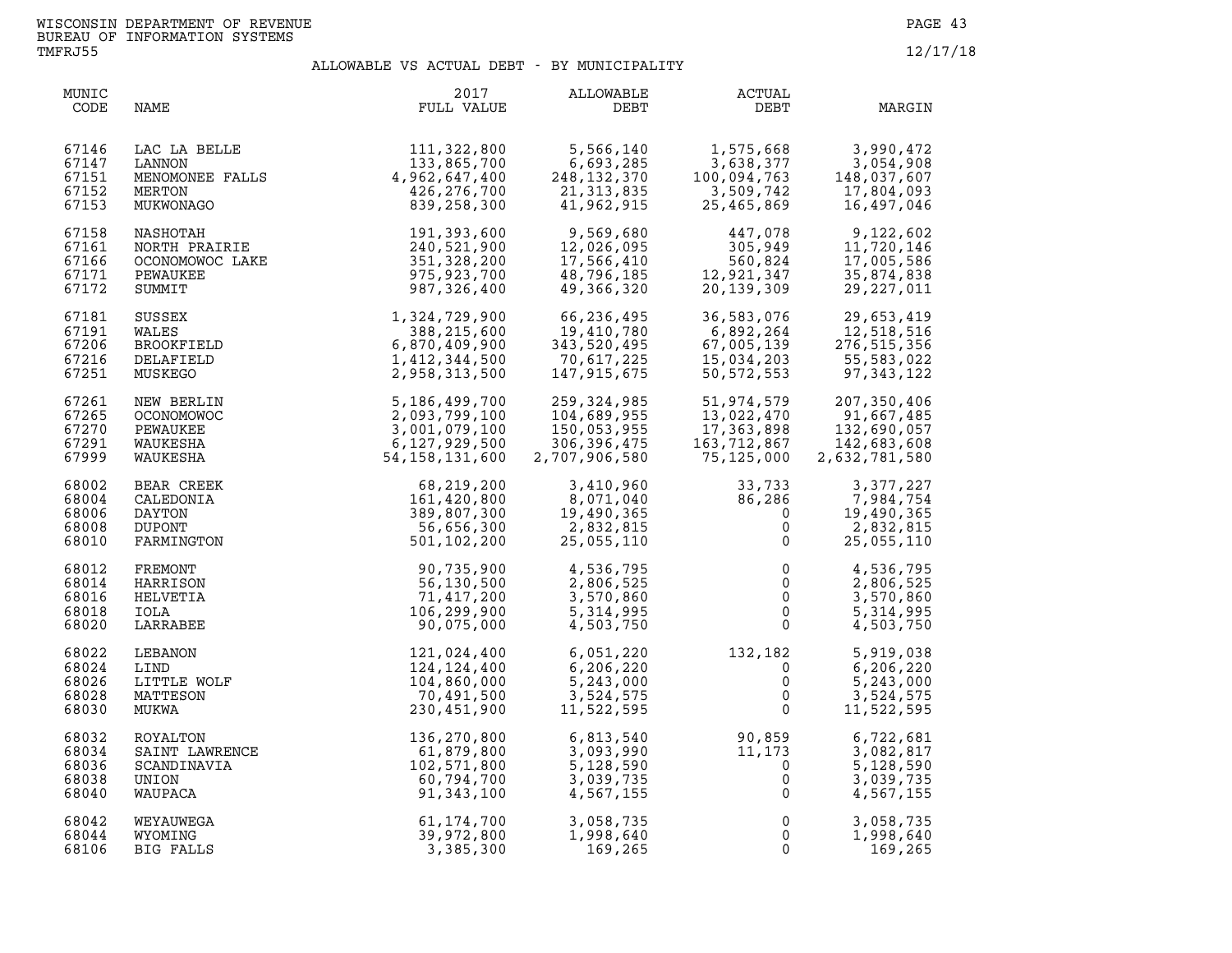WISCONSIN DEPARTMENT OF REVENUE
BUREAU OF INFORMATION SYSTEMS
TMFRJ55

12/17/18

## ALLOWABLE VS ACTUAL DEBT - BY MUNICIPALITY

| MUNIC CODE | NAME | 2017 FULL VALUE | ALLOWABLE DEBT | ACTUAL DEBT | MARGIN |
|---|---|---|---|---|---|
| 67146 | LAC LA BELLE | 111,322,800 | 5,566,140 | 1,575,668 | 3,990,472 |
| 67147 | LANNON | 133,865,700 | 6,693,285 | 3,638,377 | 3,054,908 |
| 67151 | MENOMONEE FALLS | 4,962,647,400 | 248,132,370 | 100,094,763 | 148,037,607 |
| 67152 | MERTON | 426,276,700 | 21,313,835 | 3,509,742 | 17,804,093 |
| 67153 | MUKWONAGO | 839,258,300 | 41,962,915 | 25,465,869 | 16,497,046 |
| 67158 | NASHOTAH | 191,393,600 | 9,569,680 | 447,078 | 9,122,602 |
| 67161 | NORTH PRAIRIE | 240,521,900 | 12,026,095 | 305,949 | 11,720,146 |
| 67166 | OCONOMOWOC LAKE | 351,328,200 | 17,566,410 | 560,824 | 17,005,586 |
| 67171 | PEWAUKEE | 975,923,700 | 48,796,185 | 12,921,347 | 35,874,838 |
| 67172 | SUMMIT | 987,326,400 | 49,366,320 | 20,139,309 | 29,227,011 |
| 67181 | SUSSEX | 1,324,729,900 | 66,236,495 | 36,583,076 | 29,653,419 |
| 67191 | WALES | 388,215,600 | 19,410,780 | 6,892,264 | 12,518,516 |
| 67206 | BROOKFIELD | 6,870,409,900 | 343,520,495 | 67,005,139 | 276,515,356 |
| 67216 | DELAFIELD | 1,412,344,500 | 70,617,225 | 15,034,203 | 55,583,022 |
| 67251 | MUSKEGO | 2,958,313,500 | 147,915,675 | 50,572,553 | 97,343,122 |
| 67261 | NEW BERLIN | 5,186,499,700 | 259,324,985 | 51,974,579 | 207,350,406 |
| 67265 | OCONOMOWOC | 2,093,799,100 | 104,689,955 | 13,022,470 | 91,667,485 |
| 67270 | PEWAUKEE | 3,001,079,100 | 150,053,955 | 17,363,898 | 132,690,057 |
| 67291 | WAUKESHA | 6,127,929,500 | 306,396,475 | 163,712,867 | 142,683,608 |
| 67999 | WAUKESHA | 54,158,131,600 | 2,707,906,580 | 75,125,000 | 2,632,781,580 |
| 68002 | BEAR CREEK | 68,219,200 | 3,410,960 | 33,733 | 3,377,227 |
| 68004 | CALEDONIA | 161,420,800 | 8,071,040 | 86,286 | 7,984,754 |
| 68006 | DAYTON | 389,807,300 | 19,490,365 | 0 | 19,490,365 |
| 68008 | DUPONT | 56,656,300 | 2,832,815 | 0 | 2,832,815 |
| 68010 | FARMINGTON | 501,102,200 | 25,055,110 | 0 | 25,055,110 |
| 68012 | FREMONT | 90,735,900 | 4,536,795 | 0 | 4,536,795 |
| 68014 | HARRISON | 56,130,500 | 2,806,525 | 0 | 2,806,525 |
| 68016 | HELVETIA | 71,417,200 | 3,570,860 | 0 | 3,570,860 |
| 68018 | IOLA | 106,299,900 | 5,314,995 | 0 | 5,314,995 |
| 68020 | LARRABEE | 90,075,000 | 4,503,750 | 0 | 4,503,750 |
| 68022 | LEBANON | 121,024,400 | 6,051,220 | 132,182 | 5,919,038 |
| 68024 | LIND | 124,124,400 | 6,206,220 | 0 | 6,206,220 |
| 68026 | LITTLE WOLF | 104,860,000 | 5,243,000 | 0 | 5,243,000 |
| 68028 | MATTESON | 70,491,500 | 3,524,575 | 0 | 3,524,575 |
| 68030 | MUKWA | 230,451,900 | 11,522,595 | 0 | 11,522,595 |
| 68032 | ROYALTON | 136,270,800 | 6,813,540 | 90,859 | 6,722,681 |
| 68034 | SAINT LAWRENCE | 61,879,800 | 3,093,990 | 11,173 | 3,082,817 |
| 68036 | SCANDINAVIA | 102,571,800 | 5,128,590 | 0 | 5,128,590 |
| 68038 | UNION | 60,794,700 | 3,039,735 | 0 | 3,039,735 |
| 68040 | WAUPACA | 91,343,100 | 4,567,155 | 0 | 4,567,155 |
| 68042 | WEYAUWEGA | 61,174,700 | 3,058,735 | 0 | 3,058,735 |
| 68044 | WYOMING | 39,972,800 | 1,998,640 | 0 | 1,998,640 |
| 68106 | BIG FALLS | 3,385,300 | 169,265 | 0 | 169,265 |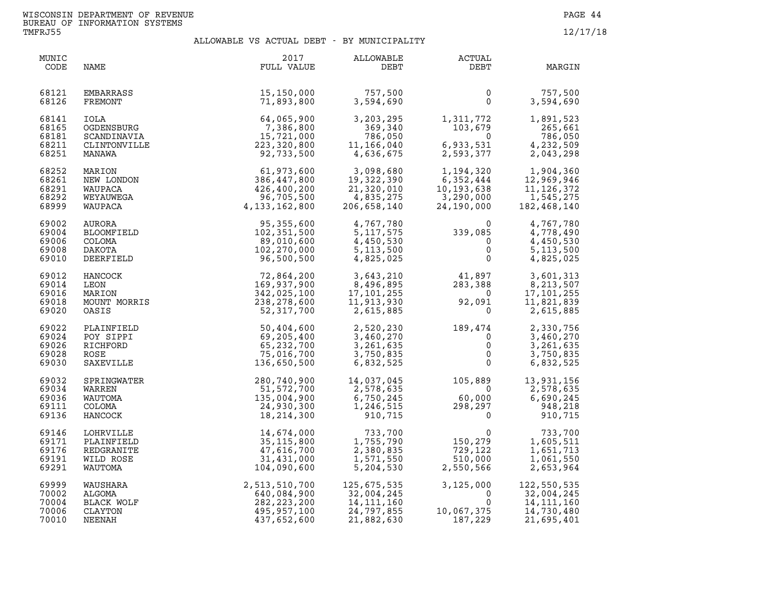WISCONSIN DEPARTMENT OF REVENUE
BUREAU OF INFORMATION SYSTEMS
TMFRJ55

12/17/18

## ALLOWABLE VS ACTUAL DEBT - BY MUNICIPALITY

| MUNIC CODE | NAME | 2017 FULL VALUE | ALLOWABLE DEBT | ACTUAL DEBT | MARGIN |
|---|---|---|---|---|---|
| 68121 | EMBARRASS | 15,150,000 | 757,500 | 0 | 757,500 |
| 68126 | FREMONT | 71,893,800 | 3,594,690 | 0 | 3,594,690 |
| 68141 | IOLA | 64,065,900 | 3,203,295 | 1,311,772 | 1,891,523 |
| 68165 | OGDENSBURG | 7,386,800 | 369,340 | 103,679 | 265,661 |
| 68181 | SCANDINAVIA | 15,721,000 | 786,050 | 0 | 786,050 |
| 68211 | CLINTONVILLE | 223,320,800 | 11,166,040 | 6,933,531 | 4,232,509 |
| 68251 | MANAWA | 92,733,500 | 4,636,675 | 2,593,377 | 2,043,298 |
| 68252 | MARION | 61,973,600 | 3,098,680 | 1,194,320 | 1,904,360 |
| 68261 | NEW LONDON | 386,447,800 | 19,322,390 | 6,352,444 | 12,969,946 |
| 68291 | WAUPACA | 426,400,200 | 21,320,010 | 10,193,638 | 11,126,372 |
| 68292 | WEYAUWEGA | 96,705,500 | 4,835,275 | 3,290,000 | 1,545,275 |
| 68999 | WAUPACA | 4,133,162,800 | 206,658,140 | 24,190,000 | 182,468,140 |
| 69002 | AURORA | 95,355,600 | 4,767,780 | 0 | 4,767,780 |
| 69004 | BLOOMFIELD | 102,351,500 | 5,117,575 | 339,085 | 4,778,490 |
| 69006 | COLOMA | 89,010,600 | 4,450,530 | 0 | 4,450,530 |
| 69008 | DAKOTA | 102,270,000 | 5,113,500 | 0 | 5,113,500 |
| 69010 | DEERFIELD | 96,500,500 | 4,825,025 | 0 | 4,825,025 |
| 69012 | HANCOCK | 72,864,200 | 3,643,210 | 41,897 | 3,601,313 |
| 69014 | LEON | 169,937,900 | 8,496,895 | 283,388 | 8,213,507 |
| 69016 | MARION | 342,025,100 | 17,101,255 | 0 | 17,101,255 |
| 69018 | MOUNT MORRIS | 238,278,600 | 11,913,930 | 92,091 | 11,821,839 |
| 69020 | OASIS | 52,317,700 | 2,615,885 | 0 | 2,615,885 |
| 69022 | PLAINFIELD | 50,404,600 | 2,520,230 | 189,474 | 2,330,756 |
| 69024 | POY SIPPI | 69,205,400 | 3,460,270 | 0 | 3,460,270 |
| 69026 | RICHFORD | 65,232,700 | 3,261,635 | 0 | 3,261,635 |
| 69028 | ROSE | 75,016,700 | 3,750,835 | 0 | 3,750,835 |
| 69030 | SAXEVILLE | 136,650,500 | 6,832,525 | 0 | 6,832,525 |
| 69032 | SPRINGWATER | 280,740,900 | 14,037,045 | 105,889 | 13,931,156 |
| 69034 | WARREN | 51,572,700 | 2,578,635 | 0 | 2,578,635 |
| 69036 | WAUTOMA | 135,004,900 | 6,750,245 | 60,000 | 6,690,245 |
| 69111 | COLOMA | 24,930,300 | 1,246,515 | 298,297 | 948,218 |
| 69136 | HANCOCK | 18,214,300 | 910,715 | 0 | 910,715 |
| 69146 | LOHRVILLE | 14,674,000 | 733,700 | 0 | 733,700 |
| 69171 | PLAINFIELD | 35,115,800 | 1,755,790 | 150,279 | 1,605,511 |
| 69176 | REDGRANITE | 47,616,700 | 2,380,835 | 729,122 | 1,651,713 |
| 69191 | WILD ROSE | 31,431,000 | 1,571,550 | 510,000 | 1,061,550 |
| 69291 | WAUTOMA | 104,090,600 | 5,204,530 | 2,550,566 | 2,653,964 |
| 69999 | WAUSHARA | 2,513,510,700 | 125,675,535 | 3,125,000 | 122,550,535 |
| 70002 | ALGOMA | 640,084,900 | 32,004,245 | 0 | 32,004,245 |
| 70004 | BLACK WOLF | 282,223,200 | 14,111,160 | 0 | 14,111,160 |
| 70006 | CLAYTON | 495,957,100 | 24,797,855 | 10,067,375 | 14,730,480 |
| 70010 | NEENAH | 437,652,600 | 21,882,630 | 187,229 | 21,695,401 |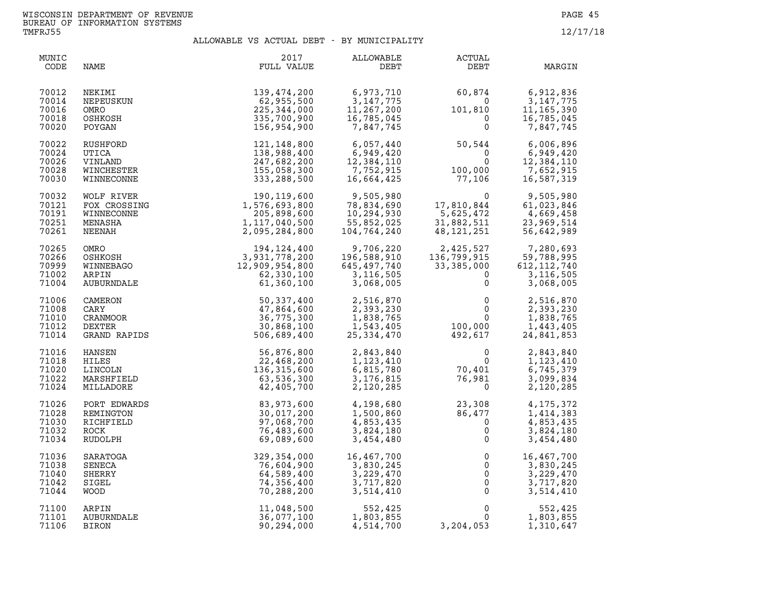WISCONSIN DEPARTMENT OF REVENUE
BUREAU OF INFORMATION SYSTEMS
TMFRJ55

12/17/18

# ALLOWABLE VS ACTUAL DEBT - BY MUNICIPALITY

| MUNIC CODE | NAME | 2017 FULL VALUE | ALLOWABLE DEBT | ACTUAL DEBT | MARGIN |
|---|---|---|---|---|---|
| 70012 | NEKIMI | 139,474,200 | 6,973,710 | 60,874 | 6,912,836 |
| 70014 | NEPEUSKUN | 62,955,500 | 3,147,775 | 0 | 3,147,775 |
| 70016 | OMRO | 225,344,000 | 11,267,200 | 101,810 | 11,165,390 |
| 70018 | OSHKOSH | 335,700,900 | 16,785,045 | 0 | 16,785,045 |
| 70020 | POYGAN | 156,954,900 | 7,847,745 | 0 | 7,847,745 |
| 70022 | RUSHFORD | 121,148,800 | 6,057,440 | 50,544 | 6,006,896 |
| 70024 | UTICA | 138,988,400 | 6,949,420 | 0 | 6,949,420 |
| 70026 | VINLAND | 247,682,200 | 12,384,110 | 0 | 12,384,110 |
| 70028 | WINCHESTER | 155,058,300 | 7,752,915 | 100,000 | 7,652,915 |
| 70030 | WINNECONNE | 333,288,500 | 16,664,425 | 77,106 | 16,587,319 |
| 70032 | WOLF RIVER | 190,119,600 | 9,505,980 | 0 | 9,505,980 |
| 70121 | FOX CROSSING | 1,576,693,800 | 78,834,690 | 17,810,844 | 61,023,846 |
| 70191 | WINNECONNE | 205,898,600 | 10,294,930 | 5,625,472 | 4,669,458 |
| 70251 | MENASHA | 1,117,040,500 | 55,852,025 | 31,882,511 | 23,969,514 |
| 70261 | NEENAH | 2,095,284,800 | 104,764,240 | 48,121,251 | 56,642,989 |
| 70265 | OMRO | 194,124,400 | 9,706,220 | 2,425,527 | 7,280,693 |
| 70266 | OSHKOSH | 3,931,778,200 | 196,588,910 | 136,799,915 | 59,788,995 |
| 70999 | WINNEBAGO | 12,909,954,800 | 645,497,740 | 33,385,000 | 612,112,740 |
| 71002 | ARPIN | 62,330,100 | 3,116,505 | 0 | 3,116,505 |
| 71004 | AUBURNDALE | 61,360,100 | 3,068,005 | 0 | 3,068,005 |
| 71006 | CAMERON | 50,337,400 | 2,516,870 | 0 | 2,516,870 |
| 71008 | CARY | 47,864,600 | 2,393,230 | 0 | 2,393,230 |
| 71010 | CRANMOOR | 36,775,300 | 1,838,765 | 0 | 1,838,765 |
| 71012 | DEXTER | 30,868,100 | 1,543,405 | 100,000 | 1,443,405 |
| 71014 | GRAND RAPIDS | 506,689,400 | 25,334,470 | 492,617 | 24,841,853 |
| 71016 | HANSEN | 56,876,800 | 2,843,840 | 0 | 2,843,840 |
| 71018 | HILES | 22,468,200 | 1,123,410 | 0 | 1,123,410 |
| 71020 | LINCOLN | 136,315,600 | 6,815,780 | 70,401 | 6,745,379 |
| 71022 | MARSHFIELD | 63,536,300 | 3,176,815 | 76,981 | 3,099,834 |
| 71024 | MILLADORE | 42,405,700 | 2,120,285 | 0 | 2,120,285 |
| 71026 | PORT EDWARDS | 83,973,600 | 4,198,680 | 23,308 | 4,175,372 |
| 71028 | REMINGTON | 30,017,200 | 1,500,860 | 86,477 | 1,414,383 |
| 71030 | RICHFIELD | 97,068,700 | 4,853,435 | 0 | 4,853,435 |
| 71032 | ROCK | 76,483,600 | 3,824,180 | 0 | 3,824,180 |
| 71034 | RUDOLPH | 69,089,600 | 3,454,480 | 0 | 3,454,480 |
| 71036 | SARATOGA | 329,354,000 | 16,467,700 | 0 | 16,467,700 |
| 71038 | SENECA | 76,604,900 | 3,830,245 | 0 | 3,830,245 |
| 71040 | SHERRY | 64,589,400 | 3,229,470 | 0 | 3,229,470 |
| 71042 | SIGEL | 74,356,400 | 3,717,820 | 0 | 3,717,820 |
| 71044 | WOOD | 70,288,200 | 3,514,410 | 0 | 3,514,410 |
| 71100 | ARPIN | 11,048,500 | 552,425 | 0 | 552,425 |
| 71101 | AUBURNDALE | 36,077,100 | 1,803,855 | 0 | 1,803,855 |
| 71106 | BIRON | 90,294,000 | 4,514,700 | 3,204,053 | 1,310,647 |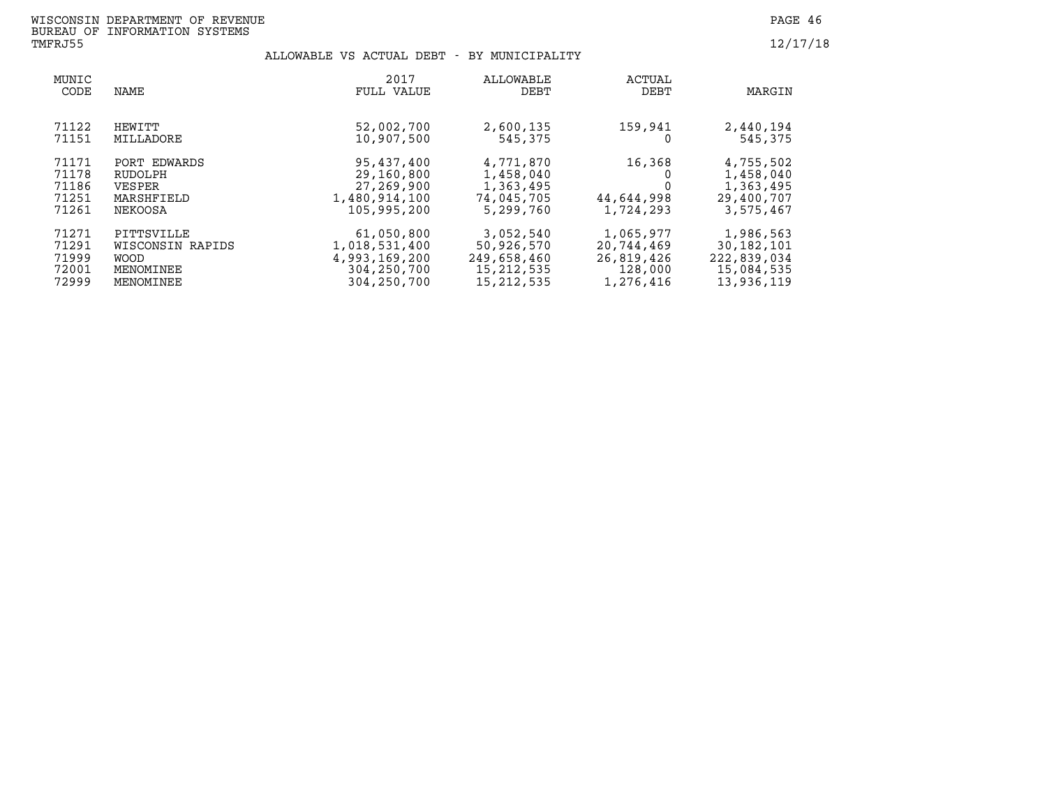WISCONSIN DEPARTMENT OF REVENUE
BUREAU OF INFORMATION SYSTEMS
TMFRJ55

12/17/18

## ALLOWABLE VS ACTUAL DEBT - BY MUNICIPALITY

| MUNIC CODE | NAME | 2017 FULL VALUE | ALLOWABLE DEBT | ACTUAL DEBT | MARGIN |
|---|---|---|---|---|---|
| 71122 | HEWITT | 52,002,700 | 2,600,135 | 159,941 | 2,440,194 |
| 71151 | MILLADORE | 10,907,500 | 545,375 | 0 | 545,375 |
| 71171 | PORT EDWARDS | 95,437,400 | 4,771,870 | 16,368 | 4,755,502 |
| 71178 | RUDOLPH | 29,160,800 | 1,458,040 | 0 | 1,458,040 |
| 71186 | VESPER | 27,269,900 | 1,363,495 | 0 | 1,363,495 |
| 71251 | MARSHFIELD | 1,480,914,100 | 74,045,705 | 44,644,998 | 29,400,707 |
| 71261 | NEKOOSA | 105,995,200 | 5,299,760 | 1,724,293 | 3,575,467 |
| 71271 | PITTSVILLE | 61,050,800 | 3,052,540 | 1,065,977 | 1,986,563 |
| 71291 | WISCONSIN RAPIDS | 1,018,531,400 | 50,926,570 | 20,744,469 | 30,182,101 |
| 71999 | WOOD | 4,993,169,200 | 249,658,460 | 26,819,426 | 222,839,034 |
| 72001 | MENOMINEE | 304,250,700 | 15,212,535 | 128,000 | 15,084,535 |
| 72999 | MENOMINEE | 304,250,700 | 15,212,535 | 1,276,416 | 13,936,119 |